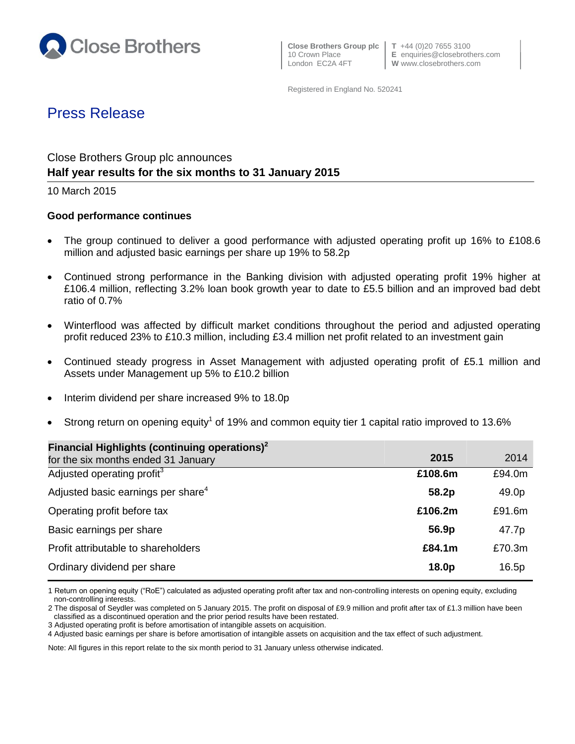Close Brothers

Close Brothers Group plc
10 Crown Place
London EC2A 4FT

T +44 (0)20 7655 3100
E enquiries@closebrothers.com
W www.closebrothers.com

Registered in England No. 520241

# Press Release

Close Brothers Group plc announces
**Half year results for the six months to 31 January 2015**

10 March 2015

### Good performance continues

- The group continued to deliver a good performance with adjusted operating profit up 16% to £108.6 million and adjusted basic earnings per share up 19% to 58.2p
- Continued strong performance in the Banking division with adjusted operating profit 19% higher at £106.4 million, reflecting 3.2% loan book growth year to date to £5.5 billion and an improved bad debt ratio of 0.7%
- Winterflood was affected by difficult market conditions throughout the period and adjusted operating profit reduced 23% to £10.3 million, including £3.4 million net profit related to an investment gain
- Continued steady progress in Asset Management with adjusted operating profit of £5.1 million and Assets under Management up 5% to £10.2 billion
- Interim dividend per share increased 9% to 18.0p
- Strong return on opening equity[1] of 19% and common equity tier 1 capital ratio improved to 13.6%

| **Financial Highlights (continuing operations)[2]** for the six months ended 31 January | **2015** | 2014 |
|---|---|---|
| Adjusted operating profit[3] | **£108.6m** | £94.0m |
| Adjusted basic earnings per share[4] | **58.2p** | 49.0p |
| Operating profit before tax | **£106.2m** | £91.6m |
| Basic earnings per share | **56.9p** | 47.7p |
| Profit attributable to shareholders | **£84.1m** | £70.3m |
| Ordinary dividend per share | **18.0p** | 16.5p |

1 Return on opening equity ("RoE") calculated as adjusted operating profit after tax and non-controlling interests on opening equity, excluding non-controlling interests.
2 The disposal of Seydler was completed on 5 January 2015. The profit on disposal of £9.9 million and profit after tax of £1.3 million have been classified as a discontinued operation and the prior period results have been restated.
3 Adjusted operating profit is before amortisation of intangible assets on acquisition.
4 Adjusted basic earnings per share is before amortisation of intangible assets on acquisition and the tax effect of such adjustment.

Note: All figures in this report relate to the six month period to 31 January unless otherwise indicated.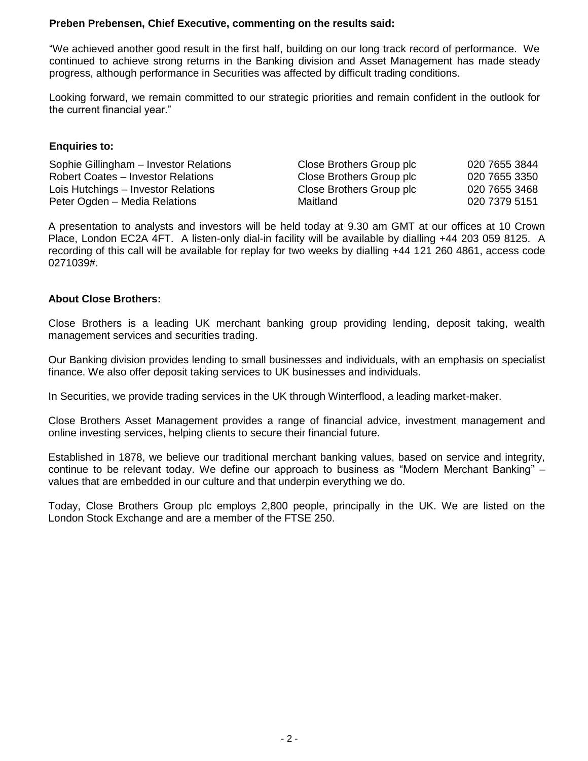**Preben Prebensen, Chief Executive, commenting on the results said:**

"We achieved another good result in the first half, building on our long track record of performance. We continued to achieve strong returns in the Banking division and Asset Management has made steady progress, although performance in Securities was affected by difficult trading conditions.

Looking forward, we remain committed to our strategic priorities and remain confident in the outlook for the current financial year."

**Enquiries to:**

| | | |
|---|---|---|
| Sophie Gillingham – Investor Relations | Close Brothers Group plc | 020 7655 3844 |
| Robert Coates – Investor Relations | Close Brothers Group plc | 020 7655 3350 |
| Lois Hutchings – Investor Relations | Close Brothers Group plc | 020 7655 3468 |
| Peter Ogden – Media Relations | Maitland | 020 7379 5151 |

A presentation to analysts and investors will be held today at 9.30 am GMT at our offices at 10 Crown Place, London EC2A 4FT. A listen-only dial-in facility will be available by dialling +44 203 059 8125. A recording of this call will be available for replay for two weeks by dialling +44 121 260 4861, access code 0271039#.

**About Close Brothers:**

Close Brothers is a leading UK merchant banking group providing lending, deposit taking, wealth management services and securities trading.

Our Banking division provides lending to small businesses and individuals, with an emphasis on specialist finance. We also offer deposit taking services to UK businesses and individuals.

In Securities, we provide trading services in the UK through Winterflood, a leading market-maker.

Close Brothers Asset Management provides a range of financial advice, investment management and online investing services, helping clients to secure their financial future.

Established in 1878, we believe our traditional merchant banking values, based on service and integrity, continue to be relevant today. We define our approach to business as "Modern Merchant Banking" – values that are embedded in our culture and that underpin everything we do.

Today, Close Brothers Group plc employs 2,800 people, principally in the UK. We are listed on the London Stock Exchange and are a member of the FTSE 250.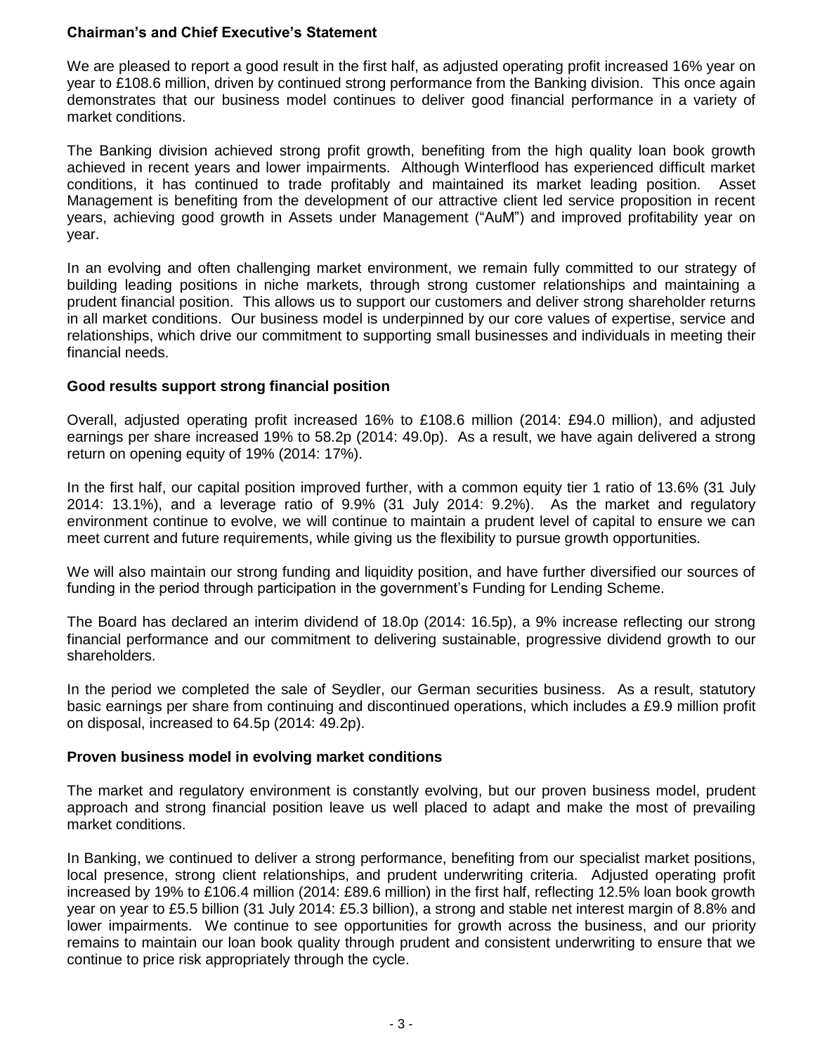## Chairman's and Chief Executive's Statement

We are pleased to report a good result in the first half, as adjusted operating profit increased 16% year on year to £108.6 million, driven by continued strong performance from the Banking division. This once again demonstrates that our business model continues to deliver good financial performance in a variety of market conditions.

The Banking division achieved strong profit growth, benefiting from the high quality loan book growth achieved in recent years and lower impairments. Although Winterflood has experienced difficult market conditions, it has continued to trade profitably and maintained its market leading position. Asset Management is benefiting from the development of our attractive client led service proposition in recent years, achieving good growth in Assets under Management ("AuM") and improved profitability year on year.

In an evolving and often challenging market environment, we remain fully committed to our strategy of building leading positions in niche markets, through strong customer relationships and maintaining a prudent financial position. This allows us to support our customers and deliver strong shareholder returns in all market conditions. Our business model is underpinned by our core values of expertise, service and relationships, which drive our commitment to supporting small businesses and individuals in meeting their financial needs.

### Good results support strong financial position

Overall, adjusted operating profit increased 16% to £108.6 million (2014: £94.0 million), and adjusted earnings per share increased 19% to 58.2p (2014: 49.0p). As a result, we have again delivered a strong return on opening equity of 19% (2014: 17%).

In the first half, our capital position improved further, with a common equity tier 1 ratio of 13.6% (31 July 2014: 13.1%), and a leverage ratio of 9.9% (31 July 2014: 9.2%). As the market and regulatory environment continue to evolve, we will continue to maintain a prudent level of capital to ensure we can meet current and future requirements, while giving us the flexibility to pursue growth opportunities.

We will also maintain our strong funding and liquidity position, and have further diversified our sources of funding in the period through participation in the government's Funding for Lending Scheme.

The Board has declared an interim dividend of 18.0p (2014: 16.5p), a 9% increase reflecting our strong financial performance and our commitment to delivering sustainable, progressive dividend growth to our shareholders.

In the period we completed the sale of Seydler, our German securities business. As a result, statutory basic earnings per share from continuing and discontinued operations, which includes a £9.9 million profit on disposal, increased to 64.5p (2014: 49.2p).

### Proven business model in evolving market conditions

The market and regulatory environment is constantly evolving, but our proven business model, prudent approach and strong financial position leave us well placed to adapt and make the most of prevailing market conditions.

In Banking, we continued to deliver a strong performance, benefiting from our specialist market positions, local presence, strong client relationships, and prudent underwriting criteria. Adjusted operating profit increased by 19% to £106.4 million (2014: £89.6 million) in the first half, reflecting 12.5% loan book growth year on year to £5.5 billion (31 July 2014: £5.3 billion), a strong and stable net interest margin of 8.8% and lower impairments. We continue to see opportunities for growth across the business, and our priority remains to maintain our loan book quality through prudent and consistent underwriting to ensure that we continue to price risk appropriately through the cycle.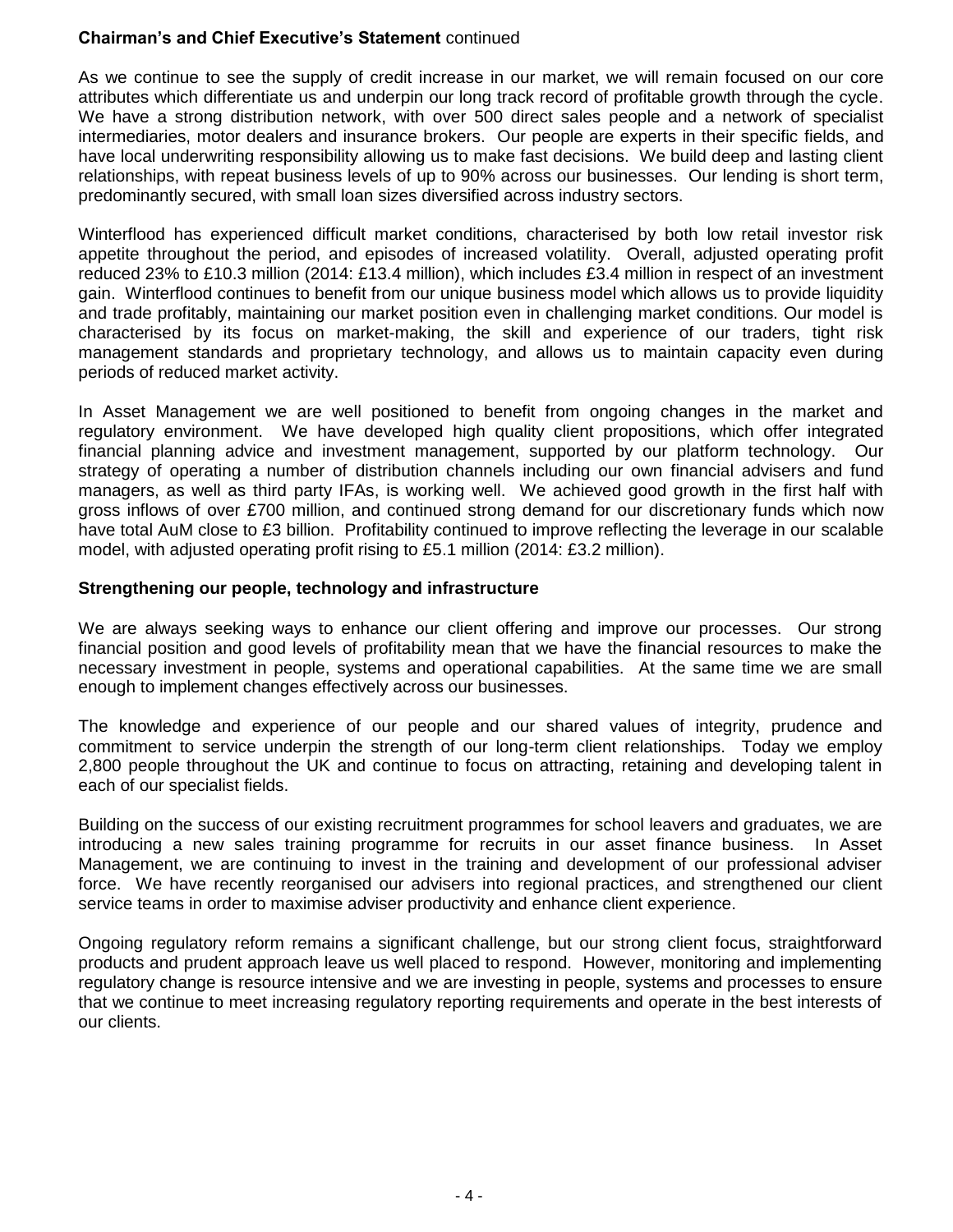**Chairman's and Chief Executive's Statement** continued

As we continue to see the supply of credit increase in our market, we will remain focused on our core attributes which differentiate us and underpin our long track record of profitable growth through the cycle. We have a strong distribution network, with over 500 direct sales people and a network of specialist intermediaries, motor dealers and insurance brokers. Our people are experts in their specific fields, and have local underwriting responsibility allowing us to make fast decisions. We build deep and lasting client relationships, with repeat business levels of up to 90% across our businesses. Our lending is short term, predominantly secured, with small loan sizes diversified across industry sectors.

Winterflood has experienced difficult market conditions, characterised by both low retail investor risk appetite throughout the period, and episodes of increased volatility. Overall, adjusted operating profit reduced 23% to £10.3 million (2014: £13.4 million), which includes £3.4 million in respect of an investment gain. Winterflood continues to benefit from our unique business model which allows us to provide liquidity and trade profitably, maintaining our market position even in challenging market conditions. Our model is characterised by its focus on market-making, the skill and experience of our traders, tight risk management standards and proprietary technology, and allows us to maintain capacity even during periods of reduced market activity.

In Asset Management we are well positioned to benefit from ongoing changes in the market and regulatory environment. We have developed high quality client propositions, which offer integrated financial planning advice and investment management, supported by our platform technology. Our strategy of operating a number of distribution channels including our own financial advisers and fund managers, as well as third party IFAs, is working well. We achieved good growth in the first half with gross inflows of over £700 million, and continued strong demand for our discretionary funds which now have total AuM close to £3 billion. Profitability continued to improve reflecting the leverage in our scalable model, with adjusted operating profit rising to £5.1 million (2014: £3.2 million).

**Strengthening our people, technology and infrastructure**

We are always seeking ways to enhance our client offering and improve our processes. Our strong financial position and good levels of profitability mean that we have the financial resources to make the necessary investment in people, systems and operational capabilities. At the same time we are small enough to implement changes effectively across our businesses.

The knowledge and experience of our people and our shared values of integrity, prudence and commitment to service underpin the strength of our long-term client relationships. Today we employ 2,800 people throughout the UK and continue to focus on attracting, retaining and developing talent in each of our specialist fields.

Building on the success of our existing recruitment programmes for school leavers and graduates, we are introducing a new sales training programme for recruits in our asset finance business. In Asset Management, we are continuing to invest in the training and development of our professional adviser force. We have recently reorganised our advisers into regional practices, and strengthened our client service teams in order to maximise adviser productivity and enhance client experience.

Ongoing regulatory reform remains a significant challenge, but our strong client focus, straightforward products and prudent approach leave us well placed to respond. However, monitoring and implementing regulatory change is resource intensive and we are investing in people, systems and processes to ensure that we continue to meet increasing regulatory reporting requirements and operate in the best interests of our clients.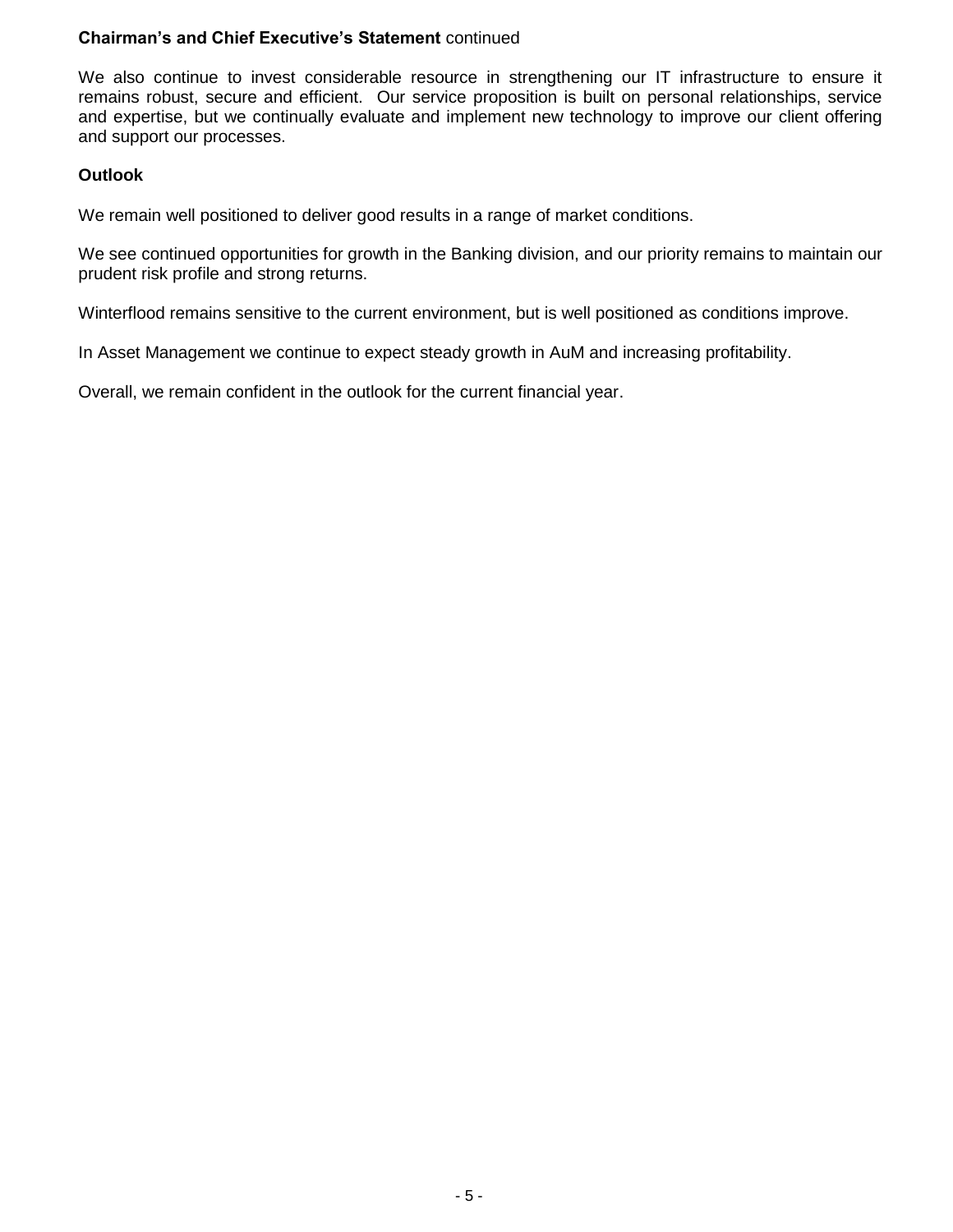**Chairman's and Chief Executive's Statement** continued

We also continue to invest considerable resource in strengthening our IT infrastructure to ensure it remains robust, secure and efficient. Our service proposition is built on personal relationships, service and expertise, but we continually evaluate and implement new technology to improve our client offering and support our processes.

**Outlook**

We remain well positioned to deliver good results in a range of market conditions.

We see continued opportunities for growth in the Banking division, and our priority remains to maintain our prudent risk profile and strong returns.

Winterflood remains sensitive to the current environment, but is well positioned as conditions improve.

In Asset Management we continue to expect steady growth in AuM and increasing profitability.

Overall, we remain confident in the outlook for the current financial year.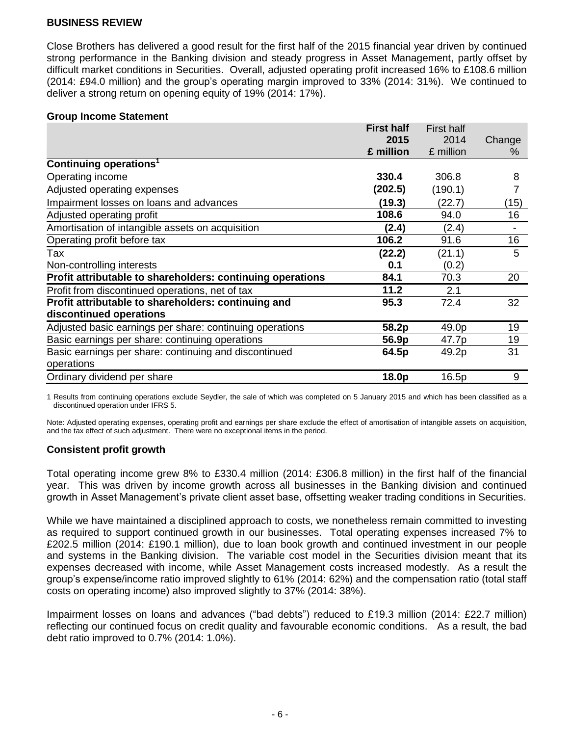## BUSINESS REVIEW

Close Brothers has delivered a good result for the first half of the 2015 financial year driven by continued strong performance in the Banking division and steady progress in Asset Management, partly offset by difficult market conditions in Securities. Overall, adjusted operating profit increased 16% to £108.6 million (2014: £94.0 million) and the group's operating margin improved to 33% (2014: 31%). We continued to deliver a strong return on opening equity of 19% (2014: 17%).

### Group Income Statement

| | First half 2015 £ million | First half 2014 £ million | Change % |
|---|---|---|---|
| **Continuing operations**[1] | | | |
| Operating income | **330.4** | 306.8 | 8 |
| Adjusted operating expenses | **(202.5)** | (190.1) | 7 |
| Impairment losses on loans and advances | **(19.3)** | (22.7) | (15) |
| Adjusted operating profit | **108.6** | 94.0 | 16 |
| Amortisation of intangible assets on acquisition | **(2.4)** | (2.4) | - |
| Operating profit before tax | **106.2** | 91.6 | 16 |
| Tax | **(22.2)** | (21.1) | 5 |
| Non-controlling interests | **0.1** | (0.2) | |
| **Profit attributable to shareholders: continuing operations** | **84.1** | 70.3 | 20 |
| Profit from discontinued operations, net of tax | **11.2** | 2.1 | |
| **Profit attributable to shareholders: continuing and discontinued operations** | **95.3** | 72.4 | 32 |
| Adjusted basic earnings per share: continuing operations | **58.2p** | 49.0p | 19 |
| Basic earnings per share: continuing operations | **56.9p** | 47.7p | 19 |
| Basic earnings per share: continuing and discontinued operations | **64.5p** | 49.2p | 31 |
| Ordinary dividend per share | **18.0p** | 16.5p | 9 |

1 Results from continuing operations exclude Seydler, the sale of which was completed on 5 January 2015 and which has been classified as a discontinued operation under IFRS 5.

Note: Adjusted operating expenses, operating profit and earnings per share exclude the effect of amortisation of intangible assets on acquisition, and the tax effect of such adjustment. There were no exceptional items in the period.

### Consistent profit growth

Total operating income grew 8% to £330.4 million (2014: £306.8 million) in the first half of the financial year. This was driven by income growth across all businesses in the Banking division and continued growth in Asset Management's private client asset base, offsetting weaker trading conditions in Securities.

While we have maintained a disciplined approach to costs, we nonetheless remain committed to investing as required to support continued growth in our businesses. Total operating expenses increased 7% to £202.5 million (2014: £190.1 million), due to loan book growth and continued investment in our people and systems in the Banking division. The variable cost model in the Securities division meant that its expenses decreased with income, while Asset Management costs increased modestly. As a result the group's expense/income ratio improved slightly to 61% (2014: 62%) and the compensation ratio (total staff costs on operating income) also improved slightly to 37% (2014: 38%).

Impairment losses on loans and advances ("bad debts") reduced to £19.3 million (2014: £22.7 million) reflecting our continued focus on credit quality and favourable economic conditions. As a result, the bad debt ratio improved to 0.7% (2014: 1.0%).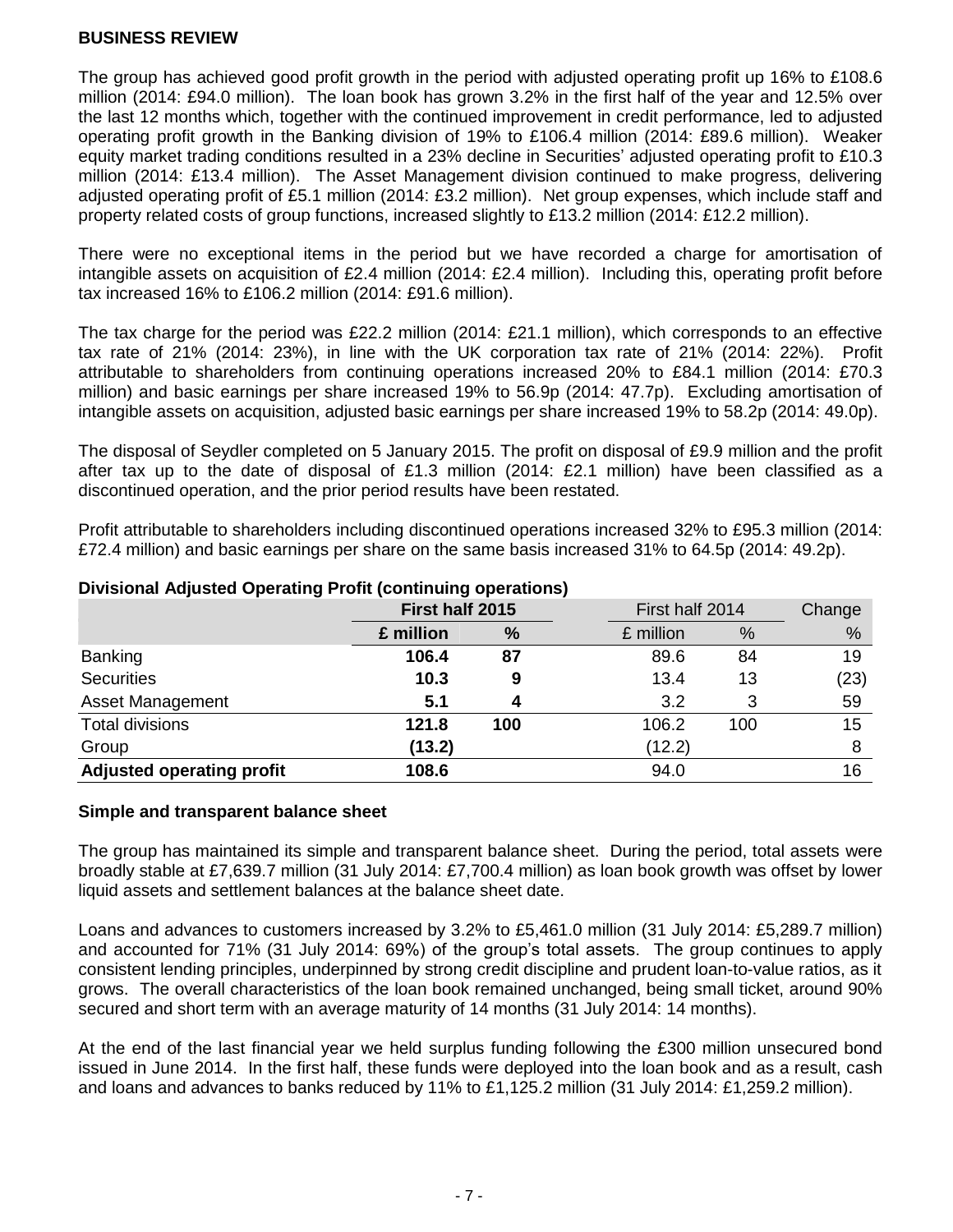## BUSINESS REVIEW

The group has achieved good profit growth in the period with adjusted operating profit up 16% to £108.6 million (2014: £94.0 million). The loan book has grown 3.2% in the first half of the year and 12.5% over the last 12 months which, together with the continued improvement in credit performance, led to adjusted operating profit growth in the Banking division of 19% to £106.4 million (2014: £89.6 million). Weaker equity market trading conditions resulted in a 23% decline in Securities' adjusted operating profit to £10.3 million (2014: £13.4 million). The Asset Management division continued to make progress, delivering adjusted operating profit of £5.1 million (2014: £3.2 million). Net group expenses, which include staff and property related costs of group functions, increased slightly to £13.2 million (2014: £12.2 million).

There were no exceptional items in the period but we have recorded a charge for amortisation of intangible assets on acquisition of £2.4 million (2014: £2.4 million). Including this, operating profit before tax increased 16% to £106.2 million (2014: £91.6 million).

The tax charge for the period was £22.2 million (2014: £21.1 million), which corresponds to an effective tax rate of 21% (2014: 23%), in line with the UK corporation tax rate of 21% (2014: 22%). Profit attributable to shareholders from continuing operations increased 20% to £84.1 million (2014: £70.3 million) and basic earnings per share increased 19% to 56.9p (2014: 47.7p). Excluding amortisation of intangible assets on acquisition, adjusted basic earnings per share increased 19% to 58.2p (2014: 49.0p).

The disposal of Seydler completed on 5 January 2015. The profit on disposal of £9.9 million and the profit after tax up to the date of disposal of £1.3 million (2014: £2.1 million) have been classified as a discontinued operation, and the prior period results have been restated.

Profit attributable to shareholders including discontinued operations increased 32% to £95.3 million (2014: £72.4 million) and basic earnings per share on the same basis increased 31% to 64.5p (2014: 49.2p).

**Divisional Adjusted Operating Profit (continuing operations)**

| | **First half 2015** | | First half 2014 | | Change |
|---|---|---|---|---|---|
| | **£ million** | **%** | £ million | % | % |
| Banking | **106.4** | **87** | 89.6 | 84 | 19 |
| Securities | **10.3** | **9** | 13.4 | 13 | (23) |
| Asset Management | **5.1** | **4** | 3.2 | 3 | 59 |
| Total divisions | **121.8** | **100** | 106.2 | 100 | 15 |
| Group | **(13.2)** | | (12.2) | | 8 |
| **Adjusted operating profit** | **108.6** | | 94.0 | | 16 |

### Simple and transparent balance sheet

The group has maintained its simple and transparent balance sheet. During the period, total assets were broadly stable at £7,639.7 million (31 July 2014: £7,700.4 million) as loan book growth was offset by lower liquid assets and settlement balances at the balance sheet date.

Loans and advances to customers increased by 3.2% to £5,461.0 million (31 July 2014: £5,289.7 million) and accounted for 71% (31 July 2014: 69%) of the group's total assets. The group continues to apply consistent lending principles, underpinned by strong credit discipline and prudent loan-to-value ratios, as it grows. The overall characteristics of the loan book remained unchanged, being small ticket, around 90% secured and short term with an average maturity of 14 months (31 July 2014: 14 months).

At the end of the last financial year we held surplus funding following the £300 million unsecured bond issued in June 2014. In the first half, these funds were deployed into the loan book and as a result, cash and loans and advances to banks reduced by 11% to £1,125.2 million (31 July 2014: £1,259.2 million).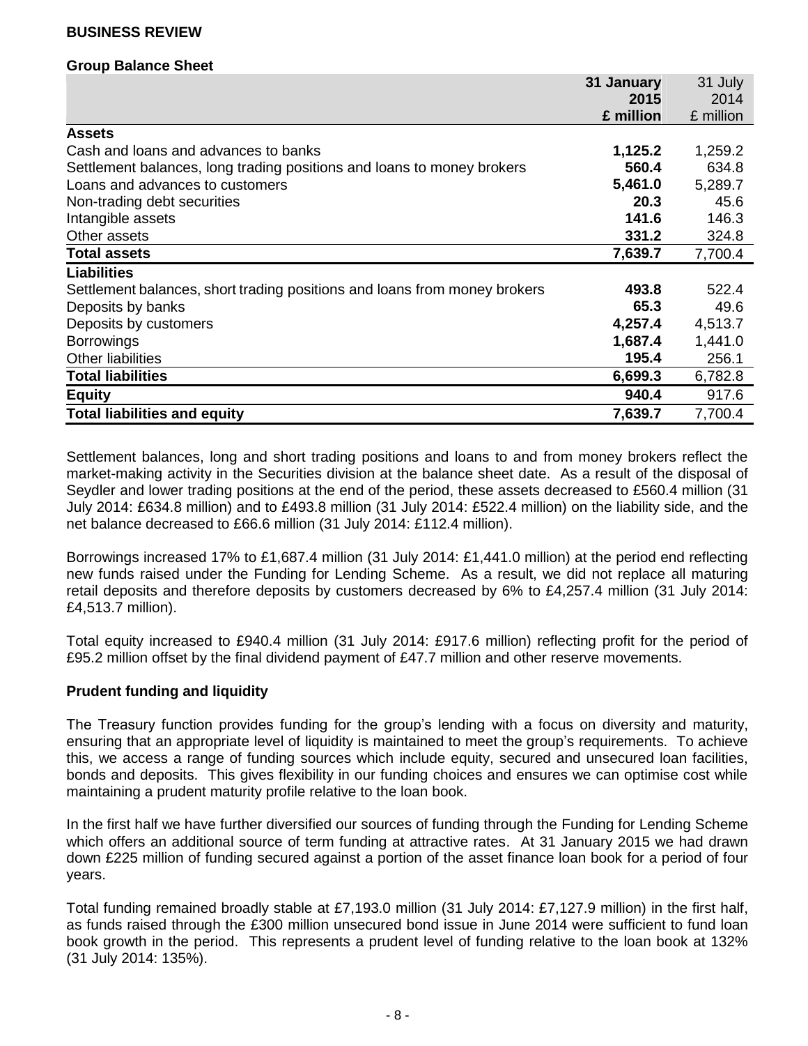## BUSINESS REVIEW

### Group Balance Sheet

| | **31 January 2015 £ million** | 31 July 2014 £ million |
|---|---|---|
| **Assets** | | |
| Cash and loans and advances to banks | **1,125.2** | 1,259.2 |
| Settlement balances, long trading positions and loans to money brokers | **560.4** | 634.8 |
| Loans and advances to customers | **5,461.0** | 5,289.7 |
| Non-trading debt securities | **20.3** | 45.6 |
| Intangible assets | **141.6** | 146.3 |
| Other assets | **331.2** | 324.8 |
| **Total assets** | **7,639.7** | 7,700.4 |
| **Liabilities** | | |
| Settlement balances, short trading positions and loans from money brokers | **493.8** | 522.4 |
| Deposits by banks | **65.3** | 49.6 |
| Deposits by customers | **4,257.4** | 4,513.7 |
| Borrowings | **1,687.4** | 1,441.0 |
| Other liabilities | **195.4** | 256.1 |
| **Total liabilities** | **6,699.3** | 6,782.8 |
| **Equity** | **940.4** | 917.6 |
| **Total liabilities and equity** | **7,639.7** | 7,700.4 |

Settlement balances, long and short trading positions and loans to and from money brokers reflect the market-making activity in the Securities division at the balance sheet date. As a result of the disposal of Seydler and lower trading positions at the end of the period, these assets decreased to £560.4 million (31 July 2014: £634.8 million) and to £493.8 million (31 July 2014: £522.4 million) on the liability side, and the net balance decreased to £66.6 million (31 July 2014: £112.4 million).

Borrowings increased 17% to £1,687.4 million (31 July 2014: £1,441.0 million) at the period end reflecting new funds raised under the Funding for Lending Scheme. As a result, we did not replace all maturing retail deposits and therefore deposits by customers decreased by 6% to £4,257.4 million (31 July 2014: £4,513.7 million).

Total equity increased to £940.4 million (31 July 2014: £917.6 million) reflecting profit for the period of £95.2 million offset by the final dividend payment of £47.7 million and other reserve movements.

### Prudent funding and liquidity

The Treasury function provides funding for the group's lending with a focus on diversity and maturity, ensuring that an appropriate level of liquidity is maintained to meet the group's requirements. To achieve this, we access a range of funding sources which include equity, secured and unsecured loan facilities, bonds and deposits. This gives flexibility in our funding choices and ensures we can optimise cost while maintaining a prudent maturity profile relative to the loan book.

In the first half we have further diversified our sources of funding through the Funding for Lending Scheme which offers an additional source of term funding at attractive rates. At 31 January 2015 we had drawn down £225 million of funding secured against a portion of the asset finance loan book for a period of four years.

Total funding remained broadly stable at £7,193.0 million (31 July 2014: £7,127.9 million) in the first half, as funds raised through the £300 million unsecured bond issue in June 2014 were sufficient to fund loan book growth in the period. This represents a prudent level of funding relative to the loan book at 132% (31 July 2014: 135%).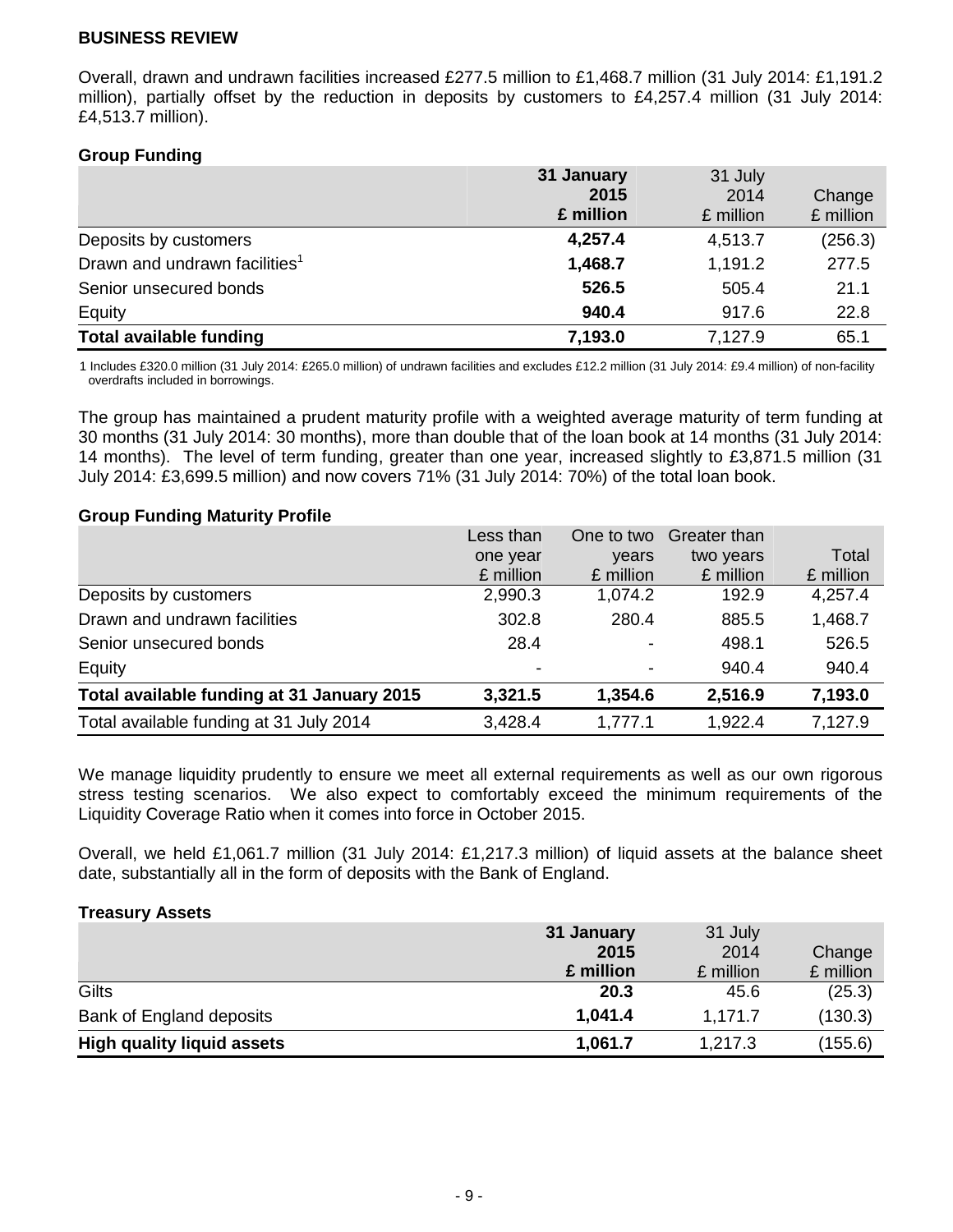**BUSINESS REVIEW**

Overall, drawn and undrawn facilities increased £277.5 million to £1,468.7 million (31 July 2014: £1,191.2 million), partially offset by the reduction in deposits by customers to £4,257.4 million (31 July 2014: £4,513.7 million).

**Group Funding**

| | **31 January 2015 £ million** | 31 July 2014 £ million | Change £ million |
|---|---|---|---|
| Deposits by customers | **4,257.4** | 4,513.7 | (256.3) |
| Drawn and undrawn facilities[1] | **1,468.7** | 1,191.2 | 277.5 |
| Senior unsecured bonds | **526.5** | 505.4 | 21.1 |
| Equity | **940.4** | 917.6 | 22.8 |
| **Total available funding** | **7,193.0** | 7,127.9 | 65.1 |

1 Includes £320.0 million (31 July 2014: £265.0 million) of undrawn facilities and excludes £12.2 million (31 July 2014: £9.4 million) of non-facility overdrafts included in borrowings.

The group has maintained a prudent maturity profile with a weighted average maturity of term funding at 30 months (31 July 2014: 30 months), more than double that of the loan book at 14 months (31 July 2014: 14 months). The level of term funding, greater than one year, increased slightly to £3,871.5 million (31 July 2014: £3,699.5 million) and now covers 71% (31 July 2014: 70%) of the total loan book.

**Group Funding Maturity Profile**

| | Less than one year £ million | One to two years £ million | Greater than two years £ million | Total £ million |
|---|---|---|---|---|
| Deposits by customers | 2,990.3 | 1,074.2 | 192.9 | 4,257.4 |
| Drawn and undrawn facilities | 302.8 | 280.4 | 885.5 | 1,468.7 |
| Senior unsecured bonds | 28.4 | - | 498.1 | 526.5 |
| Equity | - | - | 940.4 | 940.4 |
| **Total available funding at 31 January 2015** | **3,321.5** | **1,354.6** | **2,516.9** | **7,193.0** |
| Total available funding at 31 July 2014 | 3,428.4 | 1,777.1 | 1,922.4 | 7,127.9 |

We manage liquidity prudently to ensure we meet all external requirements as well as our own rigorous stress testing scenarios. We also expect to comfortably exceed the minimum requirements of the Liquidity Coverage Ratio when it comes into force in October 2015.

Overall, we held £1,061.7 million (31 July 2014: £1,217.3 million) of liquid assets at the balance sheet date, substantially all in the form of deposits with the Bank of England.

**Treasury Assets**

| | **31 January 2015 £ million** | 31 July 2014 £ million | Change £ million |
|---|---|---|---|
| Gilts | **20.3** | 45.6 | (25.3) |
| Bank of England deposits | **1,041.4** | 1,171.7 | (130.3) |
| **High quality liquid assets** | **1,061.7** | 1,217.3 | (155.6) |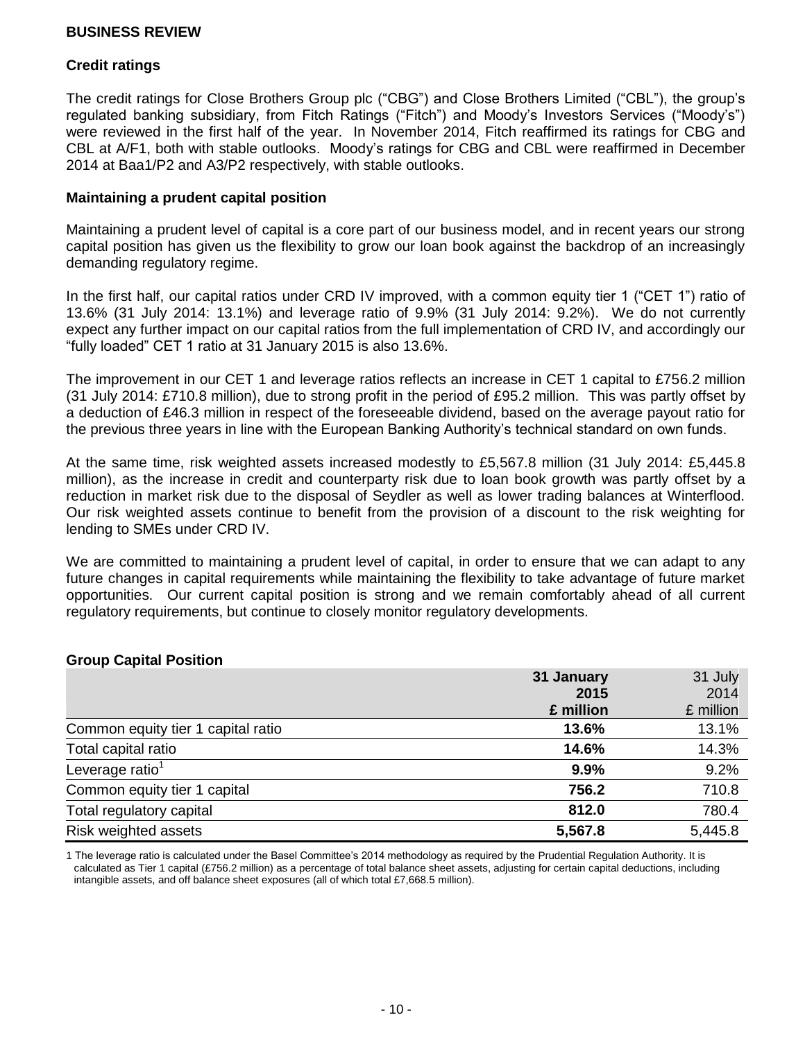## BUSINESS REVIEW

### Credit ratings

The credit ratings for Close Brothers Group plc ("CBG") and Close Brothers Limited ("CBL"), the group's regulated banking subsidiary, from Fitch Ratings ("Fitch") and Moody's Investors Services ("Moody's") were reviewed in the first half of the year. In November 2014, Fitch reaffirmed its ratings for CBG and CBL at A/F1, both with stable outlooks. Moody's ratings for CBG and CBL were reaffirmed in December 2014 at Baa1/P2 and A3/P2 respectively, with stable outlooks.

### Maintaining a prudent capital position

Maintaining a prudent level of capital is a core part of our business model, and in recent years our strong capital position has given us the flexibility to grow our loan book against the backdrop of an increasingly demanding regulatory regime.

In the first half, our capital ratios under CRD IV improved, with a common equity tier 1 ("CET 1") ratio of 13.6% (31 July 2014: 13.1%) and leverage ratio of 9.9% (31 July 2014: 9.2%). We do not currently expect any further impact on our capital ratios from the full implementation of CRD IV, and accordingly our "fully loaded" CET 1 ratio at 31 January 2015 is also 13.6%.

The improvement in our CET 1 and leverage ratios reflects an increase in CET 1 capital to £756.2 million (31 July 2014: £710.8 million), due to strong profit in the period of £95.2 million. This was partly offset by a deduction of £46.3 million in respect of the foreseeable dividend, based on the average payout ratio for the previous three years in line with the European Banking Authority's technical standard on own funds.

At the same time, risk weighted assets increased modestly to £5,567.8 million (31 July 2014: £5,445.8 million), as the increase in credit and counterparty risk due to loan book growth was partly offset by a reduction in market risk due to the disposal of Seydler as well as lower trading balances at Winterflood. Our risk weighted assets continue to benefit from the provision of a discount to the risk weighting for lending to SMEs under CRD IV.

We are committed to maintaining a prudent level of capital, in order to ensure that we can adapt to any future changes in capital requirements while maintaining the flexibility to take advantage of future market opportunities. Our current capital position is strong and we remain comfortably ahead of all current regulatory requirements, but continue to closely monitor regulatory developments.

### Group Capital Position

| | **31 January 2015 £ million** | 31 July 2014 £ million |
|---|---|---|
| Common equity tier 1 capital ratio | **13.6%** | 13.1% |
| Total capital ratio | **14.6%** | 14.3% |
| Leverage ratio[1] | **9.9%** | 9.2% |
| Common equity tier 1 capital | **756.2** | 710.8 |
| Total regulatory capital | **812.0** | 780.4 |
| Risk weighted assets | **5,567.8** | 5,445.8 |

1 The leverage ratio is calculated under the Basel Committee's 2014 methodology as required by the Prudential Regulation Authority. It is calculated as Tier 1 capital (£756.2 million) as a percentage of total balance sheet assets, adjusting for certain capital deductions, including intangible assets, and off balance sheet exposures (all of which total £7,668.5 million).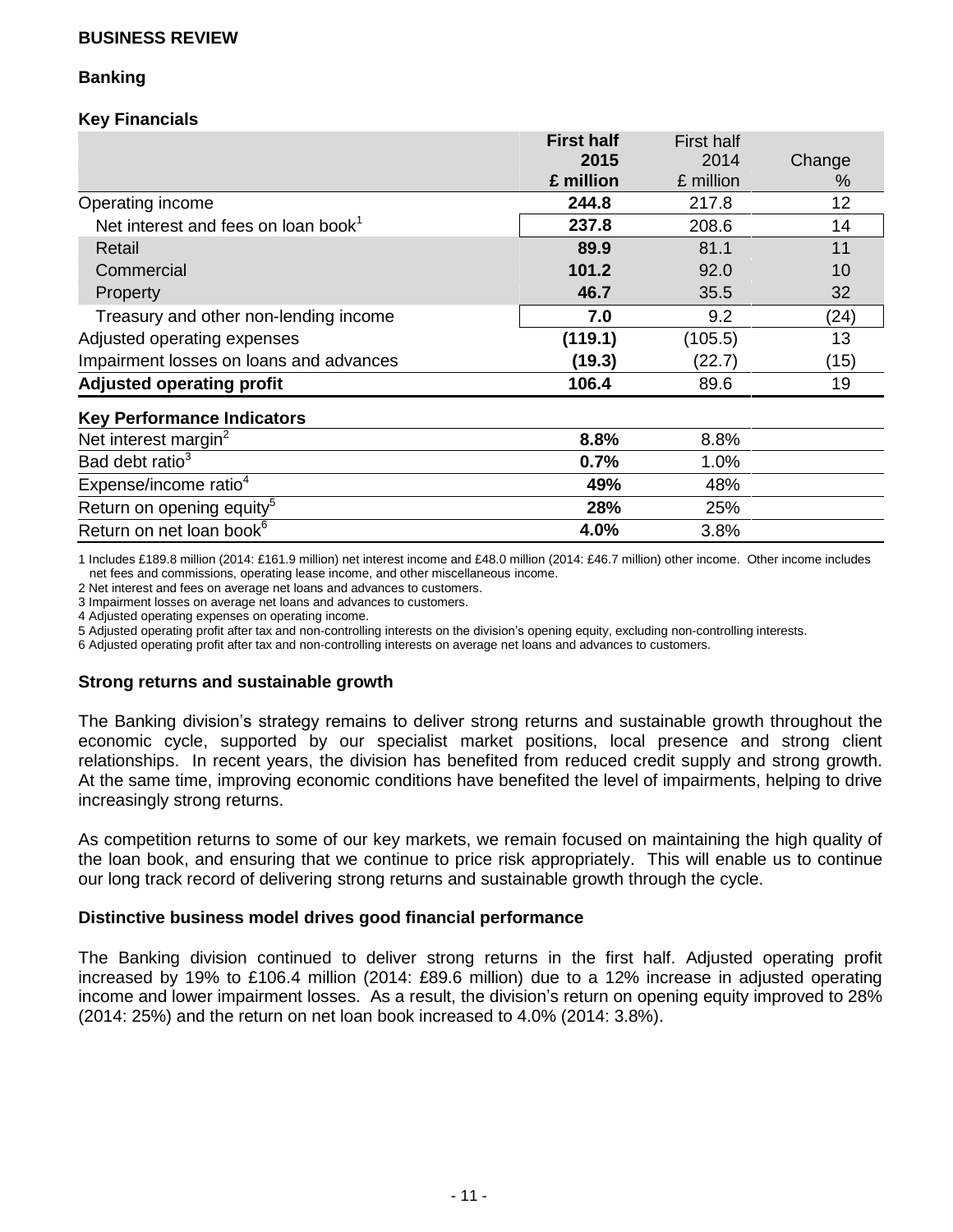## BUSINESS REVIEW

### Banking

#### Key Financials

| | First half 2015 £ million | First half 2014 £ million | Change % |
|---|---|---|---|
| Operating income | **244.8** | 217.8 | 12 |
| Net interest and fees on loan book[1] | **237.8** | 208.6 | 14 |
| Retail | **89.9** | 81.1 | 11 |
| Commercial | **101.2** | 92.0 | 10 |
| Property | **46.7** | 35.5 | 32 |
| Treasury and other non-lending income | **7.0** | 9.2 | (24) |
| Adjusted operating expenses | **(119.1)** | (105.5) | 13 |
| Impairment losses on loans and advances | **(19.3)** | (22.7) | (15) |
| **Adjusted operating profit** | **106.4** | 89.6 | 19 |
| **Key Performance Indicators** | | | |
| Net interest margin[2] | **8.8%** | 8.8% | |
| Bad debt ratio[3] | **0.7%** | 1.0% | |
| Expense/income ratio[4] | **49%** | 48% | |
| Return on opening equity[5] | **28%** | 25% | |
| Return on net loan book[6] | **4.0%** | 3.8% | |

1 Includes £189.8 million (2014: £161.9 million) net interest income and £48.0 million (2014: £46.7 million) other income. Other income includes net fees and commissions, operating lease income, and other miscellaneous income.
2 Net interest and fees on average net loans and advances to customers.
3 Impairment losses on average net loans and advances to customers.
4 Adjusted operating expenses on operating income.
5 Adjusted operating profit after tax and non-controlling interests on the division's opening equity, excluding non-controlling interests.
6 Adjusted operating profit after tax and non-controlling interests on average net loans and advances to customers.

#### Strong returns and sustainable growth

The Banking division's strategy remains to deliver strong returns and sustainable growth throughout the economic cycle, supported by our specialist market positions, local presence and strong client relationships. In recent years, the division has benefited from reduced credit supply and strong growth. At the same time, improving economic conditions have benefited the level of impairments, helping to drive increasingly strong returns.

As competition returns to some of our key markets, we remain focused on maintaining the high quality of the loan book, and ensuring that we continue to price risk appropriately. This will enable us to continue our long track record of delivering strong returns and sustainable growth through the cycle.

#### Distinctive business model drives good financial performance

The Banking division continued to deliver strong returns in the first half. Adjusted operating profit increased by 19% to £106.4 million (2014: £89.6 million) due to a 12% increase in adjusted operating income and lower impairment losses. As a result, the division's return on opening equity improved to 28% (2014: 25%) and the return on net loan book increased to 4.0% (2014: 3.8%).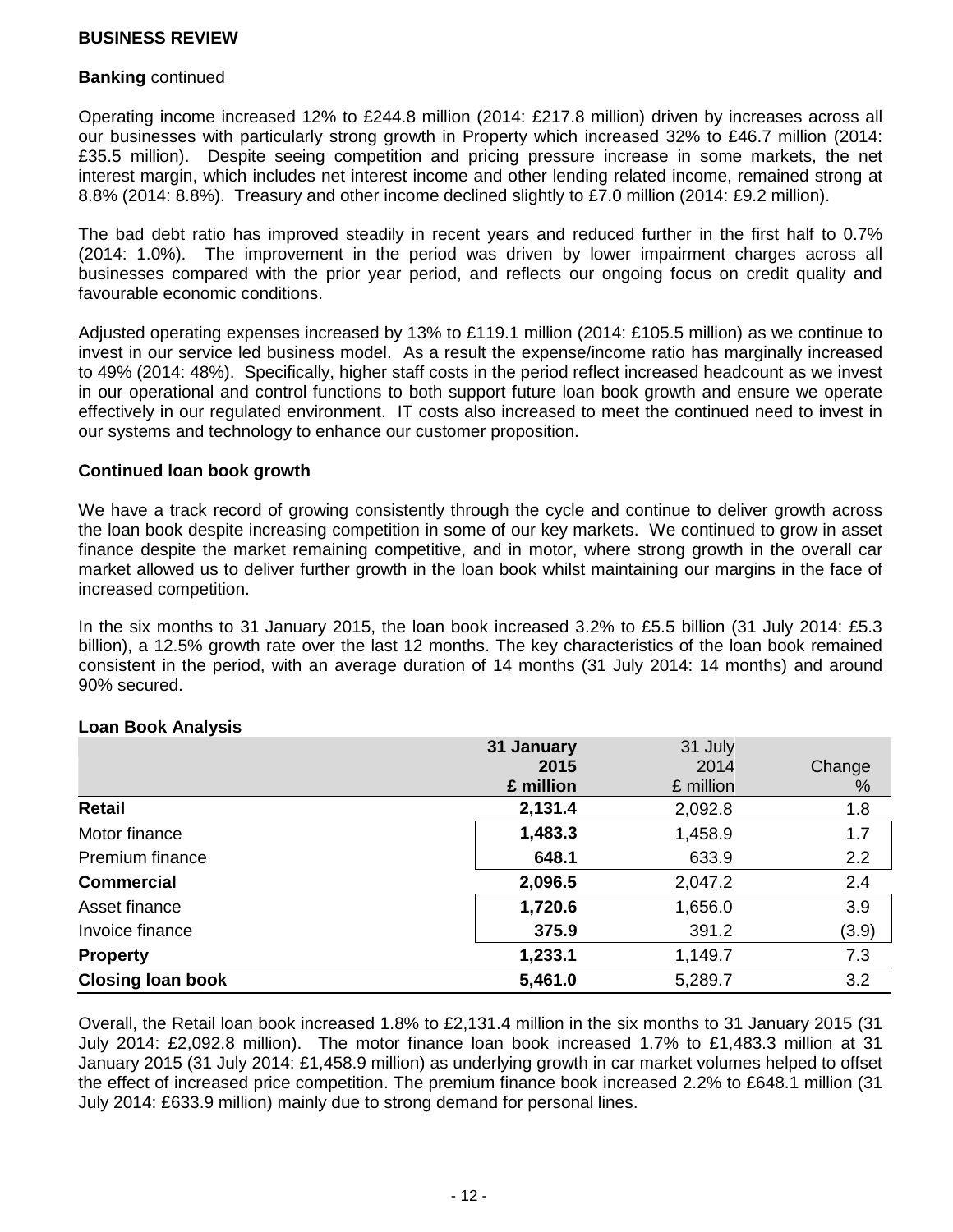**BUSINESS REVIEW**

**Banking** continued

Operating income increased 12% to £244.8 million (2014: £217.8 million) driven by increases across all our businesses with particularly strong growth in Property which increased 32% to £46.7 million (2014: £35.5 million). Despite seeing competition and pricing pressure increase in some markets, the net interest margin, which includes net interest income and other lending related income, remained strong at 8.8% (2014: 8.8%). Treasury and other income declined slightly to £7.0 million (2014: £9.2 million).

The bad debt ratio has improved steadily in recent years and reduced further in the first half to 0.7% (2014: 1.0%). The improvement in the period was driven by lower impairment charges across all businesses compared with the prior year period, and reflects our ongoing focus on credit quality and favourable economic conditions.

Adjusted operating expenses increased by 13% to £119.1 million (2014: £105.5 million) as we continue to invest in our service led business model. As a result the expense/income ratio has marginally increased to 49% (2014: 48%). Specifically, higher staff costs in the period reflect increased headcount as we invest in our operational and control functions to both support future loan book growth and ensure we operate effectively in our regulated environment. IT costs also increased to meet the continued need to invest in our systems and technology to enhance our customer proposition.

**Continued loan book growth**

We have a track record of growing consistently through the cycle and continue to deliver growth across the loan book despite increasing competition in some of our key markets. We continued to grow in asset finance despite the market remaining competitive, and in motor, where strong growth in the overall car market allowed us to deliver further growth in the loan book whilst maintaining our margins in the face of increased competition.

In the six months to 31 January 2015, the loan book increased 3.2% to £5.5 billion (31 July 2014: £5.3 billion), a 12.5% growth rate over the last 12 months. The key characteristics of the loan book remained consistent in the period, with an average duration of 14 months (31 July 2014: 14 months) and around 90% secured.

**Loan Book Analysis**

| | **31 January 2015 £ million** | 31 July 2014 £ million | Change % |
|---|---|---|---|
| **Retail** | **2,131.4** | 2,092.8 | 1.8 |
| Motor finance | **1,483.3** | 1,458.9 | 1.7 |
| Premium finance | **648.1** | 633.9 | 2.2 |
| **Commercial** | **2,096.5** | 2,047.2 | 2.4 |
| Asset finance | **1,720.6** | 1,656.0 | 3.9 |
| Invoice finance | **375.9** | 391.2 | (3.9) |
| **Property** | **1,233.1** | 1,149.7 | 7.3 |
| **Closing loan book** | **5,461.0** | 5,289.7 | 3.2 |

Overall, the Retail loan book increased 1.8% to £2,131.4 million in the six months to 31 January 2015 (31 July 2014: £2,092.8 million). The motor finance loan book increased 1.7% to £1,483.3 million at 31 January 2015 (31 July 2014: £1,458.9 million) as underlying growth in car market volumes helped to offset the effect of increased price competition. The premium finance book increased 2.2% to £648.1 million (31 July 2014: £633.9 million) mainly due to strong demand for personal lines.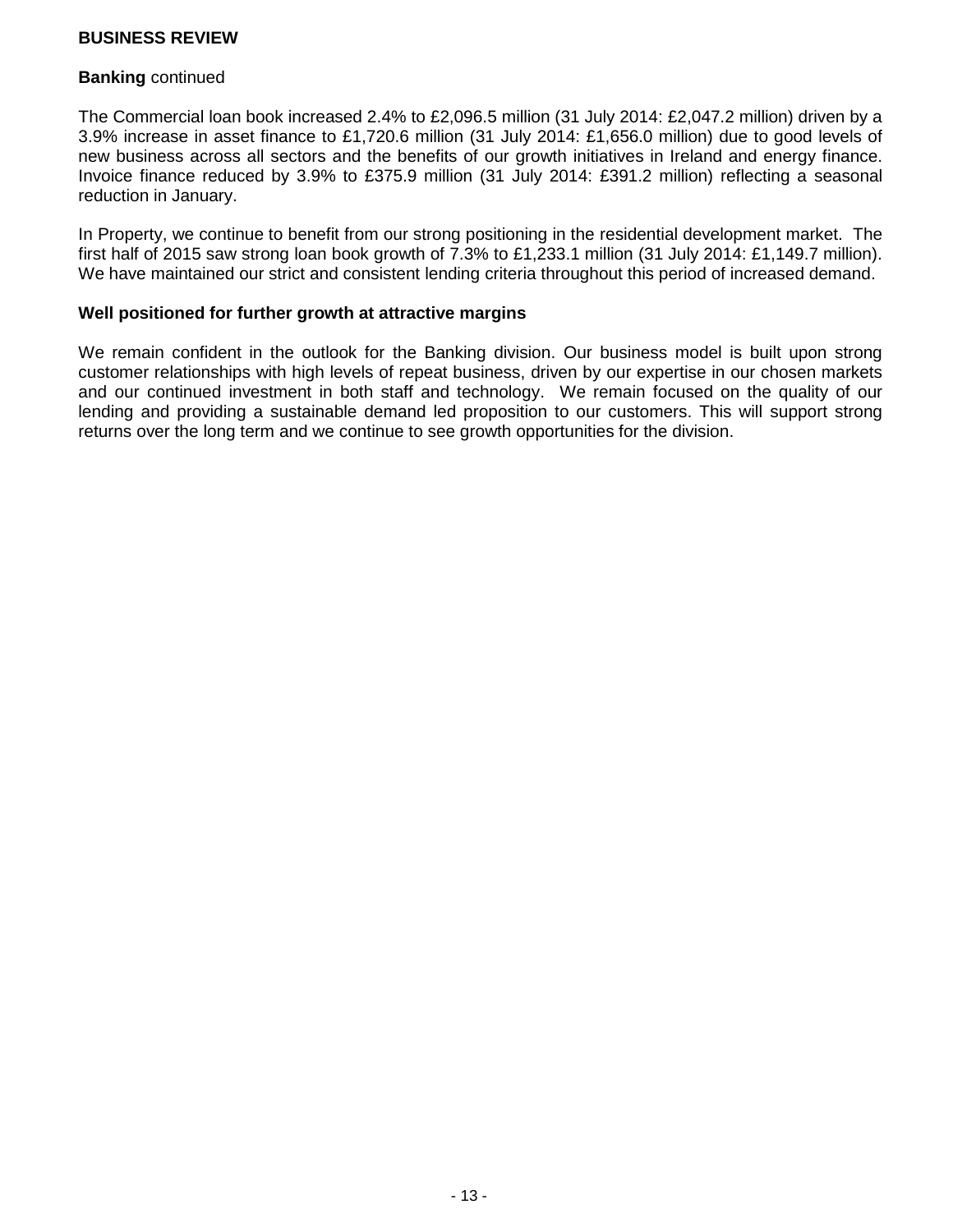## BUSINESS REVIEW

**Banking** continued

The Commercial loan book increased 2.4% to £2,096.5 million (31 July 2014: £2,047.2 million) driven by a 3.9% increase in asset finance to £1,720.6 million (31 July 2014: £1,656.0 million) due to good levels of new business across all sectors and the benefits of our growth initiatives in Ireland and energy finance. Invoice finance reduced by 3.9% to £375.9 million (31 July 2014: £391.2 million) reflecting a seasonal reduction in January.

In Property, we continue to benefit from our strong positioning in the residential development market. The first half of 2015 saw strong loan book growth of 7.3% to £1,233.1 million (31 July 2014: £1,149.7 million). We have maintained our strict and consistent lending criteria throughout this period of increased demand.

**Well positioned for further growth at attractive margins**

We remain confident in the outlook for the Banking division. Our business model is built upon strong customer relationships with high levels of repeat business, driven by our expertise in our chosen markets and our continued investment in both staff and technology. We remain focused on the quality of our lending and providing a sustainable demand led proposition to our customers. This will support strong returns over the long term and we continue to see growth opportunities for the division.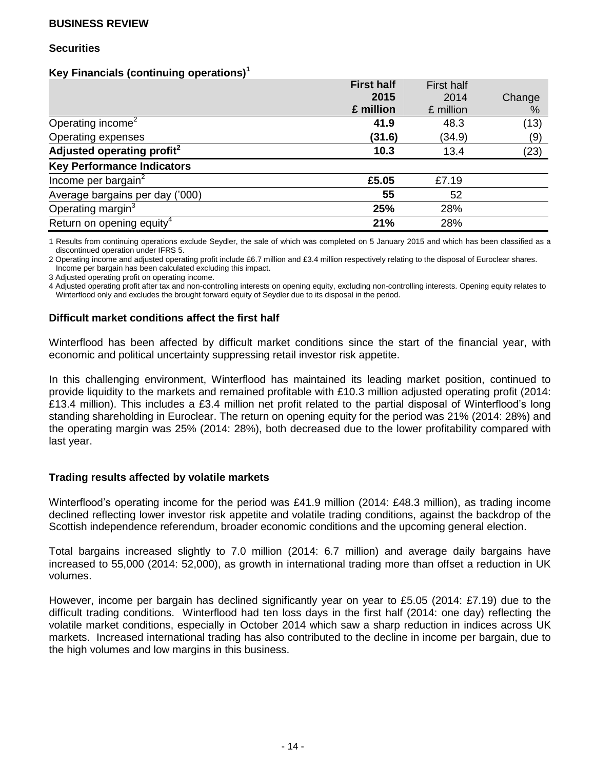**BUSINESS REVIEW**

**Securities**

**Key Financials (continuing operations)[1]**

| | **First half 2015 £ million** | First half 2014 £ million | Change % |
|---|---|---|---|
| Operating income[2] | **41.9** | 48.3 | (13) |
| Operating expenses | **(31.6)** | (34.9) | (9) |
| **Adjusted operating profit[2]** | **10.3** | 13.4 | (23) |
| **Key Performance Indicators** | | | |
| Income per bargain[2] | **£5.05** | £7.19 | |
| Average bargains per day ('000) | **55** | 52 | |
| Operating margin[3] | **25%** | 28% | |
| Return on opening equity[4] | **21%** | 28% | |

1 Results from continuing operations exclude Seydler, the sale of which was completed on 5 January 2015 and which has been classified as a discontinued operation under IFRS 5.

2 Operating income and adjusted operating profit include £6.7 million and £3.4 million respectively relating to the disposal of Euroclear shares. Income per bargain has been calculated excluding this impact.

3 Adjusted operating profit on operating income.

4 Adjusted operating profit after tax and non-controlling interests on opening equity, excluding non-controlling interests. Opening equity relates to Winterflood only and excludes the brought forward equity of Seydler due to its disposal in the period.

**Difficult market conditions affect the first half**

Winterflood has been affected by difficult market conditions since the start of the financial year, with economic and political uncertainty suppressing retail investor risk appetite.

In this challenging environment, Winterflood has maintained its leading market position, continued to provide liquidity to the markets and remained profitable with £10.3 million adjusted operating profit (2014: £13.4 million). This includes a £3.4 million net profit related to the partial disposal of Winterflood's long standing shareholding in Euroclear. The return on opening equity for the period was 21% (2014: 28%) and the operating margin was 25% (2014: 28%), both decreased due to the lower profitability compared with last year.

**Trading results affected by volatile markets**

Winterflood's operating income for the period was £41.9 million (2014: £48.3 million), as trading income declined reflecting lower investor risk appetite and volatile trading conditions, against the backdrop of the Scottish independence referendum, broader economic conditions and the upcoming general election.

Total bargains increased slightly to 7.0 million (2014: 6.7 million) and average daily bargains have increased to 55,000 (2014: 52,000), as growth in international trading more than offset a reduction in UK volumes.

However, income per bargain has declined significantly year on year to £5.05 (2014: £7.19) due to the difficult trading conditions. Winterflood had ten loss days in the first half (2014: one day) reflecting the volatile market conditions, especially in October 2014 which saw a sharp reduction in indices across UK markets. Increased international trading has also contributed to the decline in income per bargain, due to the high volumes and low margins in this business.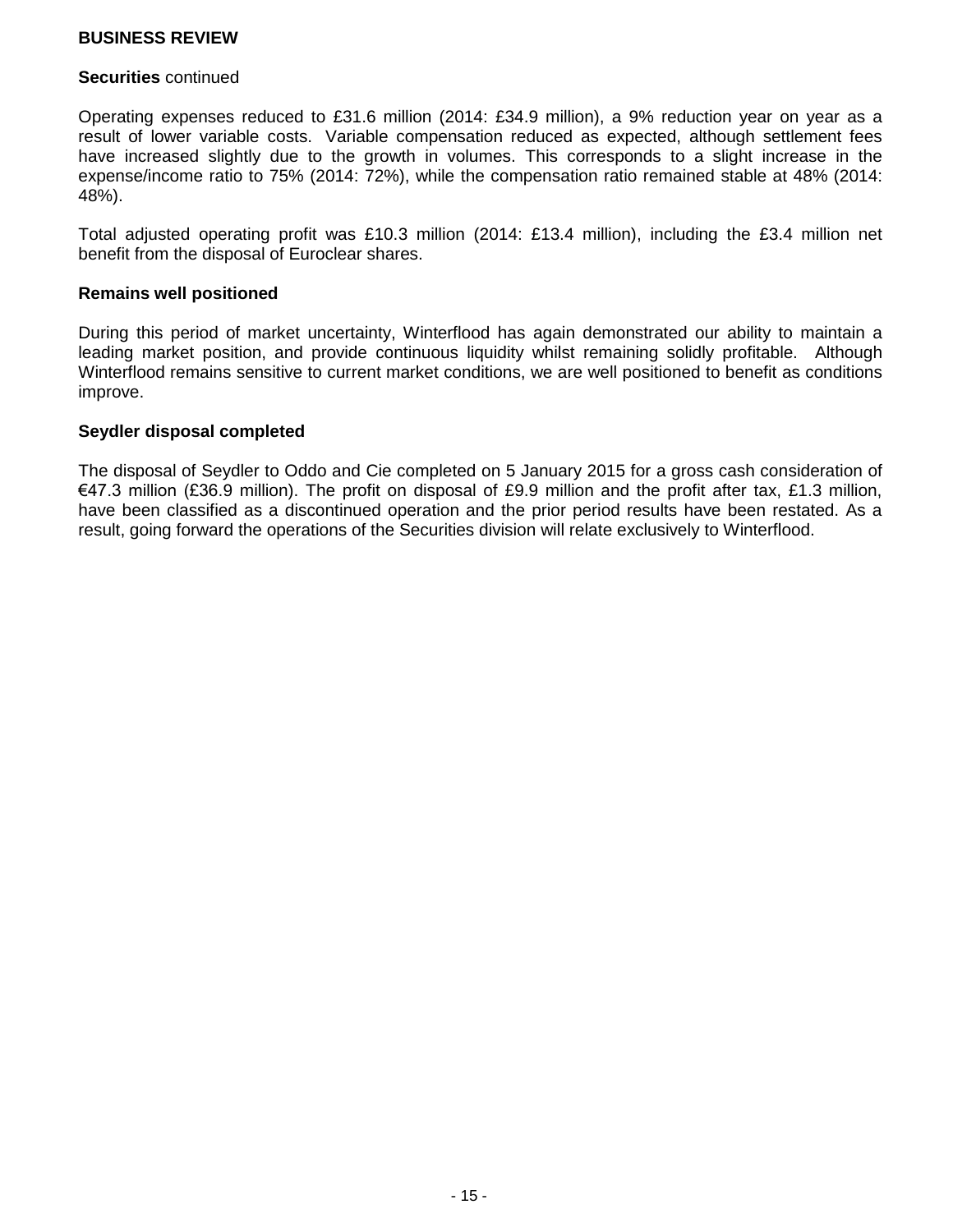## BUSINESS REVIEW

**Securities** continued

Operating expenses reduced to £31.6 million (2014: £34.9 million), a 9% reduction year on year as a result of lower variable costs. Variable compensation reduced as expected, although settlement fees have increased slightly due to the growth in volumes. This corresponds to a slight increase in the expense/income ratio to 75% (2014: 72%), while the compensation ratio remained stable at 48% (2014: 48%).

Total adjusted operating profit was £10.3 million (2014: £13.4 million), including the £3.4 million net benefit from the disposal of Euroclear shares.

**Remains well positioned**

During this period of market uncertainty, Winterflood has again demonstrated our ability to maintain a leading market position, and provide continuous liquidity whilst remaining solidly profitable. Although Winterflood remains sensitive to current market conditions, we are well positioned to benefit as conditions improve.

**Seydler disposal completed**

The disposal of Seydler to Oddo and Cie completed on 5 January 2015 for a gross cash consideration of €47.3 million (£36.9 million). The profit on disposal of £9.9 million and the profit after tax, £1.3 million, have been classified as a discontinued operation and the prior period results have been restated. As a result, going forward the operations of the Securities division will relate exclusively to Winterflood.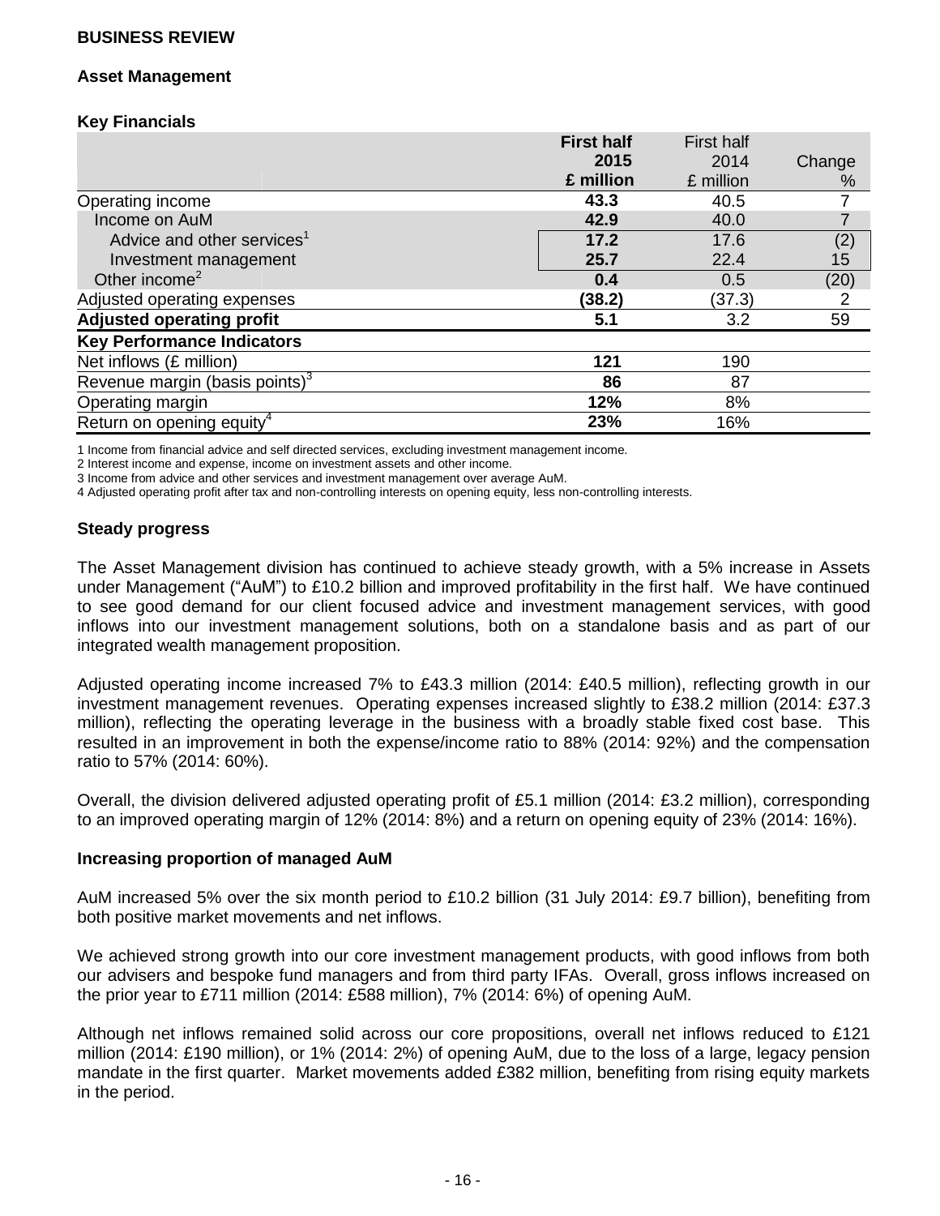**BUSINESS REVIEW**

## Asset Management

### Key Financials

| | First half 2015 £ million | First half 2014 £ million | Change % |
|---|---|---|---|
| Operating income | **43.3** | 40.5 | 7 |
| Income on AuM | **42.9** | 40.0 | 7 |
| Advice and other services[1] | **17.2** | 17.6 | (2) |
| Investment management | **25.7** | 22.4 | 15 |
| Other income[2] | **0.4** | 0.5 | (20) |
| Adjusted operating expenses | **(38.2)** | (37.3) | 2 |
| **Adjusted operating profit** | **5.1** | 3.2 | 59 |
| **Key Performance Indicators** | | | |
| Net inflows (£ million) | **121** | 190 | |
| Revenue margin (basis points)[3] | **86** | 87 | |
| Operating margin | **12%** | 8% | |
| Return on opening equity[4] | **23%** | 16% | |

1 Income from financial advice and self directed services, excluding investment management income.
2 Interest income and expense, income on investment assets and other income.
3 Income from advice and other services and investment management over average AuM.
4 Adjusted operating profit after tax and non-controlling interests on opening equity, less non-controlling interests.

### Steady progress

The Asset Management division has continued to achieve steady growth, with a 5% increase in Assets under Management ("AuM") to £10.2 billion and improved profitability in the first half. We have continued to see good demand for our client focused advice and investment management services, with good inflows into our investment management solutions, both on a standalone basis and as part of our integrated wealth management proposition.

Adjusted operating income increased 7% to £43.3 million (2014: £40.5 million), reflecting growth in our investment management revenues. Operating expenses increased slightly to £38.2 million (2014: £37.3 million), reflecting the operating leverage in the business with a broadly stable fixed cost base. This resulted in an improvement in both the expense/income ratio to 88% (2014: 92%) and the compensation ratio to 57% (2014: 60%).

Overall, the division delivered adjusted operating profit of £5.1 million (2014: £3.2 million), corresponding to an improved operating margin of 12% (2014: 8%) and a return on opening equity of 23% (2014: 16%).

### Increasing proportion of managed AuM

AuM increased 5% over the six month period to £10.2 billion (31 July 2014: £9.7 billion), benefiting from both positive market movements and net inflows.

We achieved strong growth into our core investment management products, with good inflows from both our advisers and bespoke fund managers and from third party IFAs. Overall, gross inflows increased on the prior year to £711 million (2014: £588 million), 7% (2014: 6%) of opening AuM.

Although net inflows remained solid across our core propositions, overall net inflows reduced to £121 million (2014: £190 million), or 1% (2014: 2%) of opening AuM, due to the loss of a large, legacy pension mandate in the first quarter. Market movements added £382 million, benefiting from rising equity markets in the period.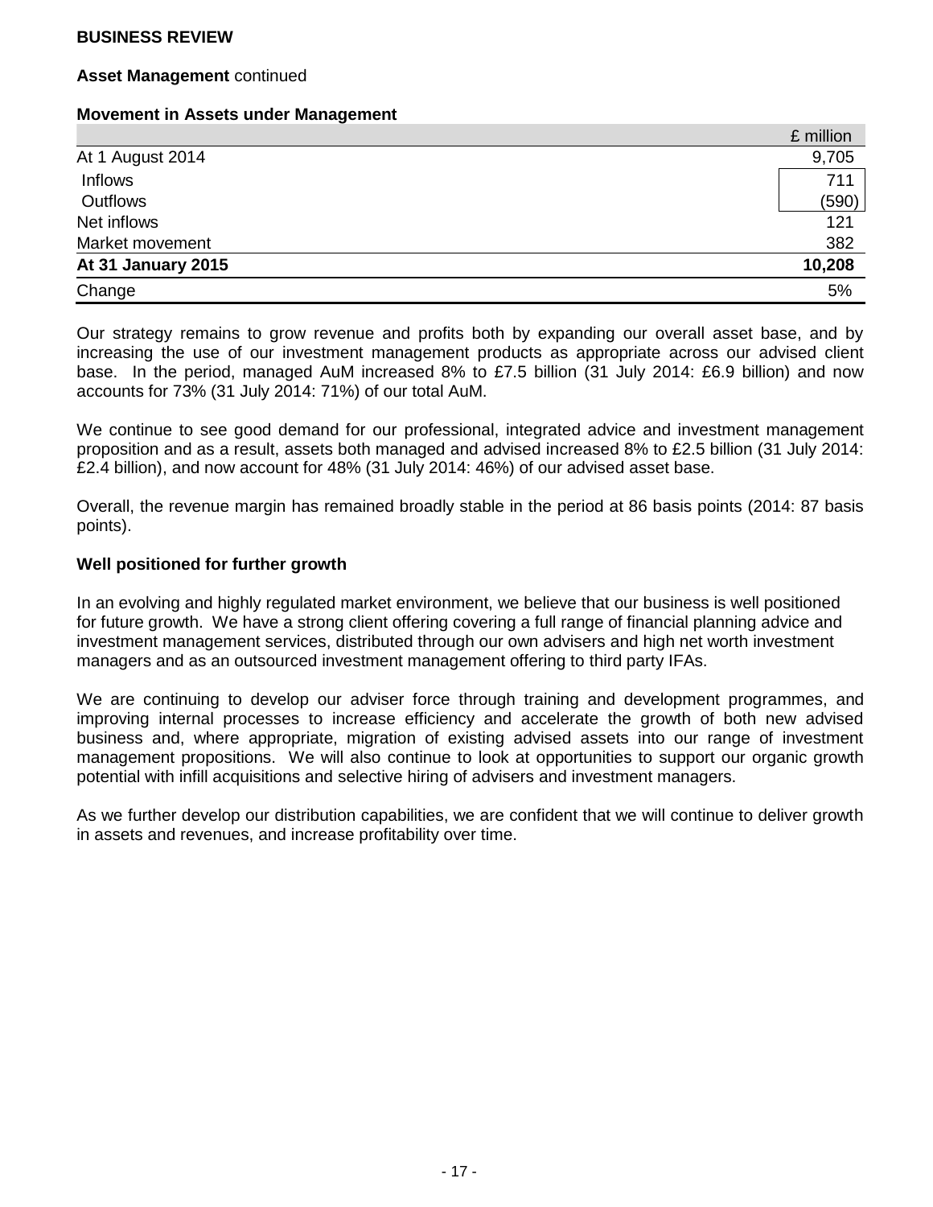**BUSINESS REVIEW**

**Asset Management** continued

**Movement in Assets under Management**

| | £ million |
|---|---|
| At 1 August 2014 | 9,705 |
| Inflows | 711 |
| Outflows | (590) |
| Net inflows | 121 |
| Market movement | 382 |
| **At 31 January 2015** | **10,208** |
| Change | 5% |

Our strategy remains to grow revenue and profits both by expanding our overall asset base, and by increasing the use of our investment management products as appropriate across our advised client base. In the period, managed AuM increased 8% to £7.5 billion (31 July 2014: £6.9 billion) and now accounts for 73% (31 July 2014: 71%) of our total AuM.

We continue to see good demand for our professional, integrated advice and investment management proposition and as a result, assets both managed and advised increased 8% to £2.5 billion (31 July 2014: £2.4 billion), and now account for 48% (31 July 2014: 46%) of our advised asset base.

Overall, the revenue margin has remained broadly stable in the period at 86 basis points (2014: 87 basis points).

**Well positioned for further growth**

In an evolving and highly regulated market environment, we believe that our business is well positioned for future growth. We have a strong client offering covering a full range of financial planning advice and investment management services, distributed through our own advisers and high net worth investment managers and as an outsourced investment management offering to third party IFAs.

We are continuing to develop our adviser force through training and development programmes, and improving internal processes to increase efficiency and accelerate the growth of both new advised business and, where appropriate, migration of existing advised assets into our range of investment management propositions. We will also continue to look at opportunities to support our organic growth potential with infill acquisitions and selective hiring of advisers and investment managers.

As we further develop our distribution capabilities, we are confident that we will continue to deliver growth in assets and revenues, and increase profitability over time.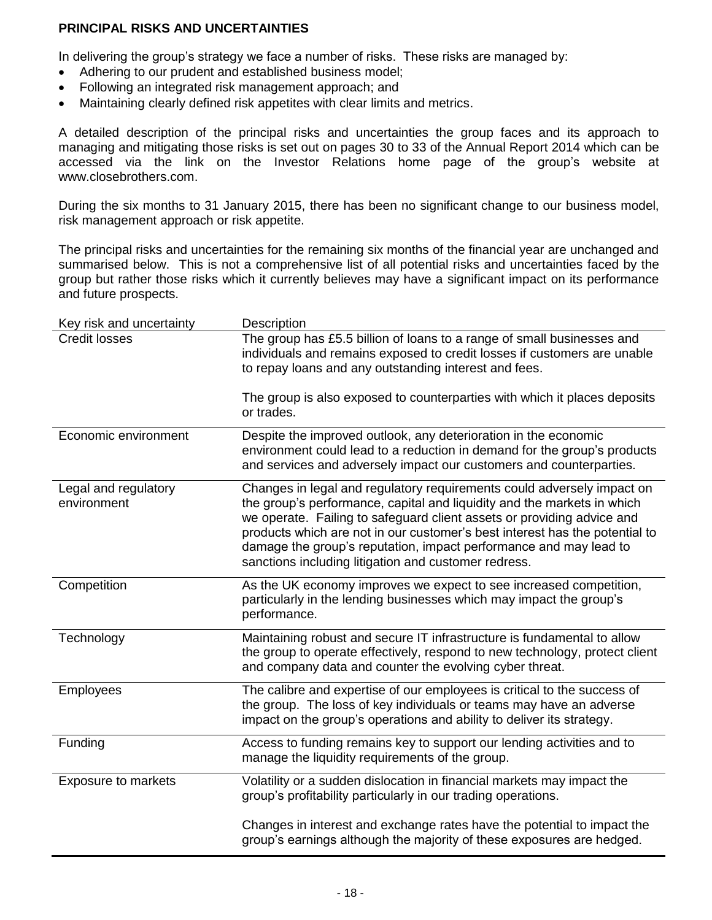## PRINCIPAL RISKS AND UNCERTAINTIES

In delivering the group's strategy we face a number of risks. These risks are managed by:

- Adhering to our prudent and established business model;
- Following an integrated risk management approach; and
- Maintaining clearly defined risk appetites with clear limits and metrics.

A detailed description of the principal risks and uncertainties the group faces and its approach to managing and mitigating those risks is set out on pages 30 to 33 of the Annual Report 2014 which can be accessed via the link on the Investor Relations home page of the group's website at www.closebrothers.com.

During the six months to 31 January 2015, there has been no significant change to our business model, risk management approach or risk appetite.

The principal risks and uncertainties for the remaining six months of the financial year are unchanged and summarised below. This is not a comprehensive list of all potential risks and uncertainties faced by the group but rather those risks which it currently believes may have a significant impact on its performance and future prospects.

| Key risk and uncertainty | Description |
|---|---|
| Credit losses | The group has £5.5 billion of loans to a range of small businesses and individuals and remains exposed to credit losses if customers are unable to repay loans and any outstanding interest and fees.<br><br>The group is also exposed to counterparties with which it places deposits or trades. |
| Economic environment | Despite the improved outlook, any deterioration in the economic environment could lead to a reduction in demand for the group's products and services and adversely impact our customers and counterparties. |
| Legal and regulatory environment | Changes in legal and regulatory requirements could adversely impact on the group's performance, capital and liquidity and the markets in which we operate. Failing to safeguard client assets or providing advice and products which are not in our customer's best interest has the potential to damage the group's reputation, impact performance and may lead to sanctions including litigation and customer redress. |
| Competition | As the UK economy improves we expect to see increased competition, particularly in the lending businesses which may impact the group's performance. |
| Technology | Maintaining robust and secure IT infrastructure is fundamental to allow the group to operate effectively, respond to new technology, protect client and company data and counter the evolving cyber threat. |
| Employees | The calibre and expertise of our employees is critical to the success of the group. The loss of key individuals or teams may have an adverse impact on the group's operations and ability to deliver its strategy. |
| Funding | Access to funding remains key to support our lending activities and to manage the liquidity requirements of the group. |
| Exposure to markets | Volatility or a sudden dislocation in financial markets may impact the group's profitability particularly in our trading operations.<br><br>Changes in interest and exchange rates have the potential to impact the group's earnings although the majority of these exposures are hedged. |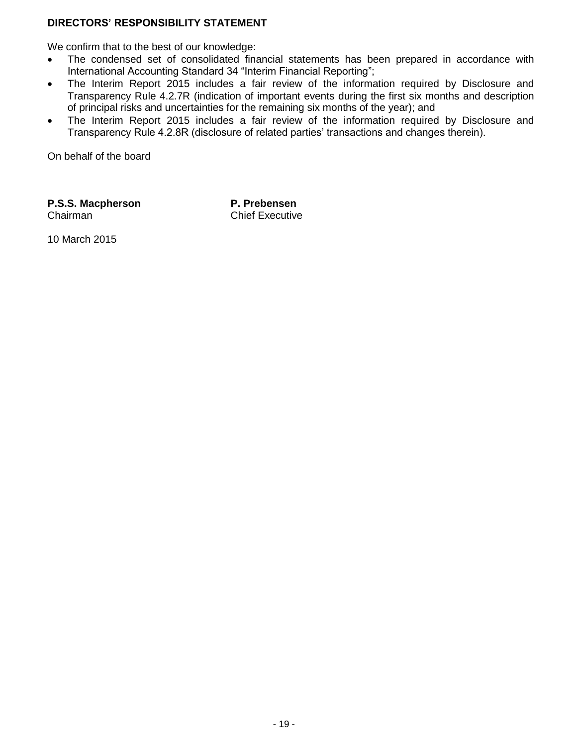## DIRECTORS' RESPONSIBILITY STATEMENT

We confirm that to the best of our knowledge:

- The condensed set of consolidated financial statements has been prepared in accordance with International Accounting Standard 34 "Interim Financial Reporting";
- The Interim Report 2015 includes a fair review of the information required by Disclosure and Transparency Rule 4.2.7R (indication of important events during the first six months and description of principal risks and uncertainties for the remaining six months of the year); and
- The Interim Report 2015 includes a fair review of the information required by Disclosure and Transparency Rule 4.2.8R (disclosure of related parties' transactions and changes therein).

On behalf of the board

**P.S.S. Macpherson**
Chairman

**P. Prebensen**
Chief Executive

10 March 2015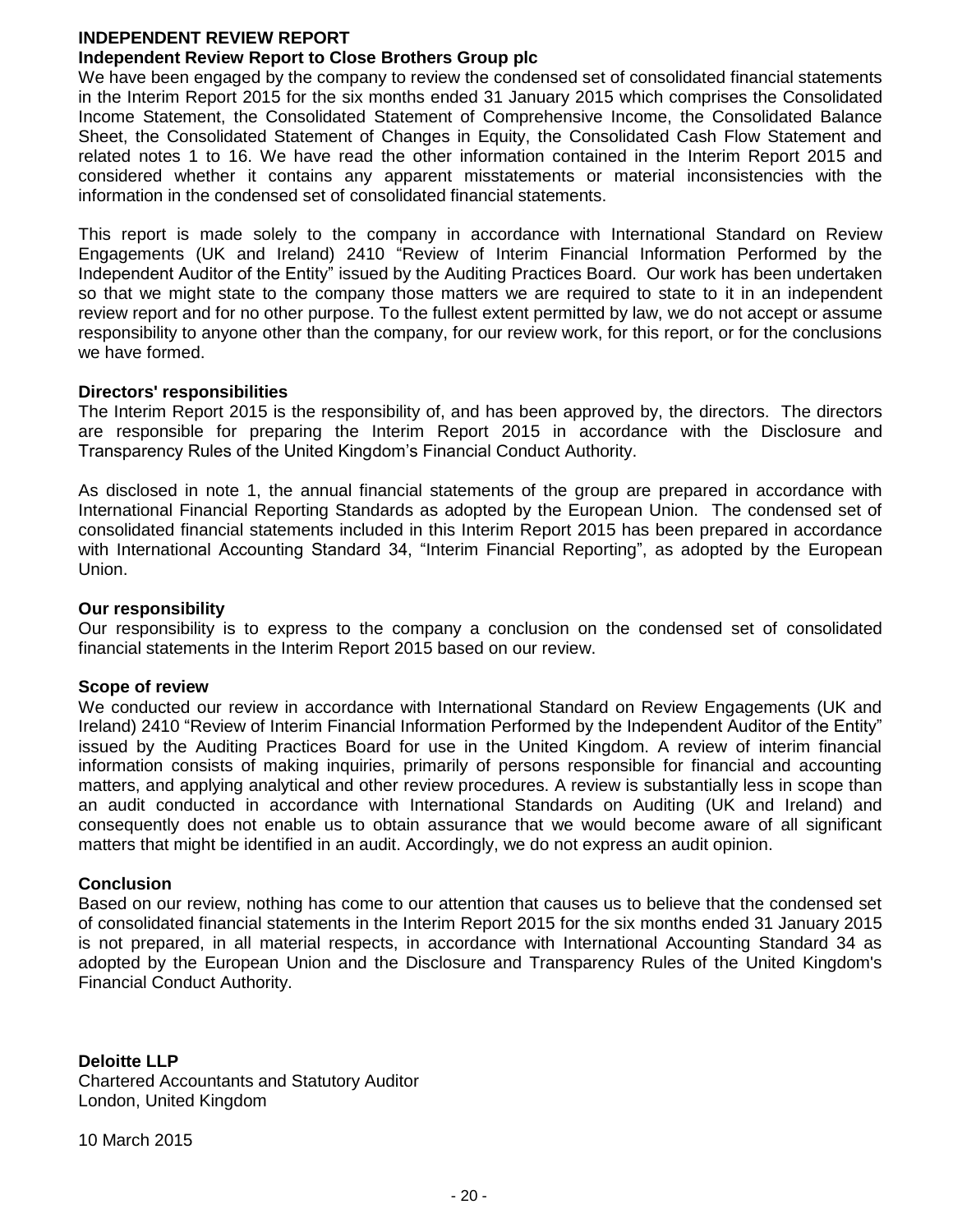# INDEPENDENT REVIEW REPORT

## Independent Review Report to Close Brothers Group plc

We have been engaged by the company to review the condensed set of consolidated financial statements in the Interim Report 2015 for the six months ended 31 January 2015 which comprises the Consolidated Income Statement, the Consolidated Statement of Comprehensive Income, the Consolidated Balance Sheet, the Consolidated Statement of Changes in Equity, the Consolidated Cash Flow Statement and related notes 1 to 16. We have read the other information contained in the Interim Report 2015 and considered whether it contains any apparent misstatements or material inconsistencies with the information in the condensed set of consolidated financial statements.

This report is made solely to the company in accordance with International Standard on Review Engagements (UK and Ireland) 2410 "Review of Interim Financial Information Performed by the Independent Auditor of the Entity" issued by the Auditing Practices Board. Our work has been undertaken so that we might state to the company those matters we are required to state to it in an independent review report and for no other purpose. To the fullest extent permitted by law, we do not accept or assume responsibility to anyone other than the company, for our review work, for this report, or for the conclusions we have formed.

### Directors' responsibilities

The Interim Report 2015 is the responsibility of, and has been approved by, the directors. The directors are responsible for preparing the Interim Report 2015 in accordance with the Disclosure and Transparency Rules of the United Kingdom's Financial Conduct Authority.

As disclosed in note 1, the annual financial statements of the group are prepared in accordance with International Financial Reporting Standards as adopted by the European Union. The condensed set of consolidated financial statements included in this Interim Report 2015 has been prepared in accordance with International Accounting Standard 34, "Interim Financial Reporting", as adopted by the European Union.

### Our responsibility

Our responsibility is to express to the company a conclusion on the condensed set of consolidated financial statements in the Interim Report 2015 based on our review.

### Scope of review

We conducted our review in accordance with International Standard on Review Engagements (UK and Ireland) 2410 "Review of Interim Financial Information Performed by the Independent Auditor of the Entity" issued by the Auditing Practices Board for use in the United Kingdom. A review of interim financial information consists of making inquiries, primarily of persons responsible for financial and accounting matters, and applying analytical and other review procedures. A review is substantially less in scope than an audit conducted in accordance with International Standards on Auditing (UK and Ireland) and consequently does not enable us to obtain assurance that we would become aware of all significant matters that might be identified in an audit. Accordingly, we do not express an audit opinion.

### Conclusion

Based on our review, nothing has come to our attention that causes us to believe that the condensed set of consolidated financial statements in the Interim Report 2015 for the six months ended 31 January 2015 is not prepared, in all material respects, in accordance with International Accounting Standard 34 as adopted by the European Union and the Disclosure and Transparency Rules of the United Kingdom's Financial Conduct Authority.

**Deloitte LLP**
Chartered Accountants and Statutory Auditor
London, United Kingdom

10 March 2015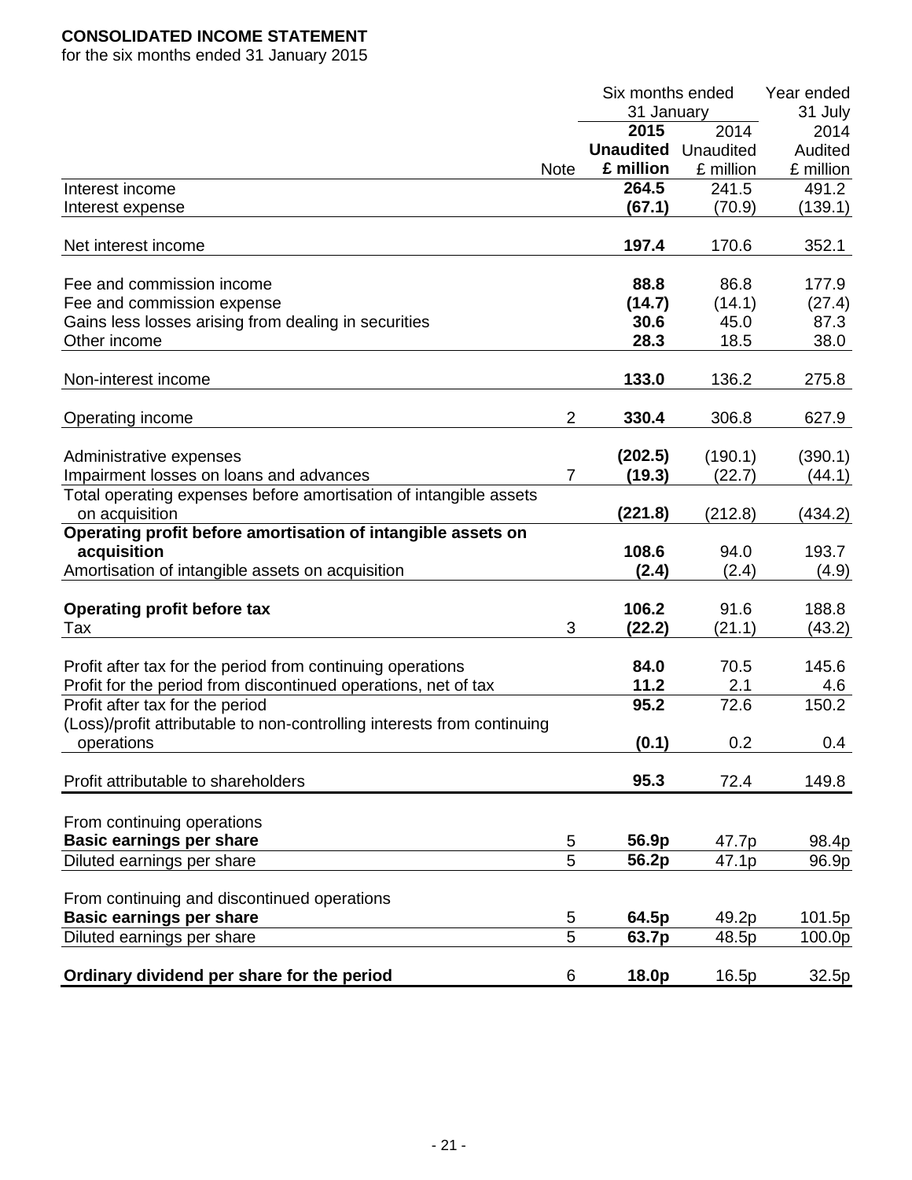**CONSOLIDATED INCOME STATEMENT**

for the six months ended 31 January 2015

| | Note | Six months ended 31 January 2015 Unaudited £ million | Six months ended 31 January 2014 Unaudited £ million | Year ended 31 July 2014 Audited £ million |
|---|---|---|---|---|
| Interest income | | **264.5** | 241.5 | 491.2 |
| Interest expense | | **(67.1)** | (70.9) | (139.1) |
| Net interest income | | **197.4** | 170.6 | 352.1 |
| Fee and commission income | | **88.8** | 86.8 | 177.9 |
| Fee and commission expense | | **(14.7)** | (14.1) | (27.4) |
| Gains less losses arising from dealing in securities | | **30.6** | 45.0 | 87.3 |
| Other income | | **28.3** | 18.5 | 38.0 |
| Non-interest income | | **133.0** | 136.2 | 275.8 |
| Operating income | 2 | **330.4** | 306.8 | 627.9 |
| Administrative expenses | | **(202.5)** | (190.1) | (390.1) |
| Impairment losses on loans and advances | 7 | **(19.3)** | (22.7) | (44.1) |
| Total operating expenses before amortisation of intangible assets on acquisition | | **(221.8)** | (212.8) | (434.2) |
| **Operating profit before amortisation of intangible assets on acquisition** | | **108.6** | 94.0 | 193.7 |
| Amortisation of intangible assets on acquisition | | **(2.4)** | (2.4) | (4.9) |
| **Operating profit before tax** | | **106.2** | 91.6 | 188.8 |
| Tax | 3 | **(22.2)** | (21.1) | (43.2) |
| Profit after tax for the period from continuing operations | | **84.0** | 70.5 | 145.6 |
| Profit for the period from discontinued operations, net of tax | | **11.2** | 2.1 | 4.6 |
| Profit after tax for the period | | **95.2** | 72.6 | 150.2 |
| (Loss)/profit attributable to non-controlling interests from continuing operations | | **(0.1)** | 0.2 | 0.4 |
| Profit attributable to shareholders | | **95.3** | 72.4 | 149.8 |
| From continuing operations | | | | |
| **Basic earnings per share** | 5 | **56.9p** | 47.7p | 98.4p |
| Diluted earnings per share | 5 | **56.2p** | 47.1p | 96.9p |
| From continuing and discontinued operations | | | | |
| **Basic earnings per share** | 5 | **64.5p** | 49.2p | 101.5p |
| Diluted earnings per share | 5 | **63.7p** | 48.5p | 100.0p |
| **Ordinary dividend per share for the period** | 6 | **18.0p** | 16.5p | 32.5p |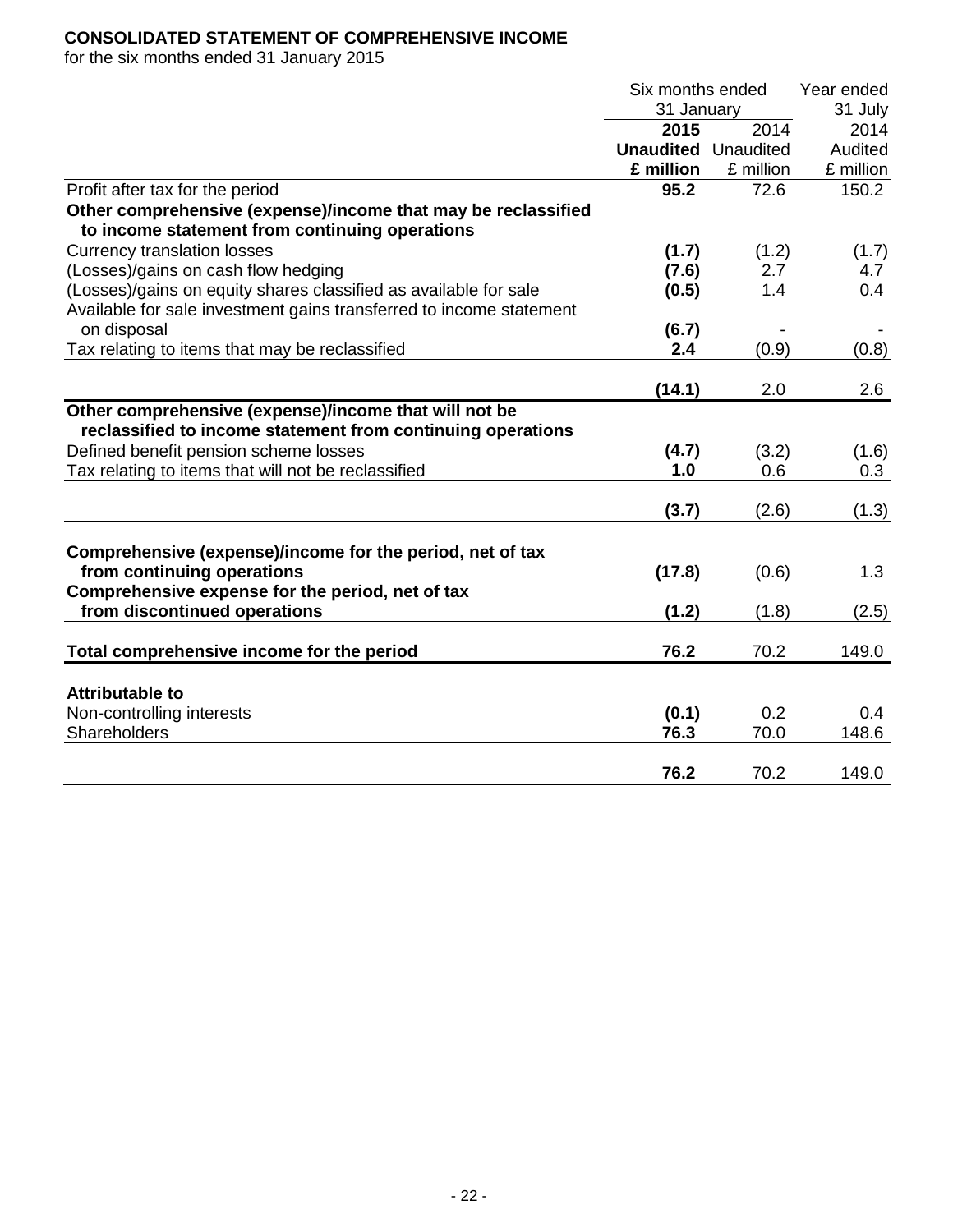**CONSOLIDATED STATEMENT OF COMPREHENSIVE INCOME**
for the six months ended 31 January 2015

| | Six months ended 31 January | | Year ended 31 July |
|---|---|---|---|
| | **2015** | 2014 | 2014 |
| | **Unaudited** | Unaudited | Audited |
| | **£ million** | £ million | £ million |
| Profit after tax for the period | **95.2** | 72.6 | 150.2 |
| **Other comprehensive (expense)/income that may be reclassified to income statement from continuing operations** | | | |
| Currency translation losses | **(1.7)** | (1.2) | (1.7) |
| (Losses)/gains on cash flow hedging | **(7.6)** | 2.7 | 4.7 |
| (Losses)/gains on equity shares classified as available for sale | **(0.5)** | 1.4 | 0.4 |
| Available for sale investment gains transferred to income statement on disposal | **(6.7)** | - | - |
| Tax relating to items that may be reclassified | **2.4** | (0.9) | (0.8) |
| | **(14.1)** | 2.0 | 2.6 |
| **Other comprehensive (expense)/income that will not be reclassified to income statement from continuing operations** | | | |
| Defined benefit pension scheme losses | **(4.7)** | (3.2) | (1.6) |
| Tax relating to items that will not be reclassified | **1.0** | 0.6 | 0.3 |
| | **(3.7)** | (2.6) | (1.3) |
| **Comprehensive (expense)/income for the period, net of tax from continuing operations** | **(17.8)** | (0.6) | 1.3 |
| **Comprehensive expense for the period, net of tax from discontinued operations** | **(1.2)** | (1.8) | (2.5) |
| **Total comprehensive income for the period** | **76.2** | 70.2 | 149.0 |
| **Attributable to** | | | |
| Non-controlling interests | **(0.1)** | 0.2 | 0.4 |
| Shareholders | **76.3** | 70.0 | 148.6 |
| | **76.2** | 70.2 | 149.0 |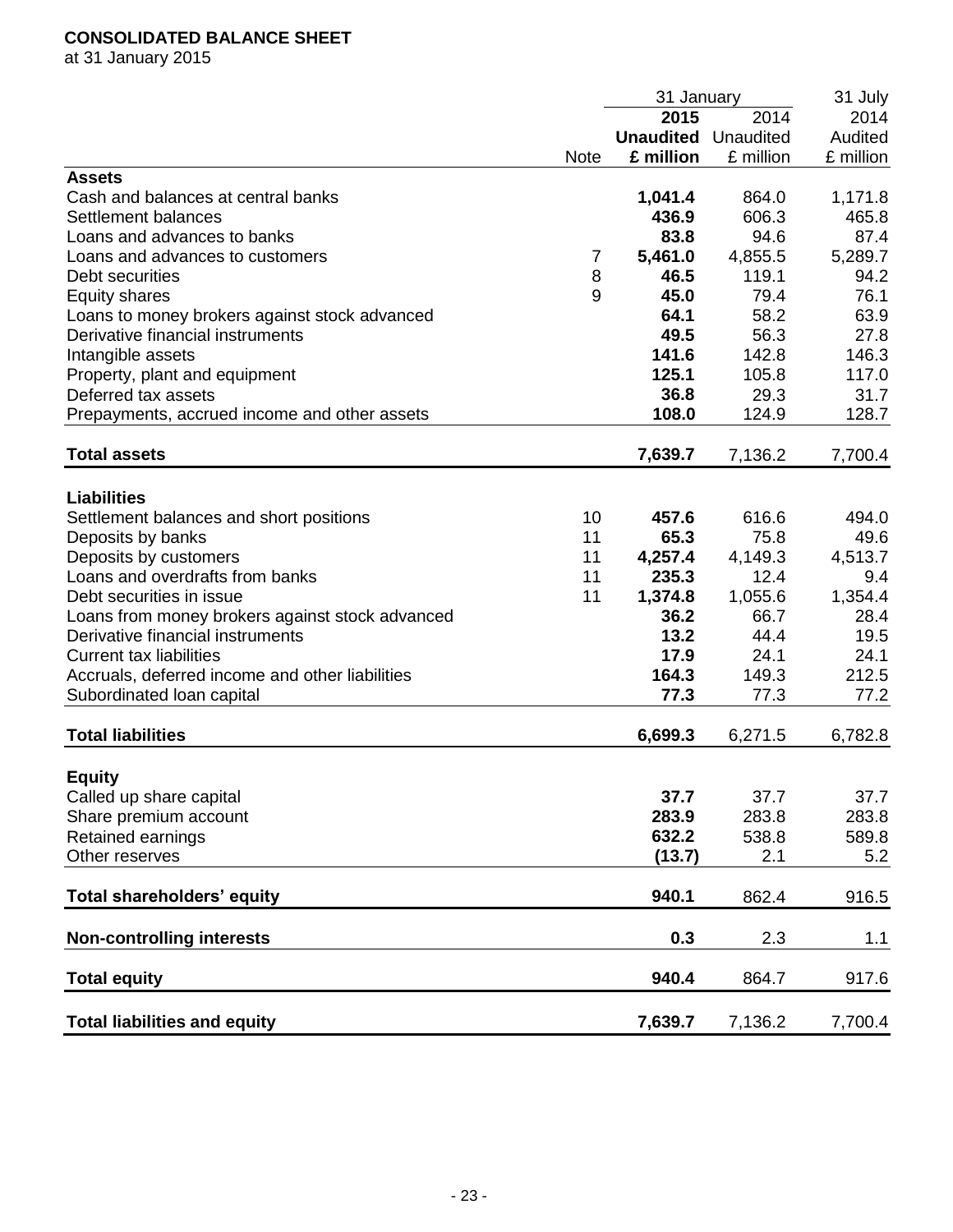**CONSOLIDATED BALANCE SHEET**

at 31 January 2015

| | Note | 31 January 2015 Unaudited £ million | 31 January 2014 Unaudited £ million | 31 July 2014 Audited £ million |
|---|---|---|---|---|
| **Assets** | | | | |
| Cash and balances at central banks | | **1,041.4** | 864.0 | 1,171.8 |
| Settlement balances | | **436.9** | 606.3 | 465.8 |
| Loans and advances to banks | | **83.8** | 94.6 | 87.4 |
| Loans and advances to customers | 7 | **5,461.0** | 4,855.5 | 5,289.7 |
| Debt securities | 8 | **46.5** | 119.1 | 94.2 |
| Equity shares | 9 | **45.0** | 79.4 | 76.1 |
| Loans to money brokers against stock advanced | | **64.1** | 58.2 | 63.9 |
| Derivative financial instruments | | **49.5** | 56.3 | 27.8 |
| Intangible assets | | **141.6** | 142.8 | 146.3 |
| Property, plant and equipment | | **125.1** | 105.8 | 117.0 |
| Deferred tax assets | | **36.8** | 29.3 | 31.7 |
| Prepayments, accrued income and other assets | | **108.0** | 124.9 | 128.7 |
| **Total assets** | | **7,639.7** | 7,136.2 | 7,700.4 |
| **Liabilities** | | | | |
| Settlement balances and short positions | 10 | **457.6** | 616.6 | 494.0 |
| Deposits by banks | 11 | **65.3** | 75.8 | 49.6 |
| Deposits by customers | 11 | **4,257.4** | 4,149.3 | 4,513.7 |
| Loans and overdrafts from banks | 11 | **235.3** | 12.4 | 9.4 |
| Debt securities in issue | 11 | **1,374.8** | 1,055.6 | 1,354.4 |
| Loans from money brokers against stock advanced | | **36.2** | 66.7 | 28.4 |
| Derivative financial instruments | | **13.2** | 44.4 | 19.5 |
| Current tax liabilities | | **17.9** | 24.1 | 24.1 |
| Accruals, deferred income and other liabilities | | **164.3** | 149.3 | 212.5 |
| Subordinated loan capital | | **77.3** | 77.3 | 77.2 |
| **Total liabilities** | | **6,699.3** | 6,271.5 | 6,782.8 |
| **Equity** | | | | |
| Called up share capital | | **37.7** | 37.7 | 37.7 |
| Share premium account | | **283.9** | 283.8 | 283.8 |
| Retained earnings | | **632.2** | 538.8 | 589.8 |
| Other reserves | | **(13.7)** | 2.1 | 5.2 |
| **Total shareholders' equity** | | **940.1** | 862.4 | 916.5 |
| **Non-controlling interests** | | **0.3** | 2.3 | 1.1 |
| **Total equity** | | **940.4** | 864.7 | 917.6 |
| **Total liabilities and equity** | | **7,639.7** | 7,136.2 | 7,700.4 |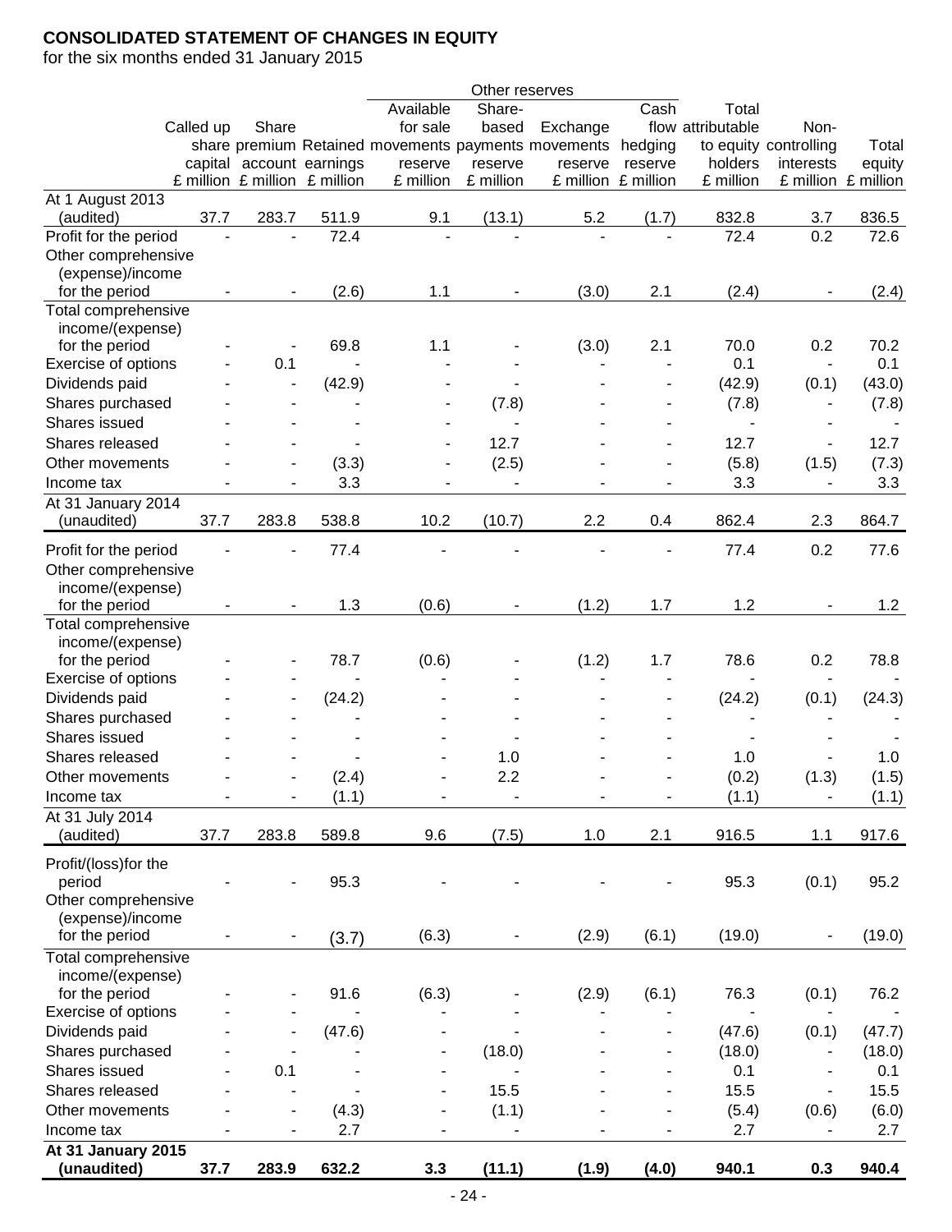**CONSOLIDATED STATEMENT OF CHANGES IN EQUITY**
for the six months ended 31 January 2015

| | Called up share capital £ million | Share premium account £ million | Retained earnings £ million | Other reserves: Available for sale movements reserve £ million | Other reserves: Share-based payments reserve £ million | Other reserves: Exchange movements reserve £ million | Other reserves: Cash flow hedging reserve £ million | Total attributable to equity holders £ million | Non-controlling interests £ million | Total equity £ million |
|---|---|---|---|---|---|---|---|---|---|---|
| At 1 August 2013 (audited) | 37.7 | 283.7 | 511.9 | 9.1 | (13.1) | 5.2 | (1.7) | 832.8 | 3.7 | 836.5 |
| Profit for the period | - | - | 72.4 | - | - | - | - | 72.4 | 0.2 | 72.6 |
| Other comprehensive (expense)/income for the period | - | - | (2.6) | 1.1 | - | (3.0) | 2.1 | (2.4) | - | (2.4) |
| Total comprehensive income/(expense) for the period | - | - | 69.8 | 1.1 | - | (3.0) | 2.1 | 70.0 | 0.2 | 70.2 |
| Exercise of options | - | 0.1 | - | - | - | - | - | 0.1 | - | 0.1 |
| Dividends paid | - | - | (42.9) | - | - | - | - | (42.9) | (0.1) | (43.0) |
| Shares purchased | - | - | - | - | (7.8) | - | - | (7.8) | - | (7.8) |
| Shares issued | - | - | - | - | - | - | - | - | - | - |
| Shares released | - | - | - | - | 12.7 | - | - | 12.7 | - | 12.7 |
| Other movements | - | - | (3.3) | - | (2.5) | - | - | (5.8) | (1.5) | (7.3) |
| Income tax | - | - | 3.3 | - | - | - | - | 3.3 | - | 3.3 |
| At 31 January 2014 (unaudited) | 37.7 | 283.8 | 538.8 | 10.2 | (10.7) | 2.2 | 0.4 | 862.4 | 2.3 | 864.7 |
| Profit for the period | - | - | 77.4 | - | - | - | - | 77.4 | 0.2 | 77.6 |
| Other comprehensive income/(expense) for the period | - | - | 1.3 | (0.6) | - | (1.2) | 1.7 | 1.2 | - | 1.2 |
| Total comprehensive income/(expense) for the period | - | - | 78.7 | (0.6) | - | (1.2) | 1.7 | 78.6 | 0.2 | 78.8 |
| Exercise of options | - | - | - | - | - | - | - | - | - | - |
| Dividends paid | - | - | (24.2) | - | - | - | - | (24.2) | (0.1) | (24.3) |
| Shares purchased | - | - | - | - | - | - | - | - | - | - |
| Shares issued | - | - | - | - | - | - | - | - | - | - |
| Shares released | - | - | - | - | 1.0 | - | - | 1.0 | - | 1.0 |
| Other movements | - | - | (2.4) | - | 2.2 | - | - | (0.2) | (1.3) | (1.5) |
| Income tax | - | - | (1.1) | - | - | - | - | (1.1) | - | (1.1) |
| At 31 July 2014 (audited) | 37.7 | 283.8 | 589.8 | 9.6 | (7.5) | 1.0 | 2.1 | 916.5 | 1.1 | 917.6 |
| Profit/(loss)for the period | - | - | 95.3 | - | - | - | - | 95.3 | (0.1) | 95.2 |
| Other comprehensive (expense)/income for the period | - | - | (3.7) | (6.3) | - | (2.9) | (6.1) | (19.0) | - | (19.0) |
| Total comprehensive income/(expense) for the period | - | - | 91.6 | (6.3) | - | (2.9) | (6.1) | 76.3 | (0.1) | 76.2 |
| Exercise of options | - | - | - | - | - | - | - | - | - | - |
| Dividends paid | - | - | (47.6) | - | - | - | - | (47.6) | (0.1) | (47.7) |
| Shares purchased | - | - | - | - | (18.0) | - | - | (18.0) | - | (18.0) |
| Shares issued | - | 0.1 | - | - | - | - | - | 0.1 | - | 0.1 |
| Shares released | - | - | - | - | 15.5 | - | - | 15.5 | - | 15.5 |
| Other movements | - | - | (4.3) | - | (1.1) | - | - | (5.4) | (0.6) | (6.0) |
| Income tax | - | - | 2.7 | - | - | - | - | 2.7 | - | 2.7 |
| **At 31 January 2015 (unaudited)** | **37.7** | **283.9** | **632.2** | **3.3** | **(11.1)** | **(1.9)** | **(4.0)** | **940.1** | **0.3** | **940.4** |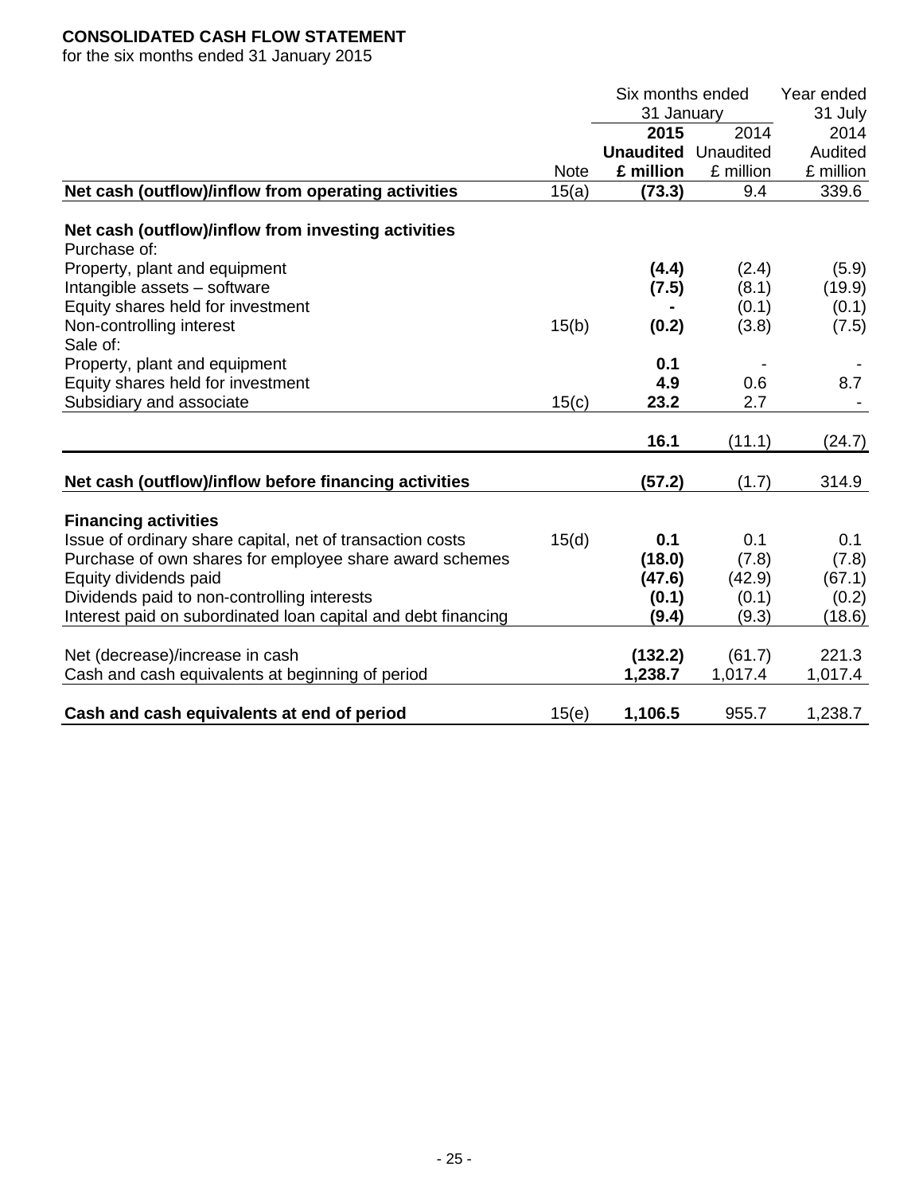**CONSOLIDATED CASH FLOW STATEMENT**

for the six months ended 31 January 2015

| | Note | Six months ended 31 January 2015 Unaudited £ million | Six months ended 31 January 2014 Unaudited £ million | Year ended 31 July 2014 Audited £ million |
|---|---|---|---|---|
| **Net cash (outflow)/inflow from operating activities** | 15(a) | **(73.3)** | 9.4 | 339.6 |
| **Net cash (outflow)/inflow from investing activities** | | | | |
| Purchase of: | | | | |
| Property, plant and equipment | | **(4.4)** | (2.4) | (5.9) |
| Intangible assets – software | | **(7.5)** | (8.1) | (19.9) |
| Equity shares held for investment | | **-** | (0.1) | (0.1) |
| Non-controlling interest | 15(b) | **(0.2)** | (3.8) | (7.5) |
| Sale of: | | | | |
| Property, plant and equipment | | **0.1** | - | - |
| Equity shares held for investment | | **4.9** | 0.6 | 8.7 |
| Subsidiary and associate | 15(c) | **23.2** | 2.7 | - |
| | | **16.1** | (11.1) | (24.7) |
| **Net cash (outflow)/inflow before financing activities** | | **(57.2)** | (1.7) | 314.9 |
| **Financing activities** | | | | |
| Issue of ordinary share capital, net of transaction costs | 15(d) | **0.1** | 0.1 | 0.1 |
| Purchase of own shares for employee share award schemes | | **(18.0)** | (7.8) | (7.8) |
| Equity dividends paid | | **(47.6)** | (42.9) | (67.1) |
| Dividends paid to non-controlling interests | | **(0.1)** | (0.1) | (0.2) |
| Interest paid on subordinated loan capital and debt financing | | **(9.4)** | (9.3) | (18.6) |
| Net (decrease)/increase in cash | | **(132.2)** | (61.7) | 221.3 |
| Cash and cash equivalents at beginning of period | | **1,238.7** | 1,017.4 | 1,017.4 |
| **Cash and cash equivalents at end of period** | 15(e) | **1,106.5** | 955.7 | 1,238.7 |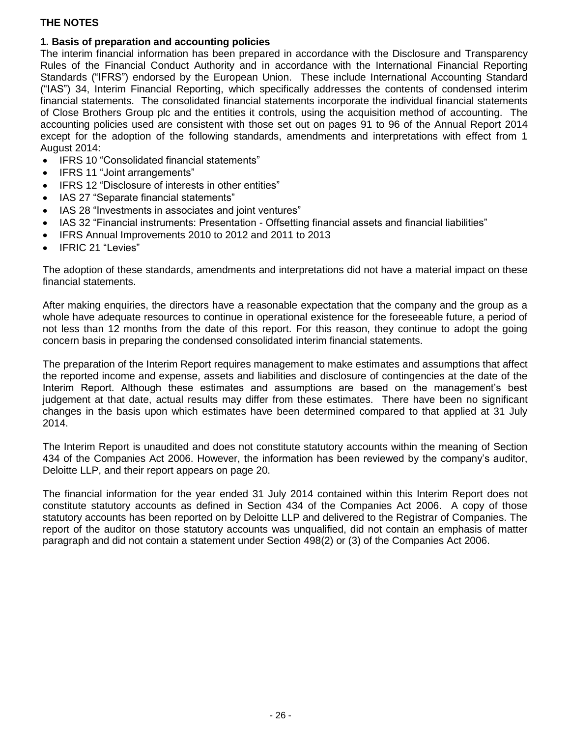## THE NOTES

### 1. Basis of preparation and accounting policies

The interim financial information has been prepared in accordance with the Disclosure and Transparency Rules of the Financial Conduct Authority and in accordance with the International Financial Reporting Standards ("IFRS") endorsed by the European Union. These include International Accounting Standard ("IAS") 34, Interim Financial Reporting, which specifically addresses the contents of condensed interim financial statements. The consolidated financial statements incorporate the individual financial statements of Close Brothers Group plc and the entities it controls, using the acquisition method of accounting. The accounting policies used are consistent with those set out on pages 91 to 96 of the Annual Report 2014 except for the adoption of the following standards, amendments and interpretations with effect from 1 August 2014:

- IFRS 10 "Consolidated financial statements"
- IFRS 11 "Joint arrangements"
- IFRS 12 "Disclosure of interests in other entities"
- IAS 27 "Separate financial statements"
- IAS 28 "Investments in associates and joint ventures"
- IAS 32 "Financial instruments: Presentation - Offsetting financial assets and financial liabilities"
- IFRS Annual Improvements 2010 to 2012 and 2011 to 2013
- IFRIC 21 "Levies"

The adoption of these standards, amendments and interpretations did not have a material impact on these financial statements.

After making enquiries, the directors have a reasonable expectation that the company and the group as a whole have adequate resources to continue in operational existence for the foreseeable future, a period of not less than 12 months from the date of this report. For this reason, they continue to adopt the going concern basis in preparing the condensed consolidated interim financial statements.

The preparation of the Interim Report requires management to make estimates and assumptions that affect the reported income and expense, assets and liabilities and disclosure of contingencies at the date of the Interim Report. Although these estimates and assumptions are based on the management's best judgement at that date, actual results may differ from these estimates. There have been no significant changes in the basis upon which estimates have been determined compared to that applied at 31 July 2014.

The Interim Report is unaudited and does not constitute statutory accounts within the meaning of Section 434 of the Companies Act 2006. However, the information has been reviewed by the company's auditor, Deloitte LLP, and their report appears on page 20.

The financial information for the year ended 31 July 2014 contained within this Interim Report does not constitute statutory accounts as defined in Section 434 of the Companies Act 2006. A copy of those statutory accounts has been reported on by Deloitte LLP and delivered to the Registrar of Companies. The report of the auditor on those statutory accounts was unqualified, did not contain an emphasis of matter paragraph and did not contain a statement under Section 498(2) or (3) of the Companies Act 2006.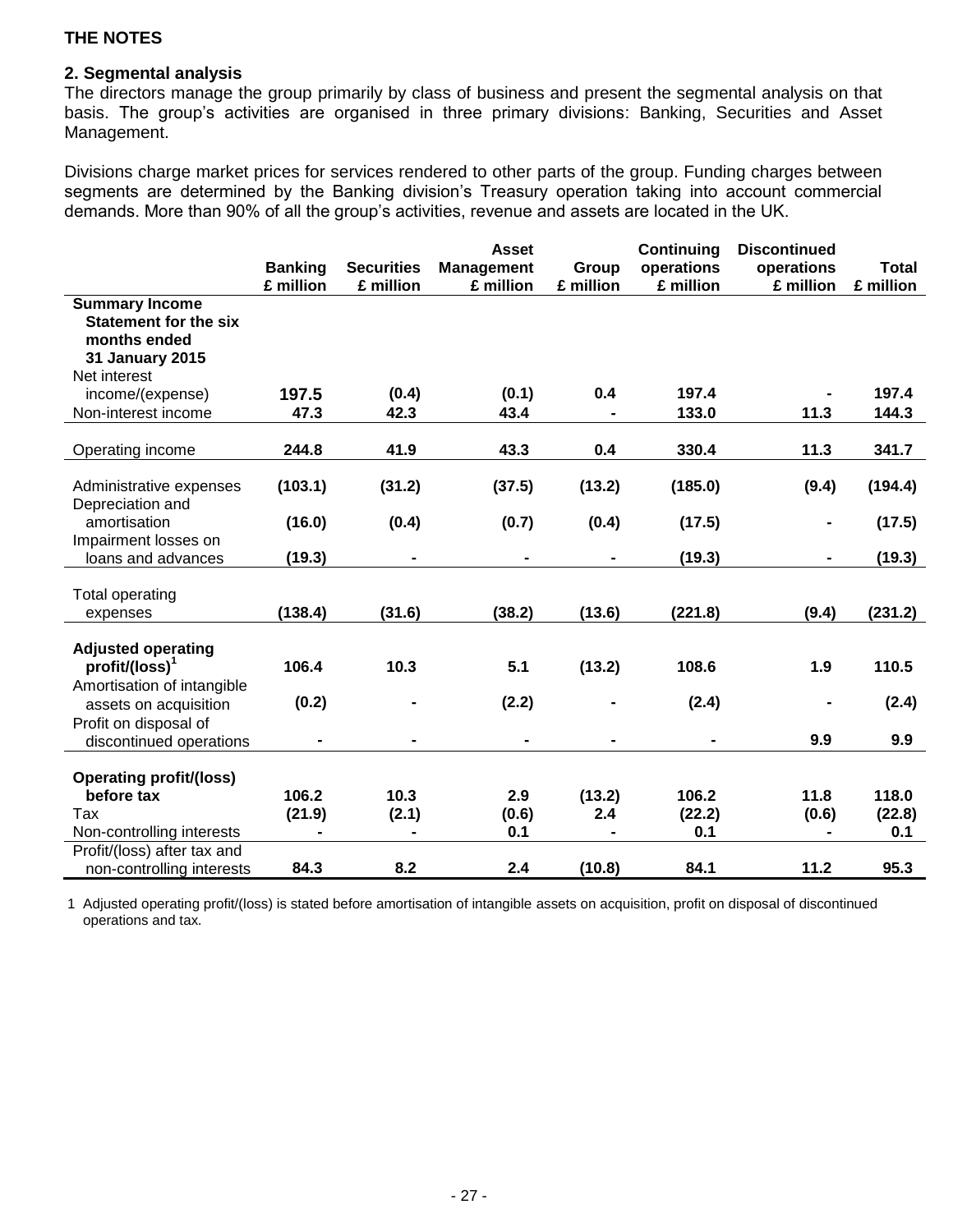**THE NOTES**

**2. Segmental analysis**

The directors manage the group primarily by class of business and present the segmental analysis on that basis. The group's activities are organised in three primary divisions: Banking, Securities and Asset Management.

Divisions charge market prices for services rendered to other parts of the group. Funding charges between segments are determined by the Banking division's Treasury operation taking into account commercial demands. More than 90% of all the group's activities, revenue and assets are located in the UK.

| | Banking £ million | Securities £ million | Asset Management £ million | Group £ million | Continuing operations £ million | Discontinued operations £ million | Total £ million |
|---|---|---|---|---|---|---|---|
| **Summary Income Statement for the six months ended 31 January 2015** | | | | | | | |
| Net interest income/(expense) | 197.5 | (0.4) | (0.1) | 0.4 | 197.4 | - | 197.4 |
| Non-interest income | 47.3 | 42.3 | 43.4 | - | 133.0 | 11.3 | 144.3 |
| Operating income | 244.8 | 41.9 | 43.3 | 0.4 | 330.4 | 11.3 | 341.7 |
| Administrative expenses | (103.1) | (31.2) | (37.5) | (13.2) | (185.0) | (9.4) | (194.4) |
| Depreciation and amortisation | (16.0) | (0.4) | (0.7) | (0.4) | (17.5) | - | (17.5) |
| Impairment losses on loans and advances | (19.3) | - | - | - | (19.3) | - | (19.3) |
| Total operating expenses | (138.4) | (31.6) | (38.2) | (13.6) | (221.8) | (9.4) | (231.2) |
| **Adjusted operating profit/(loss)[1]** | 106.4 | 10.3 | 5.1 | (13.2) | 108.6 | 1.9 | 110.5 |
| Amortisation of intangible assets on acquisition | (0.2) | - | (2.2) | - | (2.4) | - | (2.4) |
| Profit on disposal of discontinued operations | - | - | - | - | - | 9.9 | 9.9 |
| **Operating profit/(loss) before tax** | 106.2 | 10.3 | 2.9 | (13.2) | 106.2 | 11.8 | 118.0 |
| Tax | (21.9) | (2.1) | (0.6) | 2.4 | (22.2) | (0.6) | (22.8) |
| Non-controlling interests | - | - | 0.1 | - | 0.1 | - | 0.1 |
| Profit/(loss) after tax and non-controlling interests | 84.3 | 8.2 | 2.4 | (10.8) | 84.1 | 11.2 | 95.3 |

1 Adjusted operating profit/(loss) is stated before amortisation of intangible assets on acquisition, profit on disposal of discontinued operations and tax.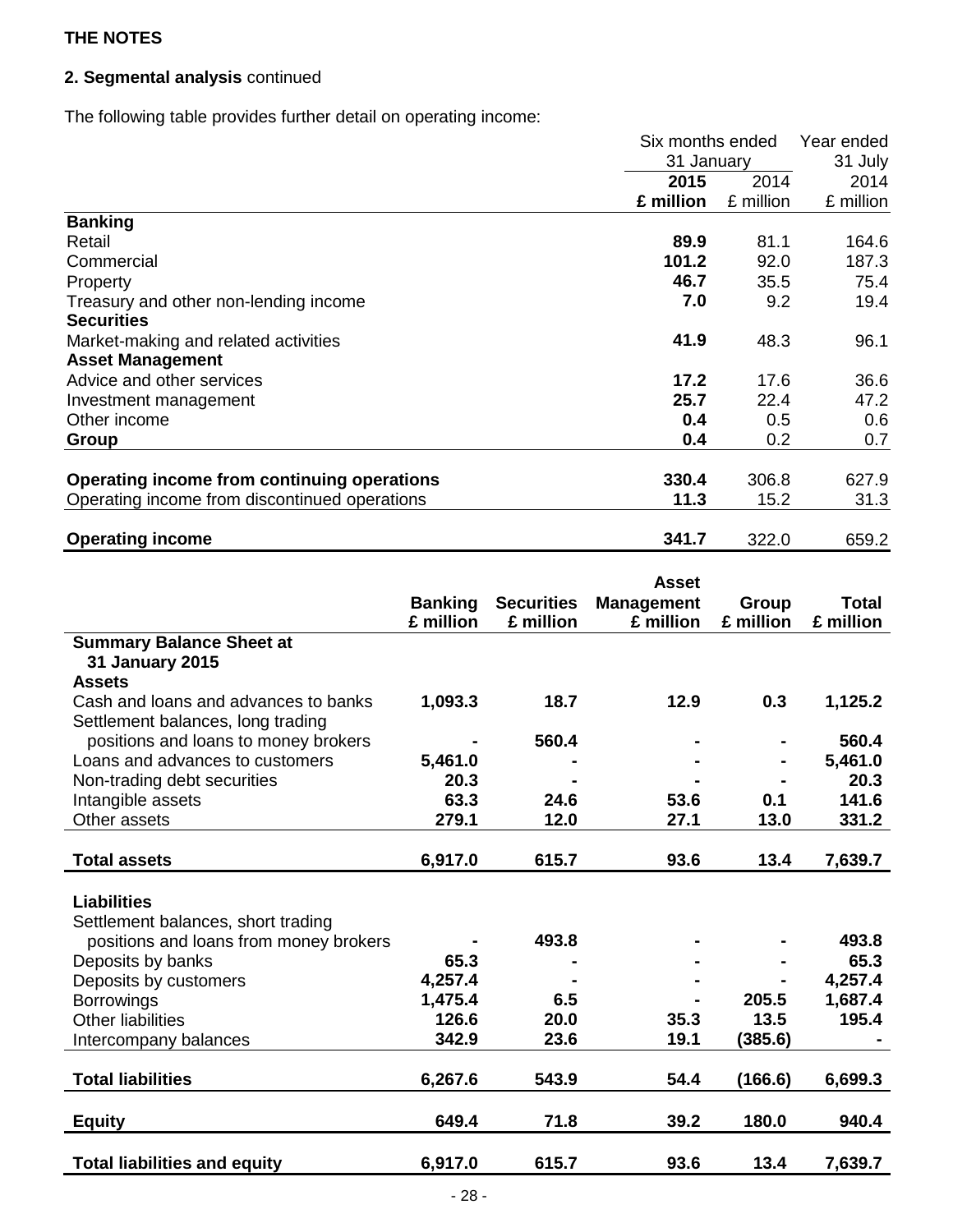**THE NOTES**

**2. Segmental analysis** continued

The following table provides further detail on operating income:

| | Six months ended 31 January | | Year ended 31 July |
|---|---|---|---|
| | **2015** | 2014 | 2014 |
| | **£ million** | £ million | £ million |
| **Banking** | | | |
| Retail | **89.9** | 81.1 | 164.6 |
| Commercial | **101.2** | 92.0 | 187.3 |
| Property | **46.7** | 35.5 | 75.4 |
| Treasury and other non-lending income | **7.0** | 9.2 | 19.4 |
| **Securities** | | | |
| Market-making and related activities | **41.9** | 48.3 | 96.1 |
| **Asset Management** | | | |
| Advice and other services | **17.2** | 17.6 | 36.6 |
| Investment management | **25.7** | 22.4 | 47.2 |
| Other income | **0.4** | 0.5 | 0.6 |
| **Group** | **0.4** | 0.2 | 0.7 |
| **Operating income from continuing operations** | **330.4** | 306.8 | 627.9 |
| Operating income from discontinued operations | **11.3** | 15.2 | 31.3 |
| **Operating income** | **341.7** | 322.0 | 659.2 |

| | **Banking £ million** | **Securities £ million** | **Asset Management £ million** | **Group £ million** | **Total £ million** |
|---|---|---|---|---|---|
| **Summary Balance Sheet at 31 January 2015** | | | | | |
| **Assets** | | | | | |
| Cash and loans and advances to banks | **1,093.3** | **18.7** | **12.9** | **0.3** | **1,125.2** |
| Settlement balances, long trading positions and loans to money brokers | **-** | **560.4** | **-** | **-** | **560.4** |
| Loans and advances to customers | **5,461.0** | **-** | **-** | **-** | **5,461.0** |
| Non-trading debt securities | **20.3** | **-** | **-** | **-** | **20.3** |
| Intangible assets | **63.3** | **24.6** | **53.6** | **0.1** | **141.6** |
| Other assets | **279.1** | **12.0** | **27.1** | **13.0** | **331.2** |
| **Total assets** | **6,917.0** | **615.7** | **93.6** | **13.4** | **7,639.7** |
| **Liabilities** | | | | | |
| Settlement balances, short trading positions and loans from money brokers | **-** | **493.8** | **-** | **-** | **493.8** |
| Deposits by banks | **65.3** | **-** | **-** | **-** | **65.3** |
| Deposits by customers | **4,257.4** | **-** | **-** | **-** | **4,257.4** |
| Borrowings | **1,475.4** | **6.5** | **-** | **205.5** | **1,687.4** |
| Other liabilities | **126.6** | **20.0** | **35.3** | **13.5** | **195.4** |
| Intercompany balances | **342.9** | **23.6** | **19.1** | **(385.6)** | **-** |
| **Total liabilities** | **6,267.6** | **543.9** | **54.4** | **(166.6)** | **6,699.3** |
| **Equity** | **649.4** | **71.8** | **39.2** | **180.0** | **940.4** |
| **Total liabilities and equity** | **6,917.0** | **615.7** | **93.6** | **13.4** | **7,639.7** |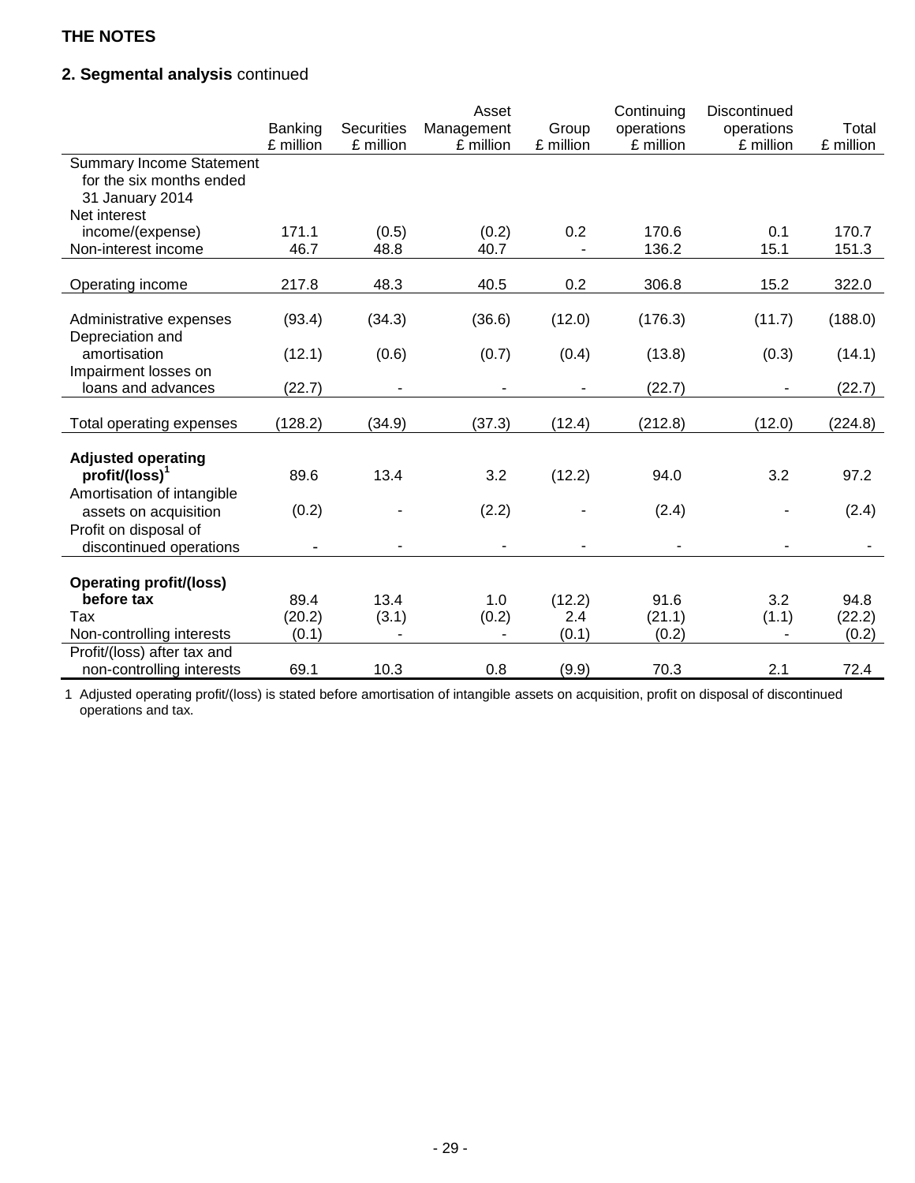**THE NOTES**

**2. Segmental analysis** continued

| | Banking £ million | Securities £ million | Asset Management £ million | Group £ million | Continuing operations £ million | Discontinued operations £ million | Total £ million |
|---|---|---|---|---|---|---|---|
| Summary Income Statement for the six months ended 31 January 2014 | | | | | | | |
| Net interest income/(expense) | 171.1 | (0.5) | (0.2) | 0.2 | 170.6 | 0.1 | 170.7 |
| Non-interest income | 46.7 | 48.8 | 40.7 | - | 136.2 | 15.1 | 151.3 |
| Operating income | 217.8 | 48.3 | 40.5 | 0.2 | 306.8 | 15.2 | 322.0 |
| Administrative expenses | (93.4) | (34.3) | (36.6) | (12.0) | (176.3) | (11.7) | (188.0) |
| Depreciation and amortisation | (12.1) | (0.6) | (0.7) | (0.4) | (13.8) | (0.3) | (14.1) |
| Impairment losses on loans and advances | (22.7) | - | - | - | (22.7) | - | (22.7) |
| Total operating expenses | (128.2) | (34.9) | (37.3) | (12.4) | (212.8) | (12.0) | (224.8) |
| **Adjusted operating profit/(loss)**[1] | 89.6 | 13.4 | 3.2 | (12.2) | 94.0 | 3.2 | 97.2 |
| Amortisation of intangible assets on acquisition | (0.2) | - | (2.2) | - | (2.4) | - | (2.4) |
| Profit on disposal of discontinued operations | - | - | - | - | - | - | - |
| **Operating profit/(loss) before tax** | 89.4 | 13.4 | 1.0 | (12.2) | 91.6 | 3.2 | 94.8 |
| Tax | (20.2) | (3.1) | (0.2) | 2.4 | (21.1) | (1.1) | (22.2) |
| Non-controlling interests | (0.1) | - | - | (0.1) | (0.2) | - | (0.2) |
| Profit/(loss) after tax and non-controlling interests | 69.1 | 10.3 | 0.8 | (9.9) | 70.3 | 2.1 | 72.4 |

1 Adjusted operating profit/(loss) is stated before amortisation of intangible assets on acquisition, profit on disposal of discontinued operations and tax.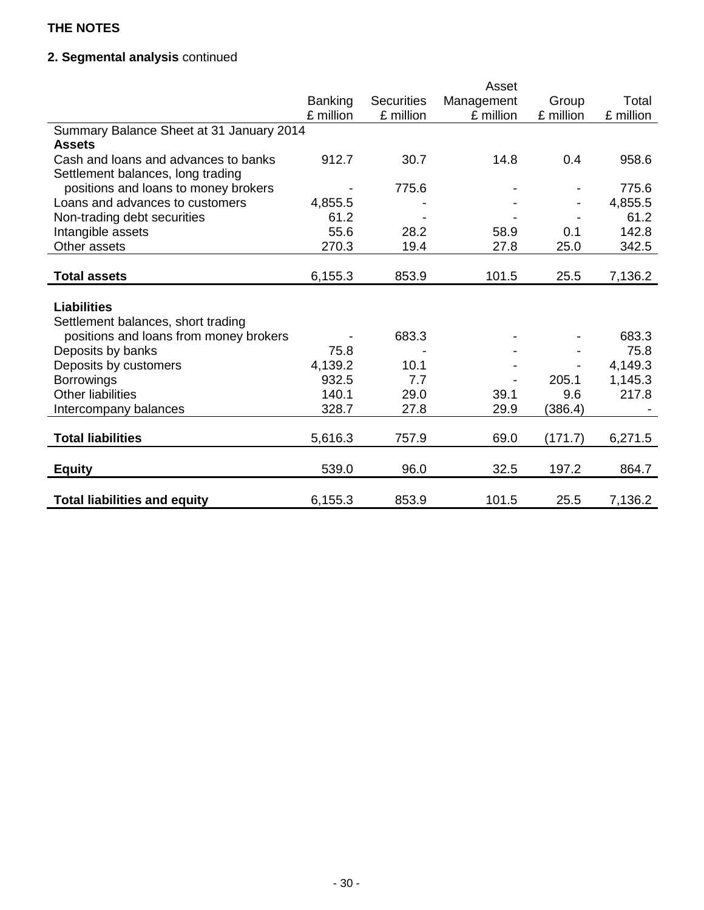**THE NOTES**

**2. Segmental analysis** continued

| | Banking £ million | Securities £ million | Asset Management £ million | Group £ million | Total £ million |
|---|---|---|---|---|---|
| Summary Balance Sheet at 31 January 2014 | | | | | |
| **Assets** | | | | | |
| Cash and loans and advances to banks | 912.7 | 30.7 | 14.8 | 0.4 | 958.6 |
| Settlement balances, long trading positions and loans to money brokers | - | 775.6 | - | - | 775.6 |
| Loans and advances to customers | 4,855.5 | - | - | - | 4,855.5 |
| Non-trading debt securities | 61.2 | - | - | - | 61.2 |
| Intangible assets | 55.6 | 28.2 | 58.9 | 0.1 | 142.8 |
| Other assets | 270.3 | 19.4 | 27.8 | 25.0 | 342.5 |
| **Total assets** | 6,155.3 | 853.9 | 101.5 | 25.5 | 7,136.2 |
| **Liabilities** | | | | | |
| Settlement balances, short trading positions and loans from money brokers | - | 683.3 | - | - | 683.3 |
| Deposits by banks | 75.8 | - | - | - | 75.8 |
| Deposits by customers | 4,139.2 | 10.1 | - | - | 4,149.3 |
| Borrowings | 932.5 | 7.7 | - | 205.1 | 1,145.3 |
| Other liabilities | 140.1 | 29.0 | 39.1 | 9.6 | 217.8 |
| Intercompany balances | 328.7 | 27.8 | 29.9 | (386.4) | - |
| **Total liabilities** | 5,616.3 | 757.9 | 69.0 | (171.7) | 6,271.5 |
| **Equity** | 539.0 | 96.0 | 32.5 | 197.2 | 864.7 |
| **Total liabilities and equity** | 6,155.3 | 853.9 | 101.5 | 25.5 | 7,136.2 |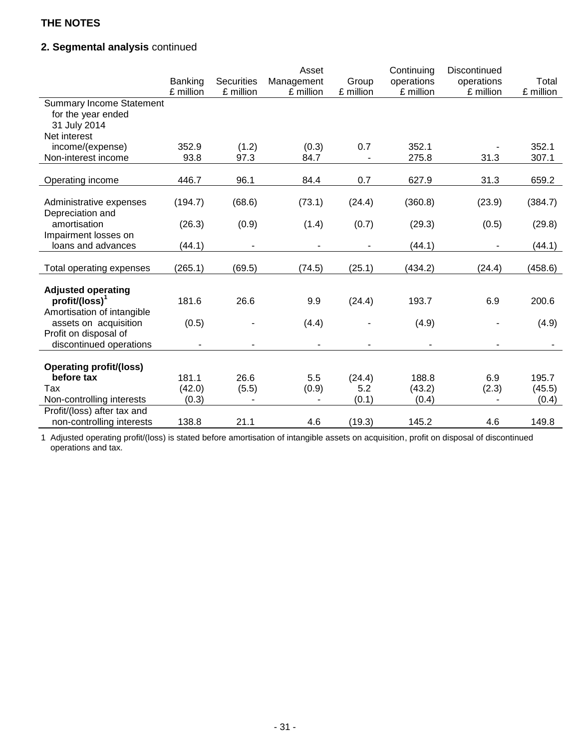**THE NOTES**

## 2. Segmental analysis continued

| | Banking £ million | Securities £ million | Asset Management £ million | Group £ million | Continuing operations £ million | Discontinued operations £ million | Total £ million |
|---|---|---|---|---|---|---|---|
| Summary Income Statement for the year ended 31 July 2014 | | | | | | | |
| Net interest income/(expense) | 352.9 | (1.2) | (0.3) | 0.7 | 352.1 | - | 352.1 |
| Non-interest income | 93.8 | 97.3 | 84.7 | - | 275.8 | 31.3 | 307.1 |
| Operating income | 446.7 | 96.1 | 84.4 | 0.7 | 627.9 | 31.3 | 659.2 |
| Administrative expenses | (194.7) | (68.6) | (73.1) | (24.4) | (360.8) | (23.9) | (384.7) |
| Depreciation and amortisation | (26.3) | (0.9) | (1.4) | (0.7) | (29.3) | (0.5) | (29.8) |
| Impairment losses on loans and advances | (44.1) | - | - | - | (44.1) | - | (44.1) |
| Total operating expenses | (265.1) | (69.5) | (74.5) | (25.1) | (434.2) | (24.4) | (458.6) |
| **Adjusted operating profit/(loss)[1]** | 181.6 | 26.6 | 9.9 | (24.4) | 193.7 | 6.9 | 200.6 |
| Amortisation of intangible assets on acquisition | (0.5) | - | (4.4) | - | (4.9) | - | (4.9) |
| Profit on disposal of discontinued operations | - | - | - | - | - | - | - |
| **Operating profit/(loss) before tax** | 181.1 | 26.6 | 5.5 | (24.4) | 188.8 | 6.9 | 195.7 |
| Tax | (42.0) | (5.5) | (0.9) | 5.2 | (43.2) | (2.3) | (45.5) |
| Non-controlling interests | (0.3) | - | - | (0.1) | (0.4) | - | (0.4) |
| Profit/(loss) after tax and non-controlling interests | 138.8 | 21.1 | 4.6 | (19.3) | 145.2 | 4.6 | 149.8 |

1 Adjusted operating profit/(loss) is stated before amortisation of intangible assets on acquisition, profit on disposal of discontinued operations and tax.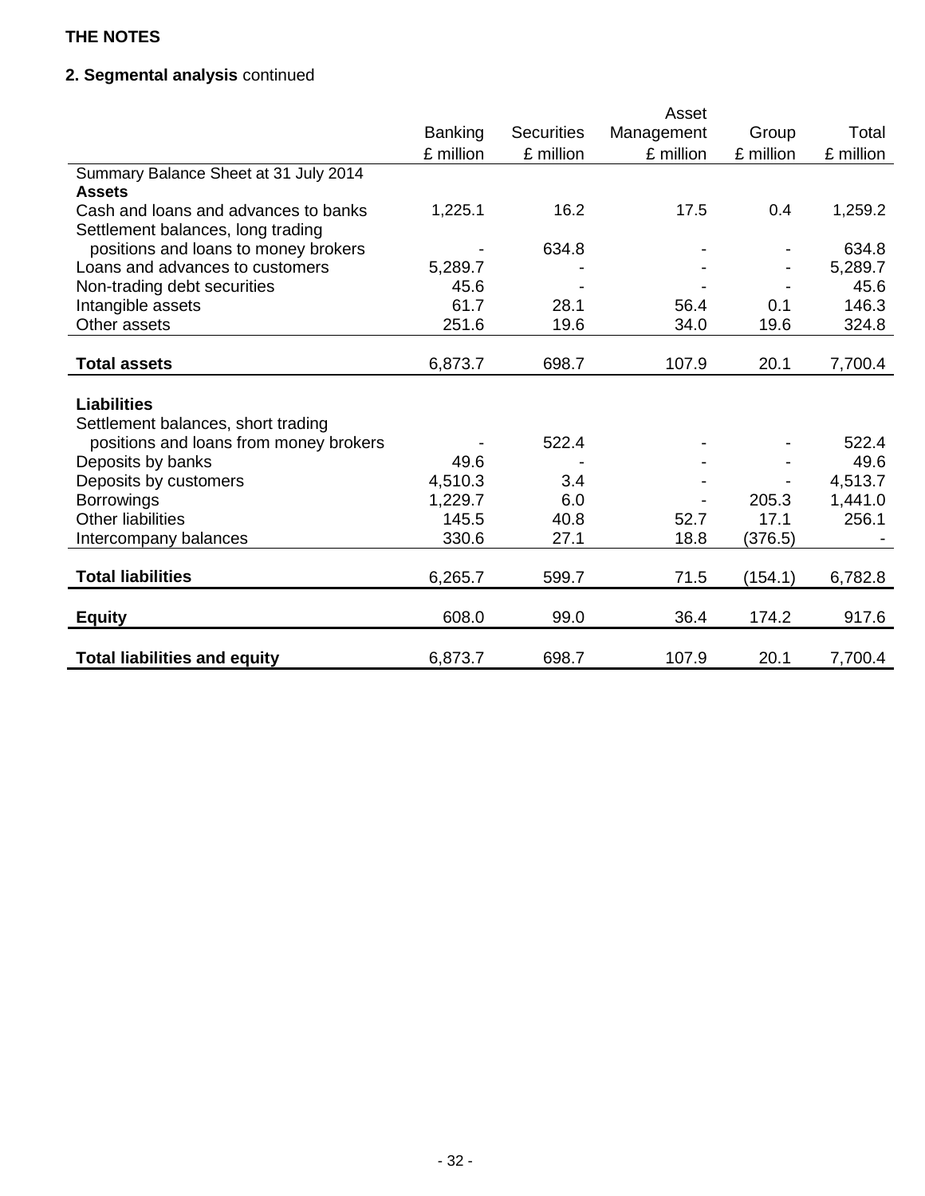**THE NOTES**

**2. Segmental analysis** continued

| | Banking | Securities | Asset Management | Group | Total |
|---|---|---|---|---|---|
| | £ million | £ million | £ million | £ million | £ million |
| Summary Balance Sheet at 31 July 2014 | | | | | |
| **Assets** | | | | | |
| Cash and loans and advances to banks | 1,225.1 | 16.2 | 17.5 | 0.4 | 1,259.2 |
| Settlement balances, long trading positions and loans to money brokers | - | 634.8 | - | - | 634.8 |
| Loans and advances to customers | 5,289.7 | - | - | - | 5,289.7 |
| Non-trading debt securities | 45.6 | - | - | - | 45.6 |
| Intangible assets | 61.7 | 28.1 | 56.4 | 0.1 | 146.3 |
| Other assets | 251.6 | 19.6 | 34.0 | 19.6 | 324.8 |
| **Total assets** | 6,873.7 | 698.7 | 107.9 | 20.1 | 7,700.4 |
| **Liabilities** | | | | | |
| Settlement balances, short trading positions and loans from money brokers | - | 522.4 | - | - | 522.4 |
| Deposits by banks | 49.6 | - | - | - | 49.6 |
| Deposits by customers | 4,510.3 | 3.4 | - | - | 4,513.7 |
| Borrowings | 1,229.7 | 6.0 | - | 205.3 | 1,441.0 |
| Other liabilities | 145.5 | 40.8 | 52.7 | 17.1 | 256.1 |
| Intercompany balances | 330.6 | 27.1 | 18.8 | (376.5) | - |
| **Total liabilities** | 6,265.7 | 599.7 | 71.5 | (154.1) | 6,782.8 |
| **Equity** | 608.0 | 99.0 | 36.4 | 174.2 | 917.6 |
| **Total liabilities and equity** | 6,873.7 | 698.7 | 107.9 | 20.1 | 7,700.4 |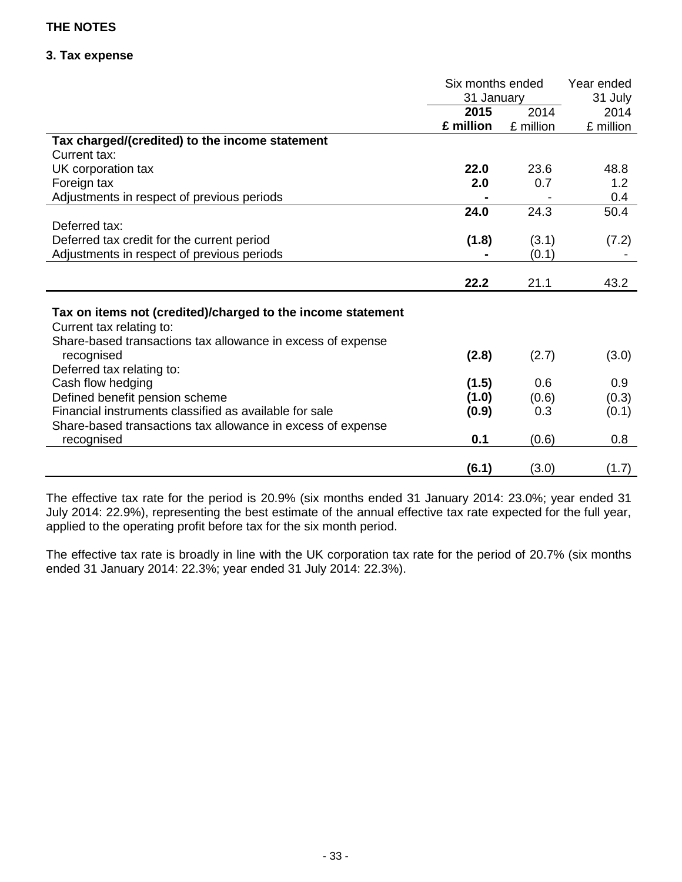**THE NOTES**

**3. Tax expense**

| | Six months ended 31 January | | Year ended 31 July |
|---|---|---|---|
| | **2015** | 2014 | 2014 |
| | **£ million** | £ million | £ million |
| **Tax charged/(credited) to the income statement** | | | |
| Current tax: | | | |
| UK corporation tax | **22.0** | 23.6 | 48.8 |
| Foreign tax | **2.0** | 0.7 | 1.2 |
| Adjustments in respect of previous periods | **-** | - | 0.4 |
| | **24.0** | 24.3 | 50.4 |
| Deferred tax: | | | |
| Deferred tax credit for the current period | **(1.8)** | (3.1) | (7.2) |
| Adjustments in respect of previous periods | **-** | (0.1) | - |
| | **22.2** | 21.1 | 43.2 |
| **Tax on items not (credited)/charged to the income statement** | | | |
| Current tax relating to: | | | |
| Share-based transactions tax allowance in excess of expense recognised | **(2.8)** | (2.7) | (3.0) |
| Deferred tax relating to: | | | |
| Cash flow hedging | **(1.5)** | 0.6 | 0.9 |
| Defined benefit pension scheme | **(1.0)** | (0.6) | (0.3) |
| Financial instruments classified as available for sale | **(0.9)** | 0.3 | (0.1) |
| Share-based transactions tax allowance in excess of expense recognised | **0.1** | (0.6) | 0.8 |
| | **(6.1)** | (3.0) | (1.7) |

The effective tax rate for the period is 20.9% (six months ended 31 January 2014: 23.0%; year ended 31 July 2014: 22.9%), representing the best estimate of the annual effective tax rate expected for the full year, applied to the operating profit before tax for the six month period.

The effective tax rate is broadly in line with the UK corporation tax rate for the period of 20.7% (six months ended 31 January 2014: 22.3%; year ended 31 July 2014: 22.3%).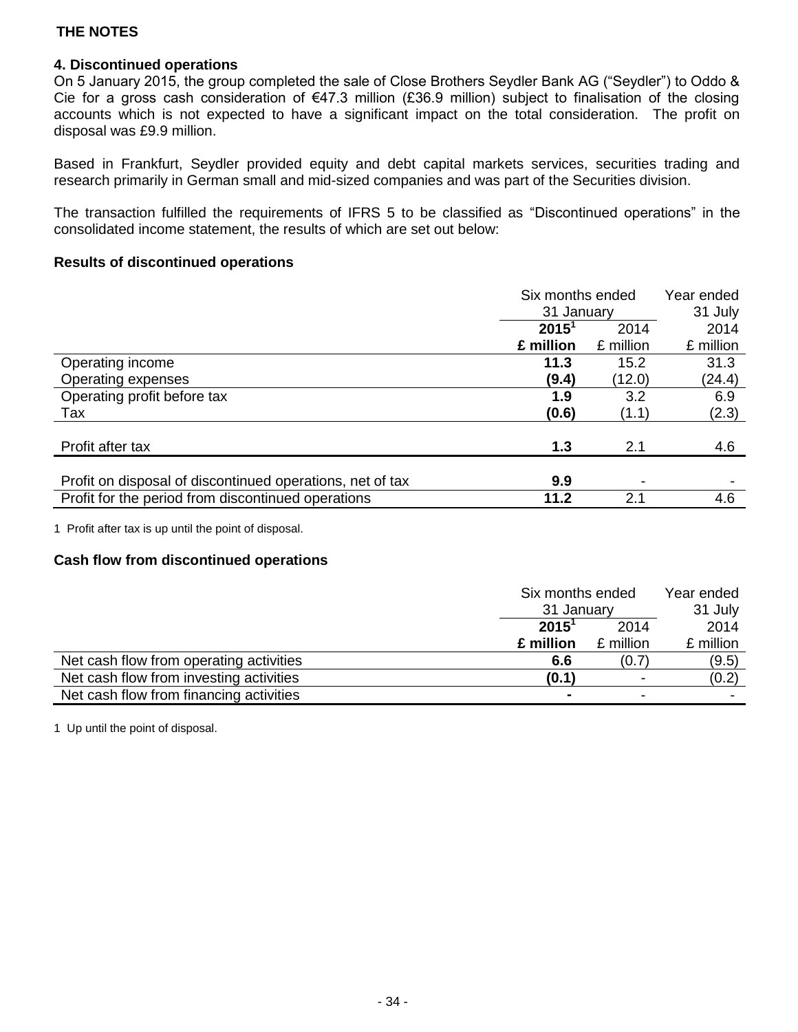## THE NOTES

### 4. Discontinued operations

On 5 January 2015, the group completed the sale of Close Brothers Seydler Bank AG ("Seydler") to Oddo & Cie for a gross cash consideration of €47.3 million (£36.9 million) subject to finalisation of the closing accounts which is not expected to have a significant impact on the total consideration. The profit on disposal was £9.9 million.

Based in Frankfurt, Seydler provided equity and debt capital markets services, securities trading and research primarily in German small and mid-sized companies and was part of the Securities division.

The transaction fulfilled the requirements of IFRS 5 to be classified as "Discontinued operations" in the consolidated income statement, the results of which are set out below:

**Results of discontinued operations**

| | Six months ended 31 January | | Year ended 31 July |
|---|---|---|---|
| | **2015[1]** | 2014 | 2014 |
| | **£ million** | £ million | £ million |
| Operating income | **11.3** | 15.2 | 31.3 |
| Operating expenses | **(9.4)** | (12.0) | (24.4) |
| Operating profit before tax | **1.9** | 3.2 | 6.9 |
| Tax | **(0.6)** | (1.1) | (2.3) |
| Profit after tax | **1.3** | 2.1 | 4.6 |
| Profit on disposal of discontinued operations, net of tax | **9.9** | - | - |
| Profit for the period from discontinued operations | **11.2** | 2.1 | 4.6 |

1 Profit after tax is up until the point of disposal.

**Cash flow from discontinued operations**

| | Six months ended 31 January | | Year ended 31 July |
|---|---|---|---|
| | **2015[1]** | 2014 | 2014 |
| | **£ million** | £ million | £ million |
| Net cash flow from operating activities | **6.6** | (0.7) | (9.5) |
| Net cash flow from investing activities | **(0.1)** | - | (0.2) |
| Net cash flow from financing activities | **-** | - | - |

1 Up until the point of disposal.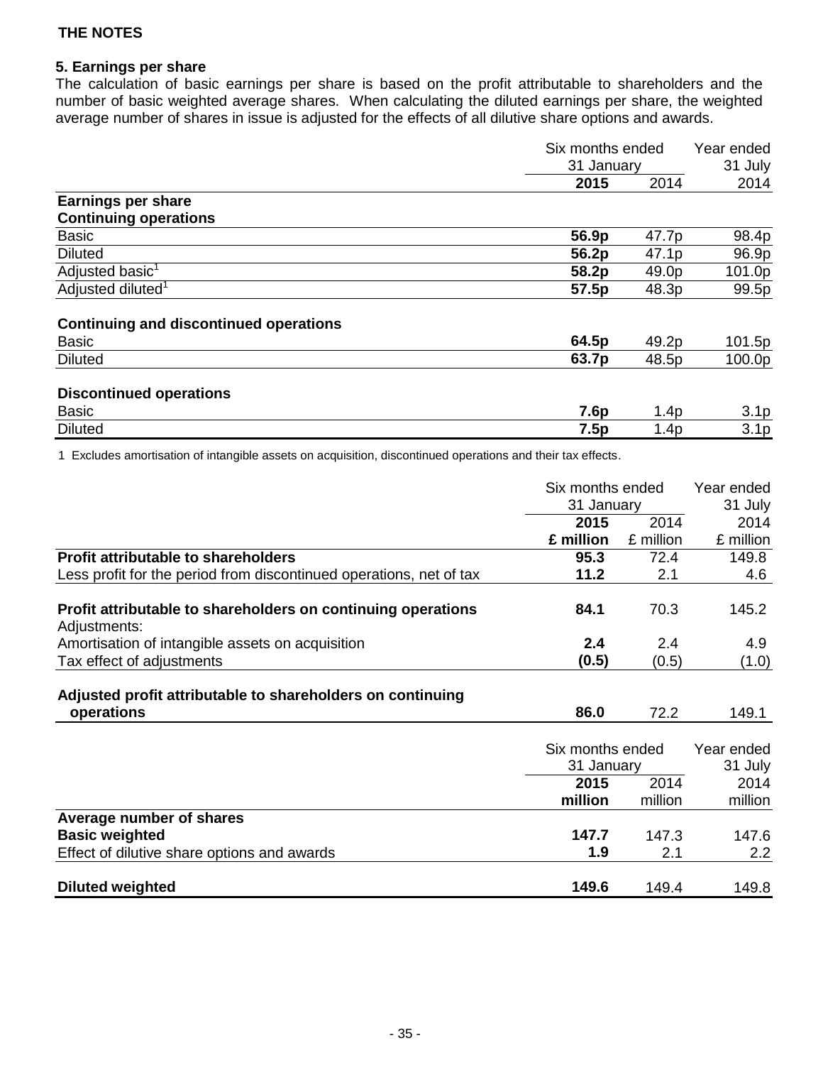**THE NOTES**

**5. Earnings per share**

The calculation of basic earnings per share is based on the profit attributable to shareholders and the number of basic weighted average shares. When calculating the diluted earnings per share, the weighted average number of shares in issue is adjusted for the effects of all dilutive share options and awards.

| | Six months ended 31 January | | Year ended 31 July |
|---|---|---|---|
| | **2015** | 2014 | 2014 |
| **Earnings per share** | | | |
| **Continuing operations** | | | |
| Basic | **56.9p** | 47.7p | 98.4p |
| Diluted | **56.2p** | 47.1p | 96.9p |
| Adjusted basic[1] | **58.2p** | 49.0p | 101.0p |
| Adjusted diluted[1] | **57.5p** | 48.3p | 99.5p |
| | | | |
| **Continuing and discontinued operations** | | | |
| Basic | **64.5p** | 49.2p | 101.5p |
| Diluted | **63.7p** | 48.5p | 100.0p |
| | | | |
| **Discontinued operations** | | | |
| Basic | **7.6p** | 1.4p | 3.1p |
| Diluted | **7.5p** | 1.4p | 3.1p |

1 Excludes amortisation of intangible assets on acquisition, discontinued operations and their tax effects.

| | Six months ended 31 January | | Year ended 31 July |
|---|---|---|---|
| | **2015** | 2014 | 2014 |
| | **£ million** | £ million | £ million |
| **Profit attributable to shareholders** | **95.3** | 72.4 | 149.8 |
| Less profit for the period from discontinued operations, net of tax | **11.2** | 2.1 | 4.6 |
| | | | |
| **Profit attributable to shareholders on continuing operations** | **84.1** | 70.3 | 145.2 |
| Adjustments: | | | |
| Amortisation of intangible assets on acquisition | **2.4** | 2.4 | 4.9 |
| Tax effect of adjustments | **(0.5)** | (0.5) | (1.0) |
| | | | |
| **Adjusted profit attributable to shareholders on continuing operations** | **86.0** | 72.2 | 149.1 |

| | Six months ended 31 January | | Year ended 31 July |
|---|---|---|---|
| | **2015** | 2014 | 2014 |
| | **million** | million | million |
| **Average number of shares** | | | |
| **Basic weighted** | **147.7** | 147.3 | 147.6 |
| Effect of dilutive share options and awards | **1.9** | 2.1 | 2.2 |
| | | | |
| **Diluted weighted** | **149.6** | 149.4 | 149.8 |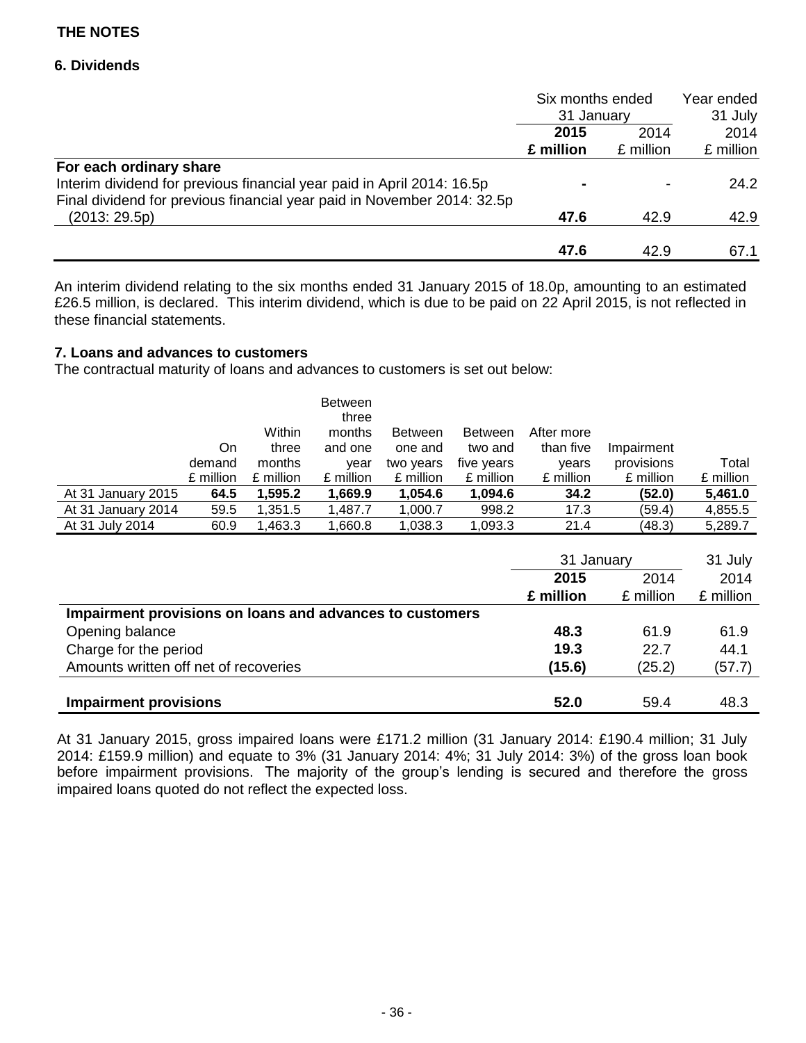## THE NOTES

### 6. Dividends

| | Six months ended 31 January | | Year ended 31 July |
|---|---|---|---|
| | **2015** | 2014 | 2014 |
| | **£ million** | £ million | £ million |
| **For each ordinary share** | | | |
| Interim dividend for previous financial year paid in April 2014: 16.5p | **-** | - | 24.2 |
| Final dividend for previous financial year paid in November 2014: 32.5p (2013: 29.5p) | **47.6** | 42.9 | 42.9 |
| | **47.6** | 42.9 | 67.1 |

An interim dividend relating to the six months ended 31 January 2015 of 18.0p, amounting to an estimated £26.5 million, is declared. This interim dividend, which is due to be paid on 22 April 2015, is not reflected in these financial statements.

### 7. Loans and advances to customers

The contractual maturity of loans and advances to customers is set out below:

| | On demand £ million | Within three months £ million | Between three months and one year £ million | Between one and two years £ million | Between two and five years £ million | After more than five years £ million | Impairment provisions £ million | Total £ million |
|---|---|---|---|---|---|---|---|---|
| At 31 January 2015 | **64.5** | **1,595.2** | **1,669.9** | **1,054.6** | **1,094.6** | **34.2** | **(52.0)** | **5,461.0** |
| At 31 January 2014 | 59.5 | 1,351.5 | 1,487.7 | 1,000.7 | 998.2 | 17.3 | (59.4) | 4,855.5 |
| At 31 July 2014 | 60.9 | 1,463.3 | 1,660.8 | 1,038.3 | 1,093.3 | 21.4 | (48.3) | 5,289.7 |

| | 31 January | | 31 July |
|---|---|---|---|
| | **2015** | 2014 | 2014 |
| | **£ million** | £ million | £ million |
| **Impairment provisions on loans and advances to customers** | | | |
| Opening balance | **48.3** | 61.9 | 61.9 |
| Charge for the period | **19.3** | 22.7 | 44.1 |
| Amounts written off net of recoveries | **(15.6)** | (25.2) | (57.7) |
| **Impairment provisions** | **52.0** | 59.4 | 48.3 |

At 31 January 2015, gross impaired loans were £171.2 million (31 January 2014: £190.4 million; 31 July 2014: £159.9 million) and equate to 3% (31 January 2014: 4%; 31 July 2014: 3%) of the gross loan book before impairment provisions. The majority of the group's lending is secured and therefore the gross impaired loans quoted do not reflect the expected loss.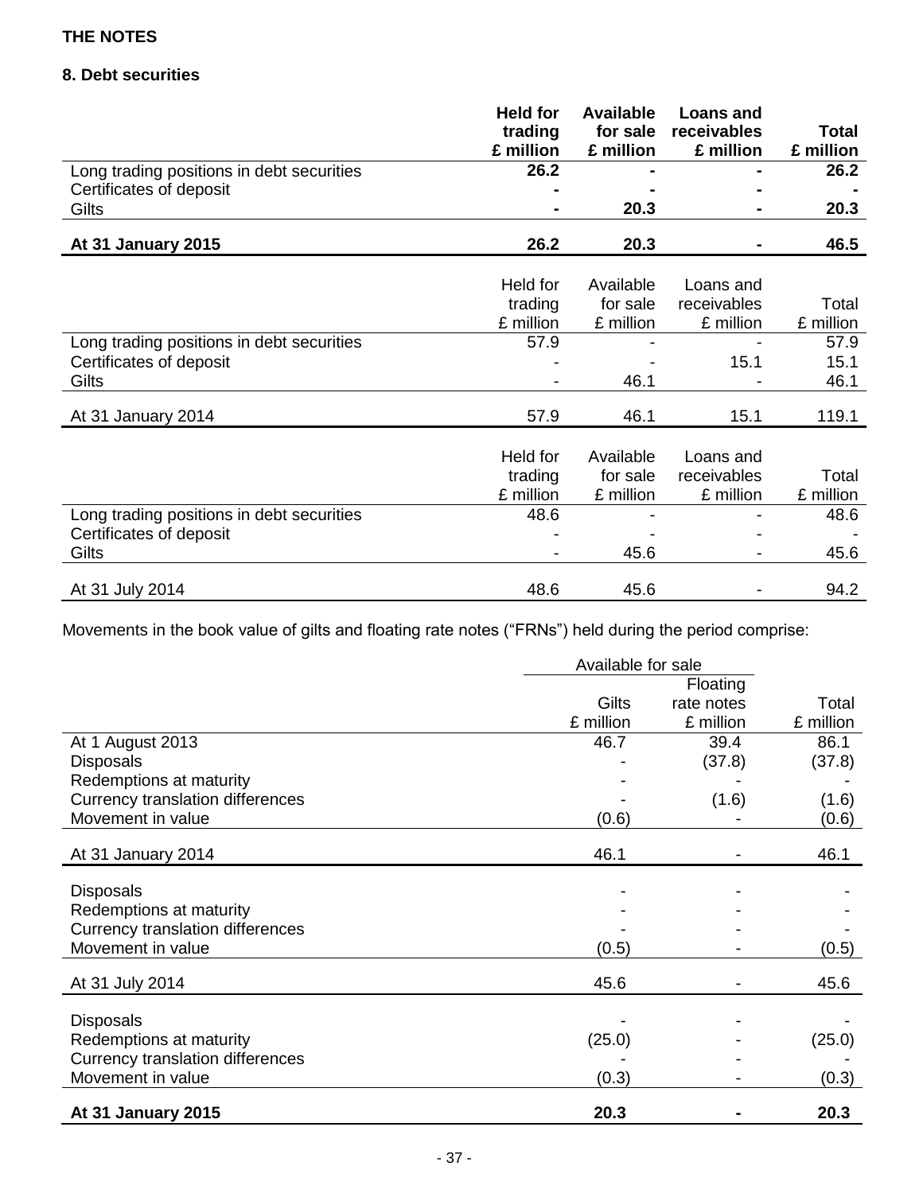**THE NOTES**

**8. Debt securities**

| | **Held for trading £ million** | **Available for sale £ million** | **Loans and receivables £ million** | **Total £ million** |
|---|---|---|---|---|
| Long trading positions in debt securities | **26.2** | **-** | **-** | **26.2** |
| Certificates of deposit | **-** | **-** | **-** | **-** |
| Gilts | **-** | **20.3** | **-** | **20.3** |
| **At 31 January 2015** | **26.2** | **20.3** | **-** | **46.5** |

| | Held for trading £ million | Available for sale £ million | Loans and receivables £ million | Total £ million |
|---|---|---|---|---|
| Long trading positions in debt securities | 57.9 | - | - | 57.9 |
| Certificates of deposit | - | - | 15.1 | 15.1 |
| Gilts | - | 46.1 | - | 46.1 |
| At 31 January 2014 | 57.9 | 46.1 | 15.1 | 119.1 |

| | Held for trading £ million | Available for sale £ million | Loans and receivables £ million | Total £ million |
|---|---|---|---|---|
| Long trading positions in debt securities | 48.6 | - | - | 48.6 |
| Certificates of deposit | - | - | - | - |
| Gilts | - | 45.6 | - | 45.6 |
| At 31 July 2014 | 48.6 | 45.6 | - | 94.2 |

Movements in the book value of gilts and floating rate notes ("FRNs") held during the period comprise:

| | Available for sale | | |
|---|---|---|---|
| | Gilts £ million | Floating rate notes £ million | Total £ million |
| At 1 August 2013 | 46.7 | 39.4 | 86.1 |
| Disposals | - | (37.8) | (37.8) |
| Redemptions at maturity | - | - | - |
| Currency translation differences | - | (1.6) | (1.6) |
| Movement in value | (0.6) | - | (0.6) |
| At 31 January 2014 | 46.1 | - | 46.1 |
| Disposals | - | - | - |
| Redemptions at maturity | - | - | - |
| Currency translation differences | - | - | - |
| Movement in value | (0.5) | - | (0.5) |
| At 31 July 2014 | 45.6 | - | 45.6 |
| Disposals | - | - | - |
| Redemptions at maturity | (25.0) | - | (25.0) |
| Currency translation differences | - | - | - |
| Movement in value | (0.3) | - | (0.3) |
| **At 31 January 2015** | **20.3** | **-** | **20.3** |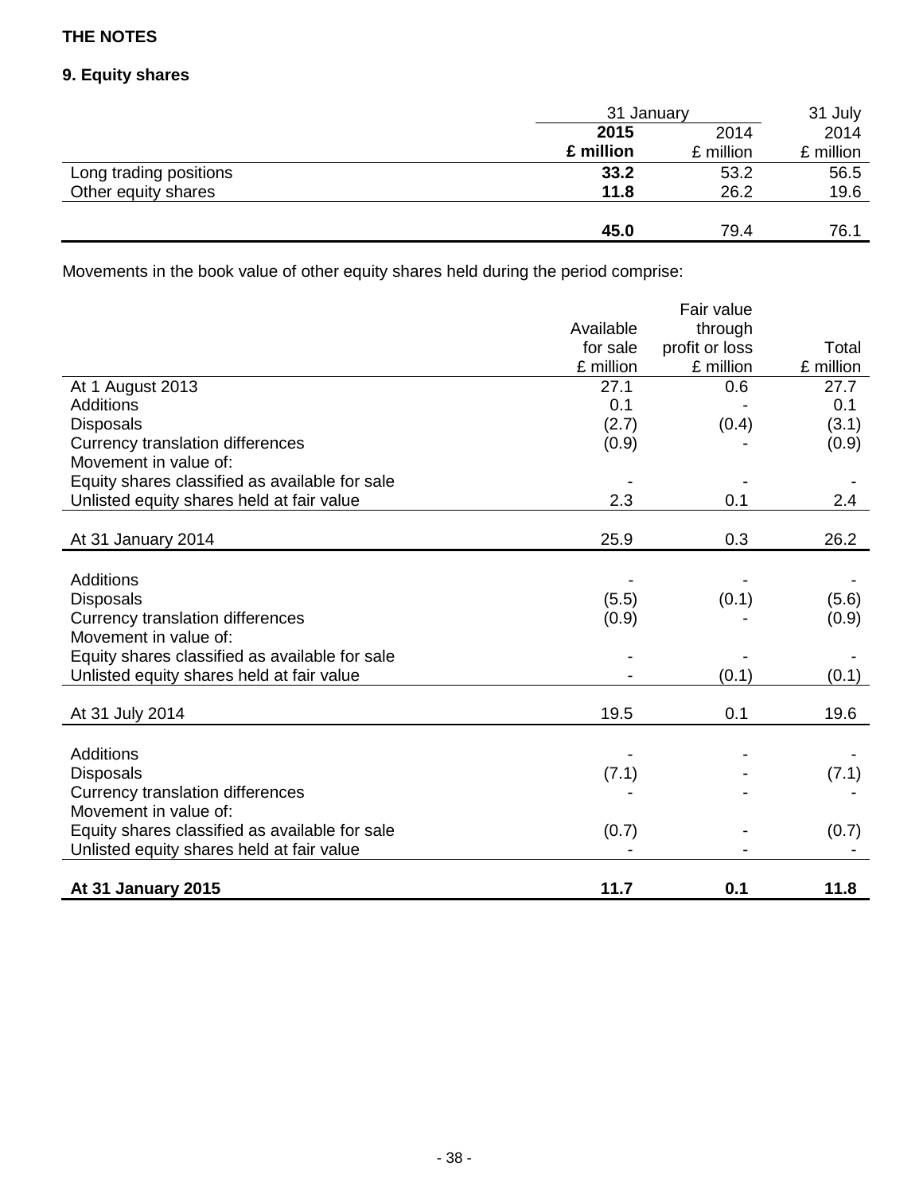**THE NOTES**

**9. Equity shares**

| | 31 January | | 31 July |
|---|---|---|---|
| | **2015** | 2014 | 2014 |
| | **£ million** | £ million | £ million |
| Long trading positions | **33.2** | 53.2 | 56.5 |
| Other equity shares | **11.8** | 26.2 | 19.6 |
| | **45.0** | 79.4 | 76.1 |

Movements in the book value of other equity shares held during the period comprise:

| | Available for sale £ million | Fair value through profit or loss £ million | Total £ million |
|---|---|---|---|
| At 1 August 2013 | 27.1 | 0.6 | 27.7 |
| Additions | 0.1 | - | 0.1 |
| Disposals | (2.7) | (0.4) | (3.1) |
| Currency translation differences | (0.9) | - | (0.9) |
| Movement in value of: | | | |
| Equity shares classified as available for sale | - | - | - |
| Unlisted equity shares held at fair value | 2.3 | 0.1 | 2.4 |
| At 31 January 2014 | 25.9 | 0.3 | 26.2 |
| Additions | - | - | - |
| Disposals | (5.5) | (0.1) | (5.6) |
| Currency translation differences | (0.9) | - | (0.9) |
| Movement in value of: | | | |
| Equity shares classified as available for sale | - | - | - |
| Unlisted equity shares held at fair value | - | (0.1) | (0.1) |
| At 31 July 2014 | 19.5 | 0.1 | 19.6 |
| Additions | - | - | - |
| Disposals | (7.1) | - | (7.1) |
| Currency translation differences | - | - | - |
| Movement in value of: | | | |
| Equity shares classified as available for sale | (0.7) | - | (0.7) |
| Unlisted equity shares held at fair value | - | - | - |
| **At 31 January 2015** | **11.7** | **0.1** | **11.8** |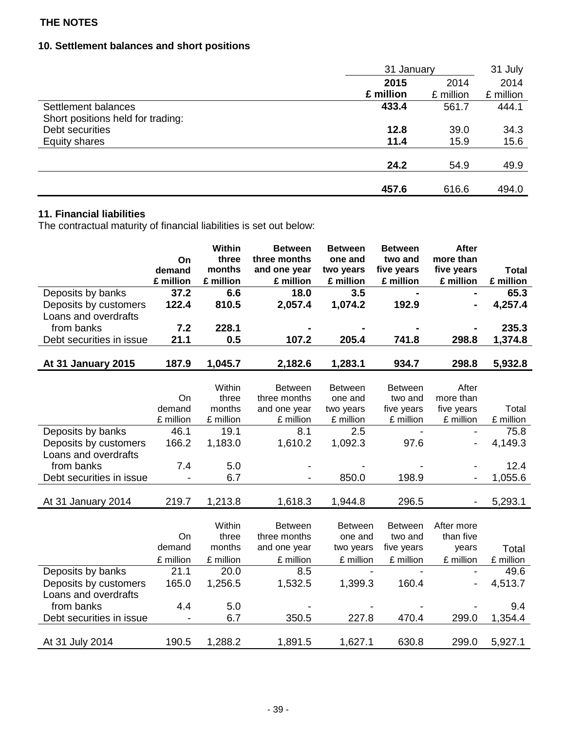THE NOTES

## 10. Settlement balances and short positions

| | 31 January 2015 £ million | 31 January 2014 £ million | 31 July 2014 £ million |
|---|---|---|---|
| Settlement balances | **433.4** | 561.7 | 444.1 |
| Short positions held for trading: | | | |
| Debt securities | **12.8** | 39.0 | 34.3 |
| Equity shares | **11.4** | 15.9 | 15.6 |
| | **24.2** | 54.9 | 49.9 |
| | **457.6** | 616.6 | 494.0 |

## 11. Financial liabilities

The contractual maturity of financial liabilities is set out below:

| | **On demand £ million** | **Within three months £ million** | **Between three months and one year £ million** | **Between one and two years £ million** | **Between two and five years £ million** | **After more than five years £ million** | **Total £ million** |
|---|---|---|---|---|---|---|---|
| Deposits by banks | **37.2** | **6.6** | **18.0** | **3.5** | **-** | **-** | **65.3** |
| Deposits by customers | **122.4** | **810.5** | **2,057.4** | **1,074.2** | **192.9** | **-** | **4,257.4** |
| Loans and overdrafts from banks | **7.2** | **228.1** | **-** | **-** | **-** | **-** | **235.3** |
| Debt securities in issue | **21.1** | **0.5** | **107.2** | **205.4** | **741.8** | **298.8** | **1,374.8** |
| **At 31 January 2015** | **187.9** | **1,045.7** | **2,182.6** | **1,283.1** | **934.7** | **298.8** | **5,932.8** |

| | On demand £ million | Within three months £ million | Between three months and one year £ million | Between one and two years £ million | Between two and five years £ million | After more than five years £ million | Total £ million |
|---|---|---|---|---|---|---|---|
| Deposits by banks | 46.1 | 19.1 | 8.1 | 2.5 | - | - | 75.8 |
| Deposits by customers | 166.2 | 1,183.0 | 1,610.2 | 1,092.3 | 97.6 | - | 4,149.3 |
| Loans and overdrafts from banks | 7.4 | 5.0 | - | - | - | - | 12.4 |
| Debt securities in issue | - | 6.7 | - | 850.0 | 198.9 | - | 1,055.6 |
| At 31 January 2014 | 219.7 | 1,213.8 | 1,618.3 | 1,944.8 | 296.5 | - | 5,293.1 |

| | On demand £ million | Within three months £ million | Between three months and one year £ million | Between one and two years £ million | Between two and five years £ million | After more than five years £ million | Total £ million |
|---|---|---|---|---|---|---|---|
| Deposits by banks | 21.1 | 20.0 | 8.5 | - | - | - | 49.6 |
| Deposits by customers | 165.0 | 1,256.5 | 1,532.5 | 1,399.3 | 160.4 | - | 4,513.7 |
| Loans and overdrafts from banks | 4.4 | 5.0 | - | - | - | - | 9.4 |
| Debt securities in issue | - | 6.7 | 350.5 | 227.8 | 470.4 | 299.0 | 1,354.4 |
| At 31 July 2014 | 190.5 | 1,288.2 | 1,891.5 | 1,627.1 | 630.8 | 299.0 | 5,927.1 |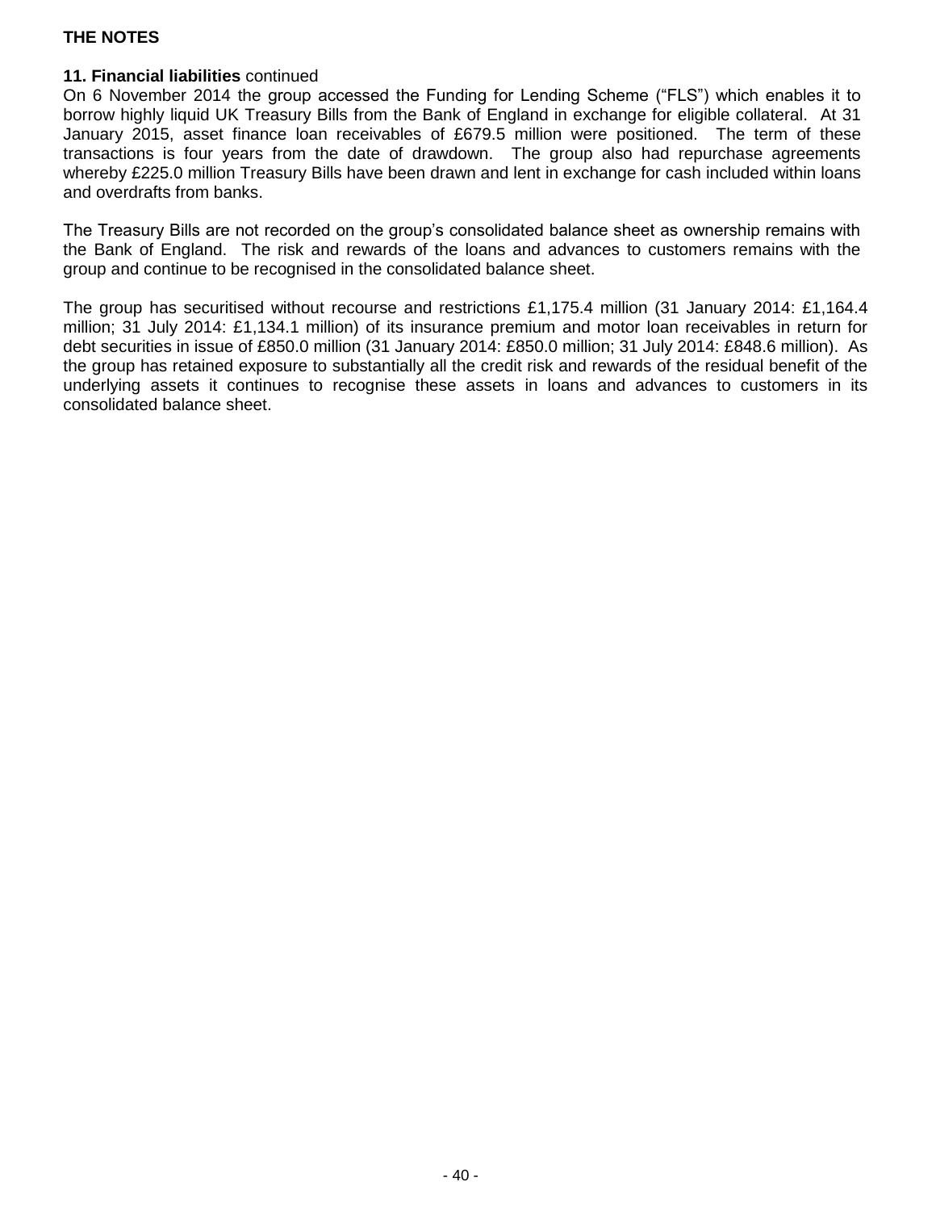**THE NOTES**

**11. Financial liabilities** continued

On 6 November 2014 the group accessed the Funding for Lending Scheme ("FLS") which enables it to borrow highly liquid UK Treasury Bills from the Bank of England in exchange for eligible collateral. At 31 January 2015, asset finance loan receivables of £679.5 million were positioned. The term of these transactions is four years from the date of drawdown. The group also had repurchase agreements whereby £225.0 million Treasury Bills have been drawn and lent in exchange for cash included within loans and overdrafts from banks.

The Treasury Bills are not recorded on the group's consolidated balance sheet as ownership remains with the Bank of England. The risk and rewards of the loans and advances to customers remains with the group and continue to be recognised in the consolidated balance sheet.

The group has securitised without recourse and restrictions £1,175.4 million (31 January 2014: £1,164.4 million; 31 July 2014: £1,134.1 million) of its insurance premium and motor loan receivables in return for debt securities in issue of £850.0 million (31 January 2014: £850.0 million; 31 July 2014: £848.6 million). As the group has retained exposure to substantially all the credit risk and rewards of the residual benefit of the underlying assets it continues to recognise these assets in loans and advances to customers in its consolidated balance sheet.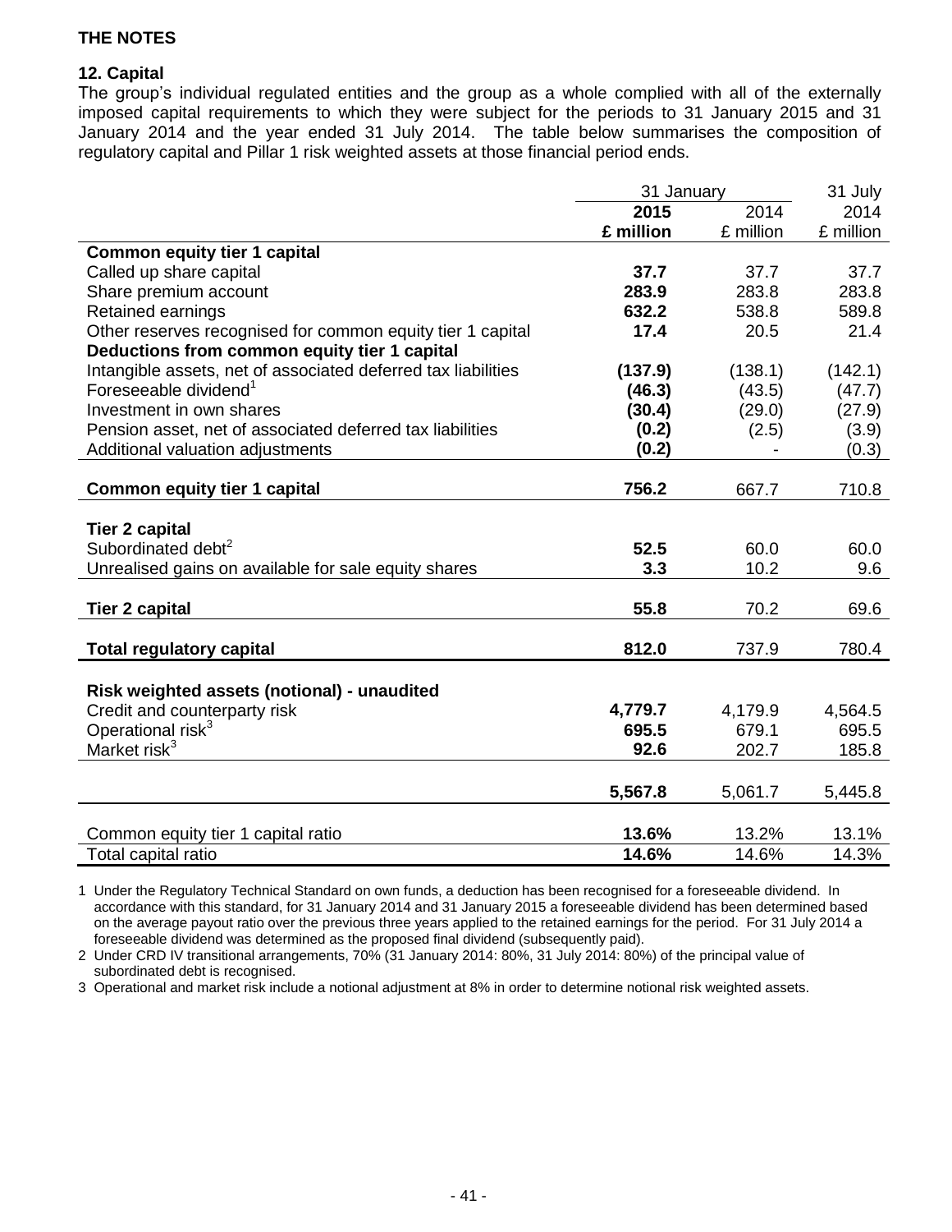**THE NOTES**

**12. Capital**

The group's individual regulated entities and the group as a whole complied with all of the externally imposed capital requirements to which they were subject for the periods to 31 January 2015 and 31 January 2014 and the year ended 31 July 2014. The table below summarises the composition of regulatory capital and Pillar 1 risk weighted assets at those financial period ends.

| | 31 January | | 31 July |
|---|---|---|---|
| | **2015** | 2014 | 2014 |
| | **£ million** | £ million | £ million |
| **Common equity tier 1 capital** | | | |
| Called up share capital | **37.7** | 37.7 | 37.7 |
| Share premium account | **283.9** | 283.8 | 283.8 |
| Retained earnings | **632.2** | 538.8 | 589.8 |
| Other reserves recognised for common equity tier 1 capital | **17.4** | 20.5 | 21.4 |
| **Deductions from common equity tier 1 capital** | | | |
| Intangible assets, net of associated deferred tax liabilities | **(137.9)** | (138.1) | (142.1) |
| Foreseeable dividend[1] | **(46.3)** | (43.5) | (47.7) |
| Investment in own shares | **(30.4)** | (29.0) | (27.9) |
| Pension asset, net of associated deferred tax liabilities | **(0.2)** | (2.5) | (3.9) |
| Additional valuation adjustments | **(0.2)** | - | (0.3) |
| **Common equity tier 1 capital** | **756.2** | 667.7 | 710.8 |
| **Tier 2 capital** | | | |
| Subordinated debt[2] | **52.5** | 60.0 | 60.0 |
| Unrealised gains on available for sale equity shares | **3.3** | 10.2 | 9.6 |
| **Tier 2 capital** | **55.8** | 70.2 | 69.6 |
| **Total regulatory capital** | **812.0** | 737.9 | 780.4 |
| **Risk weighted assets (notional) - unaudited** | | | |
| Credit and counterparty risk | **4,779.7** | 4,179.9 | 4,564.5 |
| Operational risk[3] | **695.5** | 679.1 | 695.5 |
| Market risk[3] | **92.6** | 202.7 | 185.8 |
| | **5,567.8** | 5,061.7 | 5,445.8 |
| Common equity tier 1 capital ratio | **13.6%** | 13.2% | 13.1% |
| Total capital ratio | **14.6%** | 14.6% | 14.3% |

1 Under the Regulatory Technical Standard on own funds, a deduction has been recognised for a foreseeable dividend. In accordance with this standard, for 31 January 2014 and 31 January 2015 a foreseeable dividend has been determined based on the average payout ratio over the previous three years applied to the retained earnings for the period. For 31 July 2014 a foreseeable dividend was determined as the proposed final dividend (subsequently paid).

2 Under CRD IV transitional arrangements, 70% (31 January 2014: 80%, 31 July 2014: 80%) of the principal value of subordinated debt is recognised.

3 Operational and market risk include a notional adjustment at 8% in order to determine notional risk weighted assets.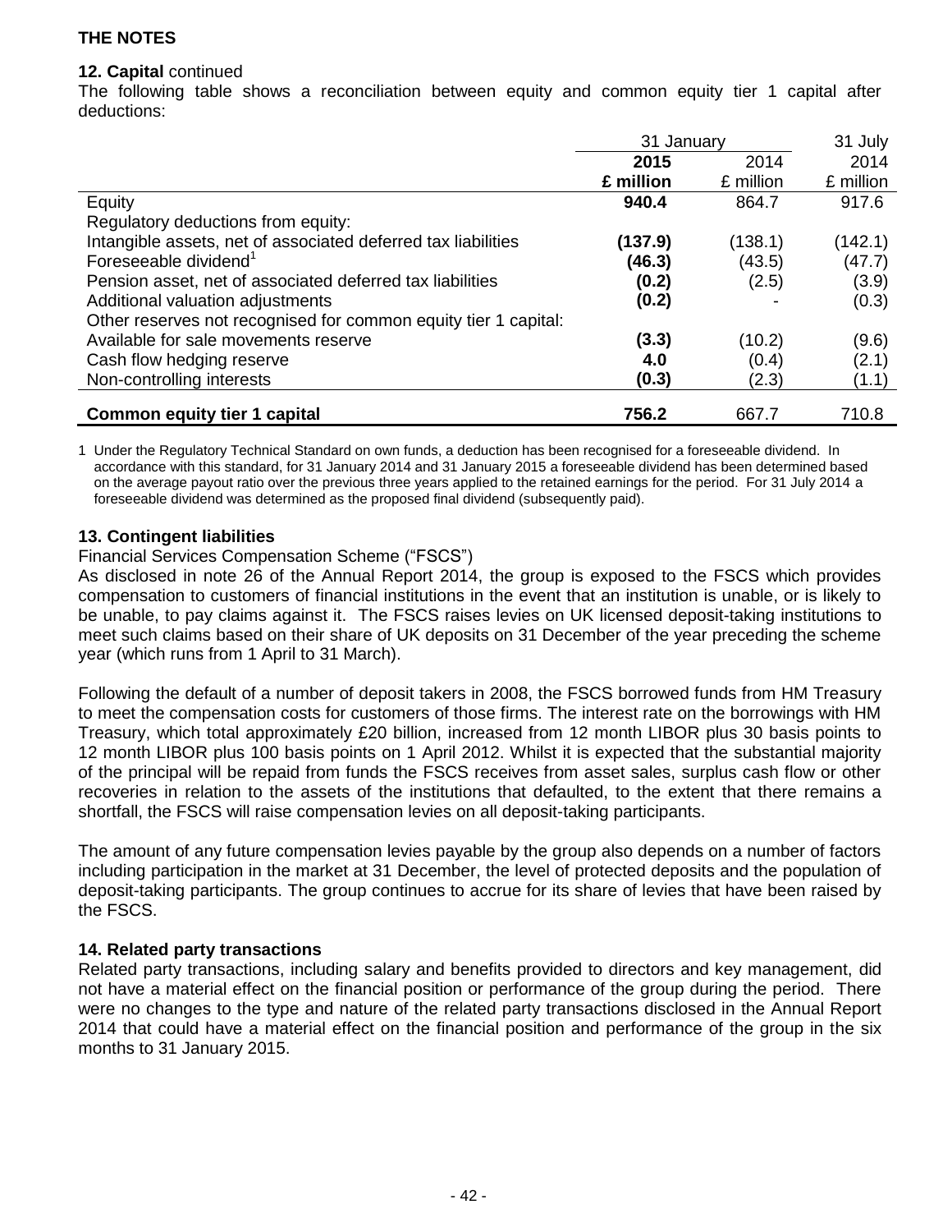## THE NOTES

### 12. Capital continued

The following table shows a reconciliation between equity and common equity tier 1 capital after deductions:

| | 31 January | | 31 July |
|---|---|---|---|
| | **2015** | 2014 | 2014 |
| | **£ million** | £ million | £ million |
| Equity | **940.4** | 864.7 | 917.6 |
| Regulatory deductions from equity: | | | |
| Intangible assets, net of associated deferred tax liabilities | **(137.9)** | (138.1) | (142.1) |
| Foreseeable dividend[1] | **(46.3)** | (43.5) | (47.7) |
| Pension asset, net of associated deferred tax liabilities | **(0.2)** | (2.5) | (3.9) |
| Additional valuation adjustments | **(0.2)** | - | (0.3) |
| Other reserves not recognised for common equity tier 1 capital: | | | |
| Available for sale movements reserve | **(3.3)** | (10.2) | (9.6) |
| Cash flow hedging reserve | **4.0** | (0.4) | (2.1) |
| Non-controlling interests | **(0.3)** | (2.3) | (1.1) |
| **Common equity tier 1 capital** | **756.2** | 667.7 | 710.8 |

1 Under the Regulatory Technical Standard on own funds, a deduction has been recognised for a foreseeable dividend. In accordance with this standard, for 31 January 2014 and 31 January 2015 a foreseeable dividend has been determined based on the average payout ratio over the previous three years applied to the retained earnings for the period. For 31 July 2014 a foreseeable dividend was determined as the proposed final dividend (subsequently paid).

### 13. Contingent liabilities

Financial Services Compensation Scheme ("FSCS")

As disclosed in note 26 of the Annual Report 2014, the group is exposed to the FSCS which provides compensation to customers of financial institutions in the event that an institution is unable, or is likely to be unable, to pay claims against it. The FSCS raises levies on UK licensed deposit-taking institutions to meet such claims based on their share of UK deposits on 31 December of the year preceding the scheme year (which runs from 1 April to 31 March).

Following the default of a number of deposit takers in 2008, the FSCS borrowed funds from HM Treasury to meet the compensation costs for customers of those firms. The interest rate on the borrowings with HM Treasury, which total approximately £20 billion, increased from 12 month LIBOR plus 30 basis points to 12 month LIBOR plus 100 basis points on 1 April 2012. Whilst it is expected that the substantial majority of the principal will be repaid from funds the FSCS receives from asset sales, surplus cash flow or other recoveries in relation to the assets of the institutions that defaulted, to the extent that there remains a shortfall, the FSCS will raise compensation levies on all deposit-taking participants.

The amount of any future compensation levies payable by the group also depends on a number of factors including participation in the market at 31 December, the level of protected deposits and the population of deposit-taking participants. The group continues to accrue for its share of levies that have been raised by the FSCS.

### 14. Related party transactions

Related party transactions, including salary and benefits provided to directors and key management, did not have a material effect on the financial position or performance of the group during the period. There were no changes to the type and nature of the related party transactions disclosed in the Annual Report 2014 that could have a material effect on the financial position and performance of the group in the six months to 31 January 2015.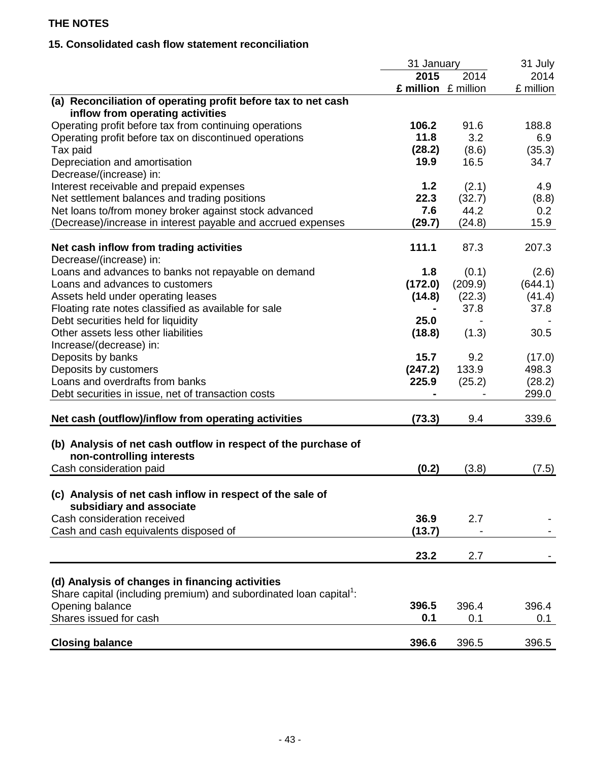**THE NOTES**

**15. Consolidated cash flow statement reconciliation**

| | 31 January | | 31 July |
|---|---|---|---|
| | **2015** | 2014 | 2014 |
| | **£ million** | £ million | £ million |
| **(a) Reconciliation of operating profit before tax to net cash inflow from operating activities** | | | |
| Operating profit before tax from continuing operations | **106.2** | 91.6 | 188.8 |
| Operating profit before tax on discontinued operations | **11.8** | 3.2 | 6.9 |
| Tax paid | **(28.2)** | (8.6) | (35.3) |
| Depreciation and amortisation | **19.9** | 16.5 | 34.7 |
| Decrease/(increase) in: | | | |
| Interest receivable and prepaid expenses | **1.2** | (2.1) | 4.9 |
| Net settlement balances and trading positions | **22.3** | (32.7) | (8.8) |
| Net loans to/from money broker against stock advanced | **7.6** | 44.2 | 0.2 |
| (Decrease)/increase in interest payable and accrued expenses | **(29.7)** | (24.8) | 15.9 |
| **Net cash inflow from trading activities** | **111.1** | 87.3 | 207.3 |
| Decrease/(increase) in: | | | |
| Loans and advances to banks not repayable on demand | **1.8** | (0.1) | (2.6) |
| Loans and advances to customers | **(172.0)** | (209.9) | (644.1) |
| Assets held under operating leases | **(14.8)** | (22.3) | (41.4) |
| Floating rate notes classified as available for sale | **-** | 37.8 | 37.8 |
| Debt securities held for liquidity | **25.0** | - | - |
| Other assets less other liabilities | **(18.8)** | (1.3) | 30.5 |
| Increase/(decrease) in: | | | |
| Deposits by banks | **15.7** | 9.2 | (17.0) |
| Deposits by customers | **(247.2)** | 133.9 | 498.3 |
| Loans and overdrafts from banks | **225.9** | (25.2) | (28.2) |
| Debt securities in issue, net of transaction costs | **-** | - | 299.0 |
| **Net cash (outflow)/inflow from operating activities** | **(73.3)** | 9.4 | 339.6 |
| **(b) Analysis of net cash outflow in respect of the purchase of non-controlling interests** | | | |
| Cash consideration paid | **(0.2)** | (3.8) | (7.5) |
| **(c) Analysis of net cash inflow in respect of the sale of subsidiary and associate** | | | |
| Cash consideration received | **36.9** | 2.7 | - |
| Cash and cash equivalents disposed of | **(13.7)** | - | - |
| | **23.2** | 2.7 | - |
| **(d) Analysis of changes in financing activities** | | | |
| Share capital (including premium) and subordinated loan capital[1]: | | | |
| Opening balance | **396.5** | 396.4 | 396.4 |
| Shares issued for cash | **0.1** | 0.1 | 0.1 |
| **Closing balance** | **396.6** | 396.5 | 396.5 |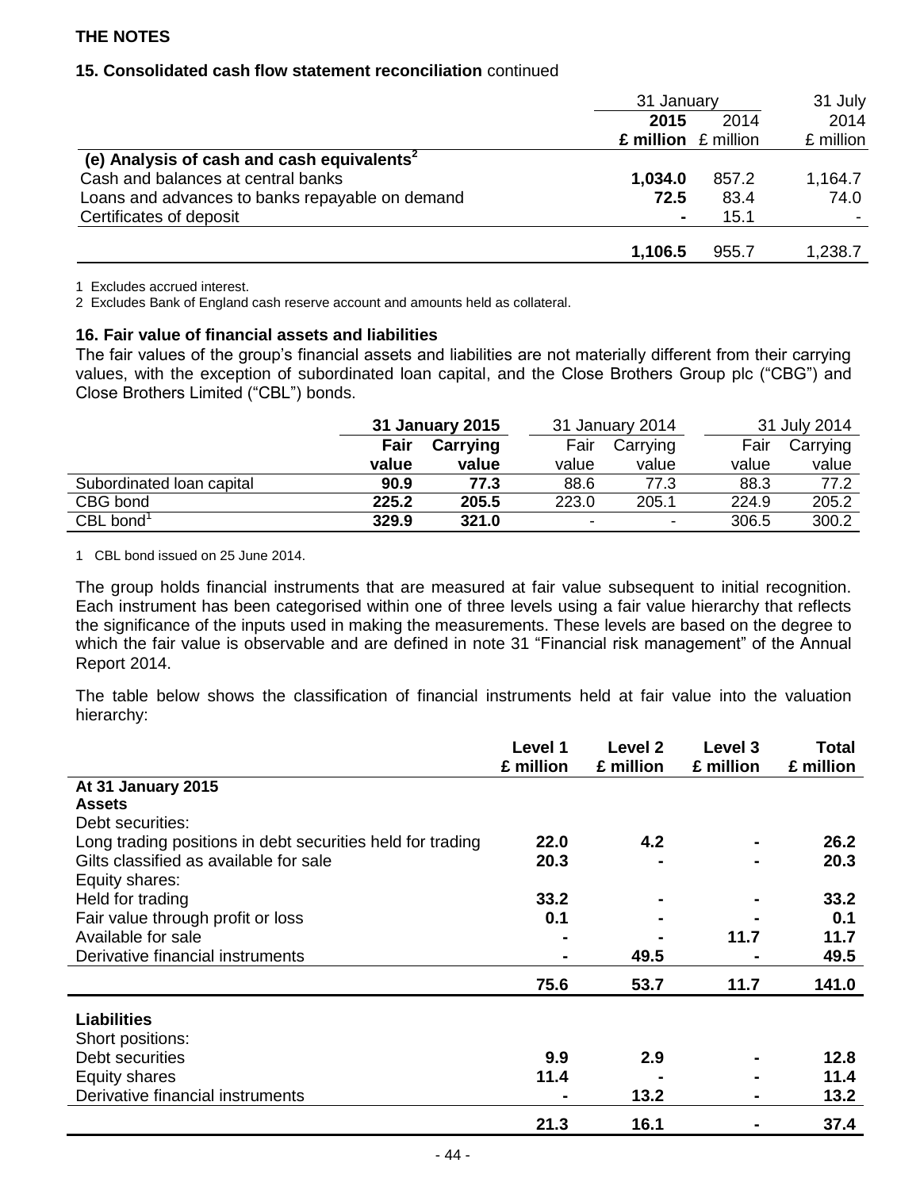**THE NOTES**

**15. Consolidated cash flow statement reconciliation** continued

| | 31 January | | 31 July |
|---|---|---|---|
| | **2015** | 2014 | 2014 |
| | **£ million** | £ million | £ million |
| **(e) Analysis of cash and cash equivalents[2]** | | | |
| Cash and balances at central banks | **1,034.0** | 857.2 | 1,164.7 |
| Loans and advances to banks repayable on demand | **72.5** | 83.4 | 74.0 |
| Certificates of deposit | **-** | 15.1 | - |
| | **1,106.5** | 955.7 | 1,238.7 |

1 Excludes accrued interest.
2 Excludes Bank of England cash reserve account and amounts held as collateral.

**16. Fair value of financial assets and liabilities**

The fair values of the group's financial assets and liabilities are not materially different from their carrying values, with the exception of subordinated loan capital, and the Close Brothers Group plc ("CBG") and Close Brothers Limited ("CBL") bonds.

| | **31 January 2015** | | 31 January 2014 | | 31 July 2014 | |
|---|---|---|---|---|---|---|
| | **Fair value** | **Carrying value** | Fair value | Carrying value | Fair value | Carrying value |
| Subordinated loan capital | **90.9** | **77.3** | 88.6 | 77.3 | 88.3 | 77.2 |
| CBG bond | **225.2** | **205.5** | 223.0 | 205.1 | 224.9 | 205.2 |
| CBL bond[1] | **329.9** | **321.0** | - | - | 306.5 | 300.2 |

1 CBL bond issued on 25 June 2014.

The group holds financial instruments that are measured at fair value subsequent to initial recognition. Each instrument has been categorised within one of three levels using a fair value hierarchy that reflects the significance of the inputs used in making the measurements. These levels are based on the degree to which the fair value is observable and are defined in note 31 "Financial risk management" of the Annual Report 2014.

The table below shows the classification of financial instruments held at fair value into the valuation hierarchy:

| | **Level 1 £ million** | **Level 2 £ million** | **Level 3 £ million** | **Total £ million** |
|---|---|---|---|---|
| **At 31 January 2015** | | | | |
| **Assets** | | | | |
| Debt securities: | | | | |
| Long trading positions in debt securities held for trading | **22.0** | **4.2** | **-** | **26.2** |
| Gilts classified as available for sale | **20.3** | **-** | **-** | **20.3** |
| Equity shares: | | | | |
| Held for trading | **33.2** | **-** | **-** | **33.2** |
| Fair value through profit or loss | **0.1** | **-** | **-** | **0.1** |
| Available for sale | **-** | **-** | **11.7** | **11.7** |
| Derivative financial instruments | **-** | **49.5** | **-** | **49.5** |
| | **75.6** | **53.7** | **11.7** | **141.0** |
| **Liabilities** | | | | |
| Short positions: | | | | |
| Debt securities | **9.9** | **2.9** | **-** | **12.8** |
| Equity shares | **11.4** | **-** | **-** | **11.4** |
| Derivative financial instruments | **-** | **13.2** | **-** | **13.2** |
| | **21.3** | **16.1** | **-** | **37.4** |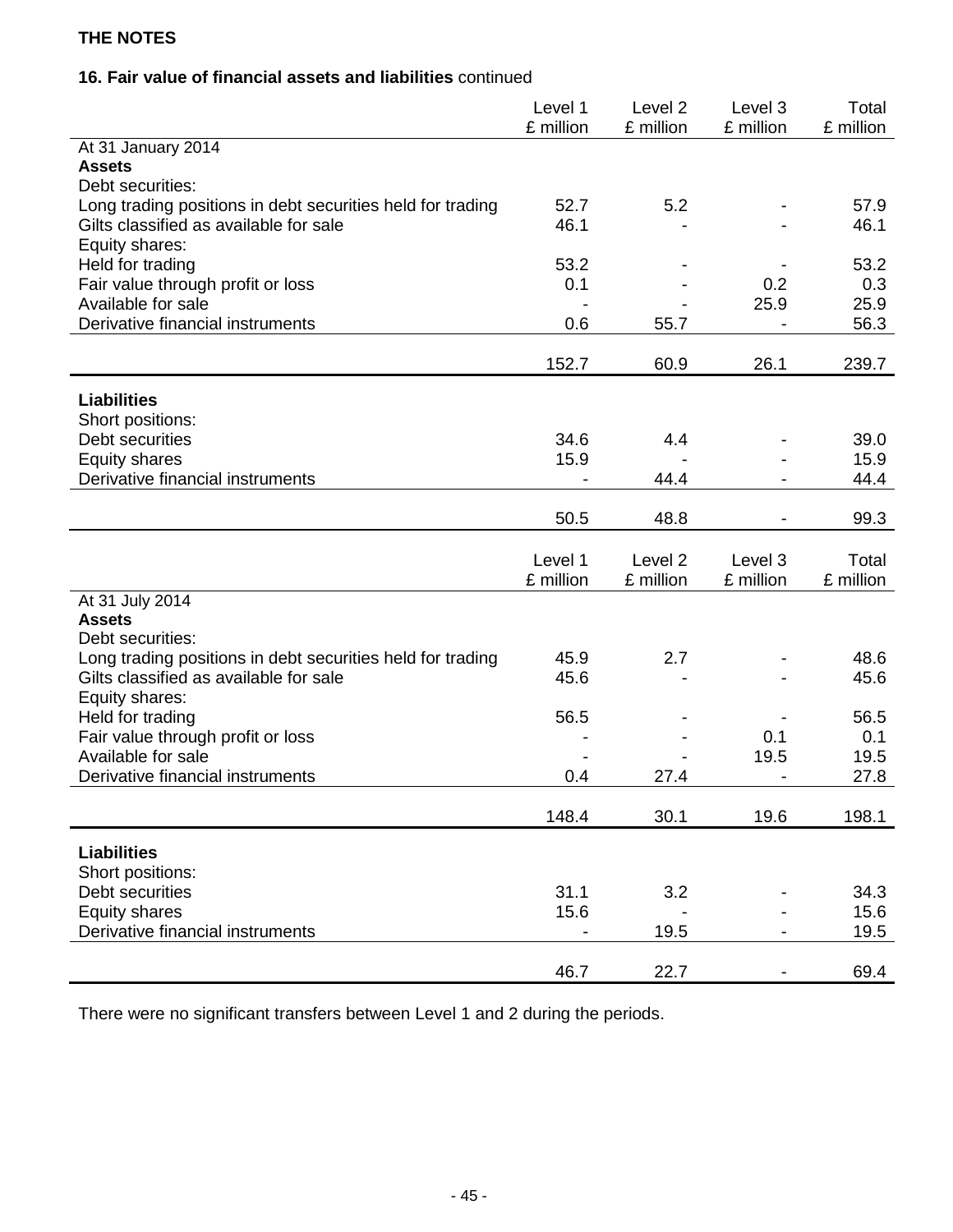**THE NOTES**

**16. Fair value of financial assets and liabilities** continued

| | Level 1 £ million | Level 2 £ million | Level 3 £ million | Total £ million |
|---|---|---|---|---|
| At 31 January 2014 | | | | |
| **Assets** | | | | |
| Debt securities: | | | | |
| Long trading positions in debt securities held for trading | 52.7 | 5.2 | - | 57.9 |
| Gilts classified as available for sale | 46.1 | - | - | 46.1 |
| Equity shares: | | | | |
| Held for trading | 53.2 | - | - | 53.2 |
| Fair value through profit or loss | 0.1 | - | 0.2 | 0.3 |
| Available for sale | - | - | 25.9 | 25.9 |
| Derivative financial instruments | 0.6 | 55.7 | - | 56.3 |
| | 152.7 | 60.9 | 26.1 | 239.7 |
| **Liabilities** | | | | |
| Short positions: | | | | |
| Debt securities | 34.6 | 4.4 | - | 39.0 |
| Equity shares | 15.9 | - | - | 15.9 |
| Derivative financial instruments | - | 44.4 | - | 44.4 |
| | 50.5 | 48.8 | - | 99.3 |

| | Level 1 £ million | Level 2 £ million | Level 3 £ million | Total £ million |
|---|---|---|---|---|
| At 31 July 2014 | | | | |
| **Assets** | | | | |
| Debt securities: | | | | |
| Long trading positions in debt securities held for trading | 45.9 | 2.7 | - | 48.6 |
| Gilts classified as available for sale | 45.6 | - | - | 45.6 |
| Equity shares: | | | | |
| Held for trading | 56.5 | - | - | 56.5 |
| Fair value through profit or loss | - | - | 0.1 | 0.1 |
| Available for sale | - | - | 19.5 | 19.5 |
| Derivative financial instruments | 0.4 | 27.4 | - | 27.8 |
| | 148.4 | 30.1 | 19.6 | 198.1 |
| **Liabilities** | | | | |
| Short positions: | | | | |
| Debt securities | 31.1 | 3.2 | - | 34.3 |
| Equity shares | 15.6 | - | - | 15.6 |
| Derivative financial instruments | - | 19.5 | - | 19.5 |
| | 46.7 | 22.7 | - | 69.4 |

There were no significant transfers between Level 1 and 2 during the periods.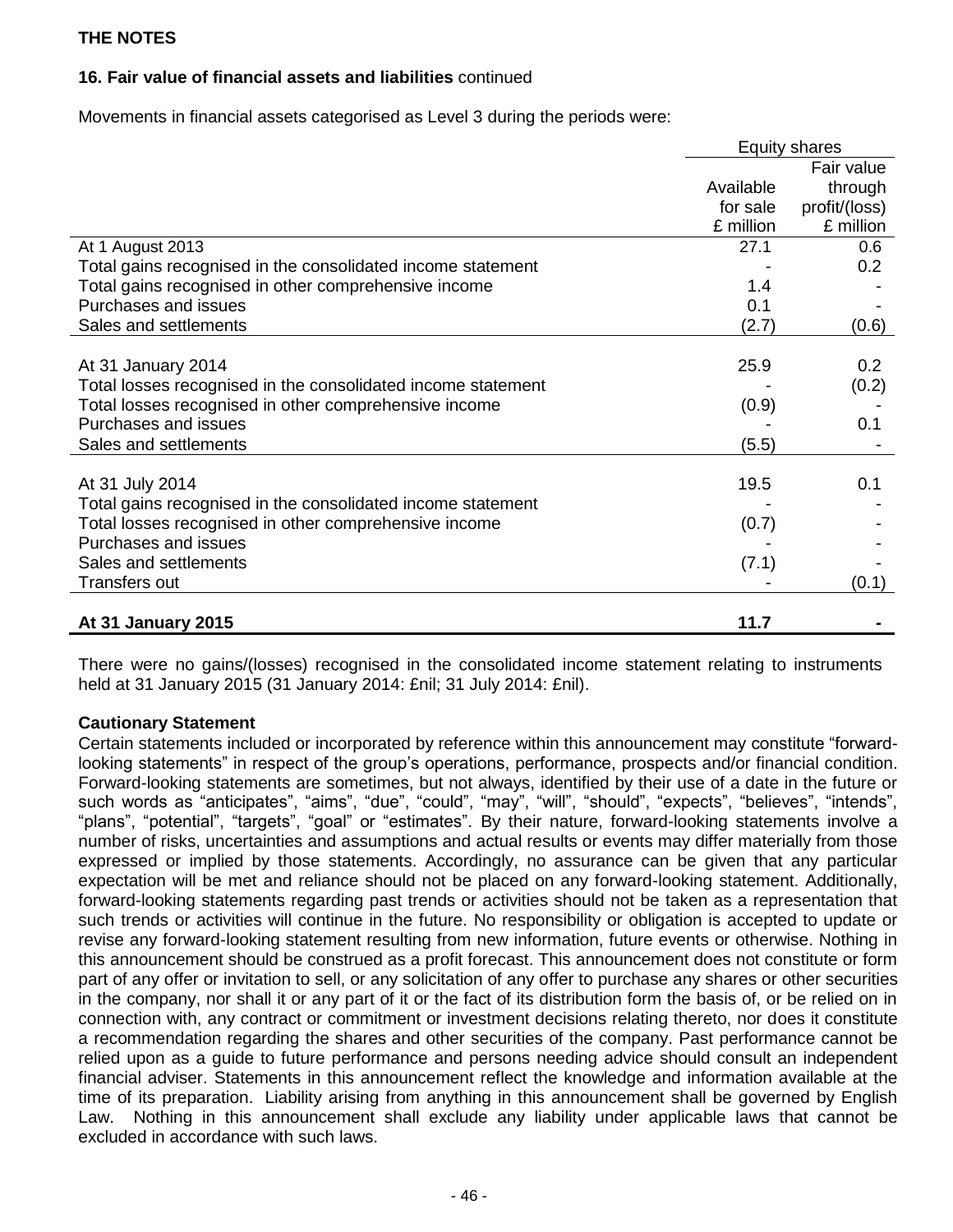**THE NOTES**

**16. Fair value of financial assets and liabilities** continued

Movements in financial assets categorised as Level 3 during the periods were:

| | Equity shares | |
|---|---|---|
| | Available for sale £ million | Fair value through profit/(loss) £ million |
| At 1 August 2013 | 27.1 | 0.6 |
| Total gains recognised in the consolidated income statement | - | 0.2 |
| Total gains recognised in other comprehensive income | 1.4 | - |
| Purchases and issues | 0.1 | - |
| Sales and settlements | (2.7) | (0.6) |
| At 31 January 2014 | 25.9 | 0.2 |
| Total losses recognised in the consolidated income statement | - | (0.2) |
| Total losses recognised in other comprehensive income | (0.9) | - |
| Purchases and issues | - | 0.1 |
| Sales and settlements | (5.5) | - |
| At 31 July 2014 | 19.5 | 0.1 |
| Total gains recognised in the consolidated income statement | - | - |
| Total losses recognised in other comprehensive income | (0.7) | - |
| Purchases and issues | - | - |
| Sales and settlements | (7.1) | - |
| Transfers out | - | (0.1) |
| **At 31 January 2015** | **11.7** | **-** |

There were no gains/(losses) recognised in the consolidated income statement relating to instruments held at 31 January 2015 (31 January 2014: £nil; 31 July 2014: £nil).

**Cautionary Statement**

Certain statements included or incorporated by reference within this announcement may constitute "forward-looking statements" in respect of the group's operations, performance, prospects and/or financial condition. Forward-looking statements are sometimes, but not always, identified by their use of a date in the future or such words as "anticipates", "aims", "due", "could", "may", "will", "should", "expects", "believes", "intends", "plans", "potential", "targets", "goal" or "estimates". By their nature, forward-looking statements involve a number of risks, uncertainties and assumptions and actual results or events may differ materially from those expressed or implied by those statements. Accordingly, no assurance can be given that any particular expectation will be met and reliance should not be placed on any forward-looking statement. Additionally, forward-looking statements regarding past trends or activities should not be taken as a representation that such trends or activities will continue in the future. No responsibility or obligation is accepted to update or revise any forward-looking statement resulting from new information, future events or otherwise. Nothing in this announcement should be construed as a profit forecast. This announcement does not constitute or form part of any offer or invitation to sell, or any solicitation of any offer to purchase any shares or other securities in the company, nor shall it or any part of it or the fact of its distribution form the basis of, or be relied on in connection with, any contract or commitment or investment decisions relating thereto, nor does it constitute a recommendation regarding the shares and other securities of the company. Past performance cannot be relied upon as a guide to future performance and persons needing advice should consult an independent financial adviser. Statements in this announcement reflect the knowledge and information available at the time of its preparation. Liability arising from anything in this announcement shall be governed by English Law. Nothing in this announcement shall exclude any liability under applicable laws that cannot be excluded in accordance with such laws.